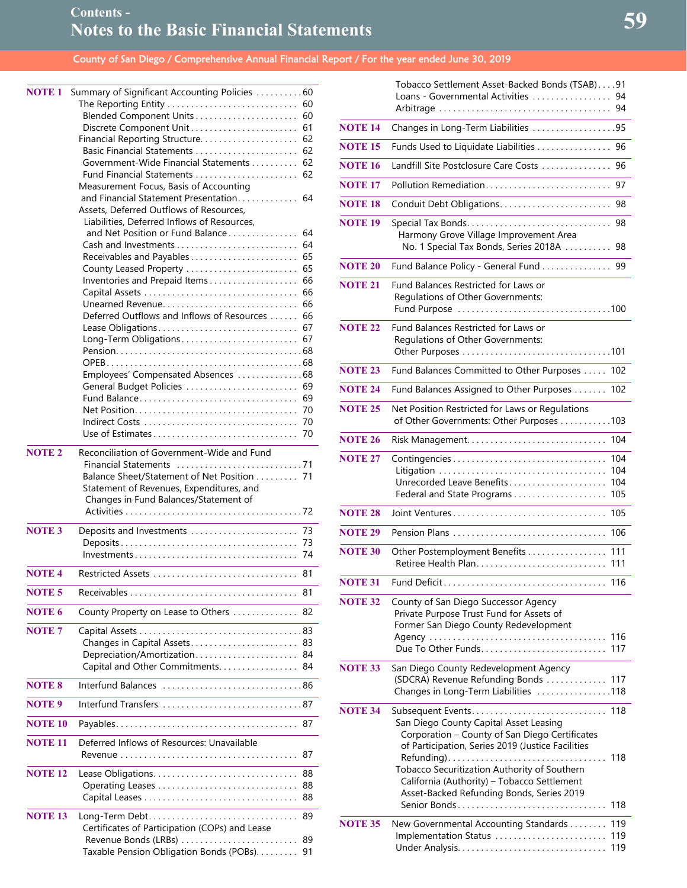# Contents - Notes to the Basic Financial Statements

County of San Diego / Comprehensive Annual Financial Report / For the year ended June 30, 2019

**NOTE 1** Summary of Significant Accounting Policies .......... 60
- The Reporting Entity .......... 60
  - Blended Component Units .......... 60
  - Discrete Component Unit .......... 61
- Financial Reporting Structure .......... 62
  - Basic Financial Statements .......... 62
  - Government-Wide Financial Statements .......... 62
  - Fund Financial Statements .......... 62
- Measurement Focus, Basis of Accounting and Financial Statement Presentation .......... 64
- Assets, Deferred Outflows of Resources, Liabilities, Deferred Inflows of Resources, and Net Position or Fund Balance .......... 64
  - Cash and Investments .......... 64
  - Receivables and Payables .......... 65
  - County Leased Property .......... 65
  - Inventories and Prepaid Items .......... 66
  - Capital Assets .......... 66
  - Unearned Revenue .......... 66
  - Deferred Outflows and Inflows of Resources .......... 66
  - Lease Obligations .......... 67
  - Long-Term Obligations .......... 67
  - Pension .......... 68
  - OPEB .......... 68
  - Employees' Compensated Absences .......... 68
  - General Budget Policies .......... 69
  - Fund Balance .......... 69
  - Net Position .......... 70
  - Indirect Costs .......... 70
  - Use of Estimates .......... 70

**NOTE 2** Reconciliation of Government-Wide and Fund Financial Statements .......... 71
- Balance Sheet/Statement of Net Position .......... 71
- Statement of Revenues, Expenditures, and Changes in Fund Balances/Statement of Activities .......... 72

**NOTE 3** Deposits and Investments .......... 73
- Deposits .......... 73
- Investments .......... 74

**NOTE 4** Restricted Assets .......... 81

**NOTE 5** Receivables .......... 81

**NOTE 6** County Property on Lease to Others .......... 82

**NOTE 7** Capital Assets .......... 83
- Changes in Capital Assets .......... 83
- Depreciation/Amortization .......... 84
- Capital and Other Commitments .......... 84

**NOTE 8** Interfund Balances .......... 86

**NOTE 9** Interfund Transfers .......... 87

**NOTE 10** Payables .......... 87

**NOTE 11** Deferred Inflows of Resources: Unavailable Revenue .......... 87

**NOTE 12** Lease Obligations .......... 88
- Operating Leases .......... 88
- Capital Leases .......... 88

**NOTE 13** Long-Term Debt .......... 89
- Certificates of Participation (COPs) and Lease Revenue Bonds (LRBs) .......... 89
- Taxable Pension Obligation Bonds (POBs) .......... 91
- Tobacco Settlement Asset-Backed Bonds (TSAB) .......... 91
- Loans - Governmental Activities .......... 94
- Arbitrage .......... 94

**NOTE 14** Changes in Long-Term Liabilities .......... 95

**NOTE 15** Funds Used to Liquidate Liabilities .......... 96

**NOTE 16** Landfill Site Postclosure Care Costs .......... 96

**NOTE 17** Pollution Remediation .......... 97

**NOTE 18** Conduit Debt Obligations .......... 98

**NOTE 19** Special Tax Bonds .......... 98
- Harmony Grove Village Improvement Area No. 1 Special Tax Bonds, Series 2018A .......... 98

**NOTE 20** Fund Balance Policy - General Fund .......... 99

**NOTE 21** Fund Balances Restricted for Laws or Regulations of Other Governments: Fund Purpose .......... 100

**NOTE 22** Fund Balances Restricted for Laws or Regulations of Other Governments: Other Purposes .......... 101

**NOTE 23** Fund Balances Committed to Other Purposes .......... 102

**NOTE 24** Fund Balances Assigned to Other Purposes .......... 102

**NOTE 25** Net Position Restricted for Laws or Regulations of Other Governments: Other Purposes .......... 103

**NOTE 26** Risk Management .......... 104

**NOTE 27** Contingencies .......... 104
- Litigation .......... 104
- Unrecorded Leave Benefits .......... 104
- Federal and State Programs .......... 105

**NOTE 28** Joint Ventures .......... 105

**NOTE 29** Pension Plans .......... 106

**NOTE 30** Other Postemployment Benefits .......... 111
- Retiree Health Plan .......... 111

**NOTE 31** Fund Deficit .......... 116

**NOTE 32** County of San Diego Successor Agency Private Purpose Trust Fund for Assets of Former San Diego County Redevelopment Agency .......... 116
- Due To Other Funds .......... 117

**NOTE 33** San Diego County Redevelopment Agency (SDCRA) Revenue Refunding Bonds .......... 117
- Changes in Long-Term Liabilities .......... 118

**NOTE 34** Subsequent Events .......... 118
- San Diego County Capital Asset Leasing Corporation – County of San Diego Certificates of Participation, Series 2019 (Justice Facilities Refunding) .......... 118
- Tobacco Securitization Authority of Southern California (Authority) – Tobacco Settlement Asset-Backed Refunding Bonds, Series 2019 Senior Bonds .......... 118

**NOTE 35** New Governmental Accounting Standards .......... 119
- Implementation Status .......... 119
- Under Analysis .......... 119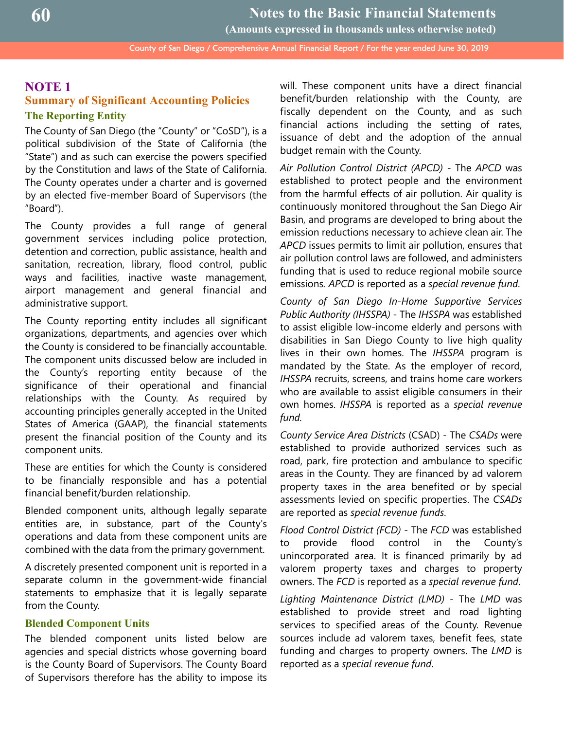# NOTE 1

## Summary of Significant Accounting Policies

### The Reporting Entity

The County of San Diego (the "County" or "CoSD"), is a political subdivision of the State of California (the "State") and as such can exercise the powers specified by the Constitution and laws of the State of California. The County operates under a charter and is governed by an elected five-member Board of Supervisors (the "Board").

The County provides a full range of general government services including police protection, detention and correction, public assistance, health and sanitation, recreation, library, flood control, public ways and facilities, inactive waste management, airport management and general financial and administrative support.

The County reporting entity includes all significant organizations, departments, and agencies over which the County is considered to be financially accountable. The component units discussed below are included in the County's reporting entity because of the significance of their operational and financial relationships with the County. As required by accounting principles generally accepted in the United States of America (GAAP), the financial statements present the financial position of the County and its component units.

These are entities for which the County is considered to be financially responsible and has a potential financial benefit/burden relationship.

Blended component units, although legally separate entities are, in substance, part of the County's operations and data from these component units are combined with the data from the primary government.

A discretely presented component unit is reported in a separate column in the government-wide financial statements to emphasize that it is legally separate from the County.

### Blended Component Units

The blended component units listed below are agencies and special districts whose governing board is the County Board of Supervisors. The County Board of Supervisors therefore has the ability to impose its will. These component units have a direct financial benefit/burden relationship with the County, are fiscally dependent on the County, and as such financial actions including the setting of rates, issuance of debt and the adoption of the annual budget remain with the County.

*Air Pollution Control District (APCD)* - The *APCD* was established to protect people and the environment from the harmful effects of air pollution. Air quality is continuously monitored throughout the San Diego Air Basin, and programs are developed to bring about the emission reductions necessary to achieve clean air. The *APCD* issues permits to limit air pollution, ensures that air pollution control laws are followed, and administers funding that is used to reduce regional mobile source emissions. *APCD* is reported as a *special revenue fund*.

*County of San Diego In-Home Supportive Services Public Authority (IHSSPA)* - The *IHSSPA* was established to assist eligible low-income elderly and persons with disabilities in San Diego County to live high quality lives in their own homes. The *IHSSPA* program is mandated by the State. As the employer of record, *IHSSPA* recruits, screens, and trains home care workers who are available to assist eligible consumers in their own homes. *IHSSPA* is reported as a *special revenue fund*.

*County Service Area Districts* (CSAD) - The *CSADs* were established to provide authorized services such as road, park, fire protection and ambulance to specific areas in the County. They are financed by ad valorem property taxes in the area benefited or by special assessments levied on specific properties. The *CSADs* are reported as *special revenue funds*.

*Flood Control District (FCD)* - The *FCD* was established to provide flood control in the County's unincorporated area. It is financed primarily by ad valorem property taxes and charges to property owners. The *FCD* is reported as a *special revenue fund*.

*Lighting Maintenance District (LMD)* - The *LMD* was established to provide street and road lighting services to specified areas of the County. Revenue sources include ad valorem taxes, benefit fees, state funding and charges to property owners. The *LMD* is reported as a *special revenue fund*.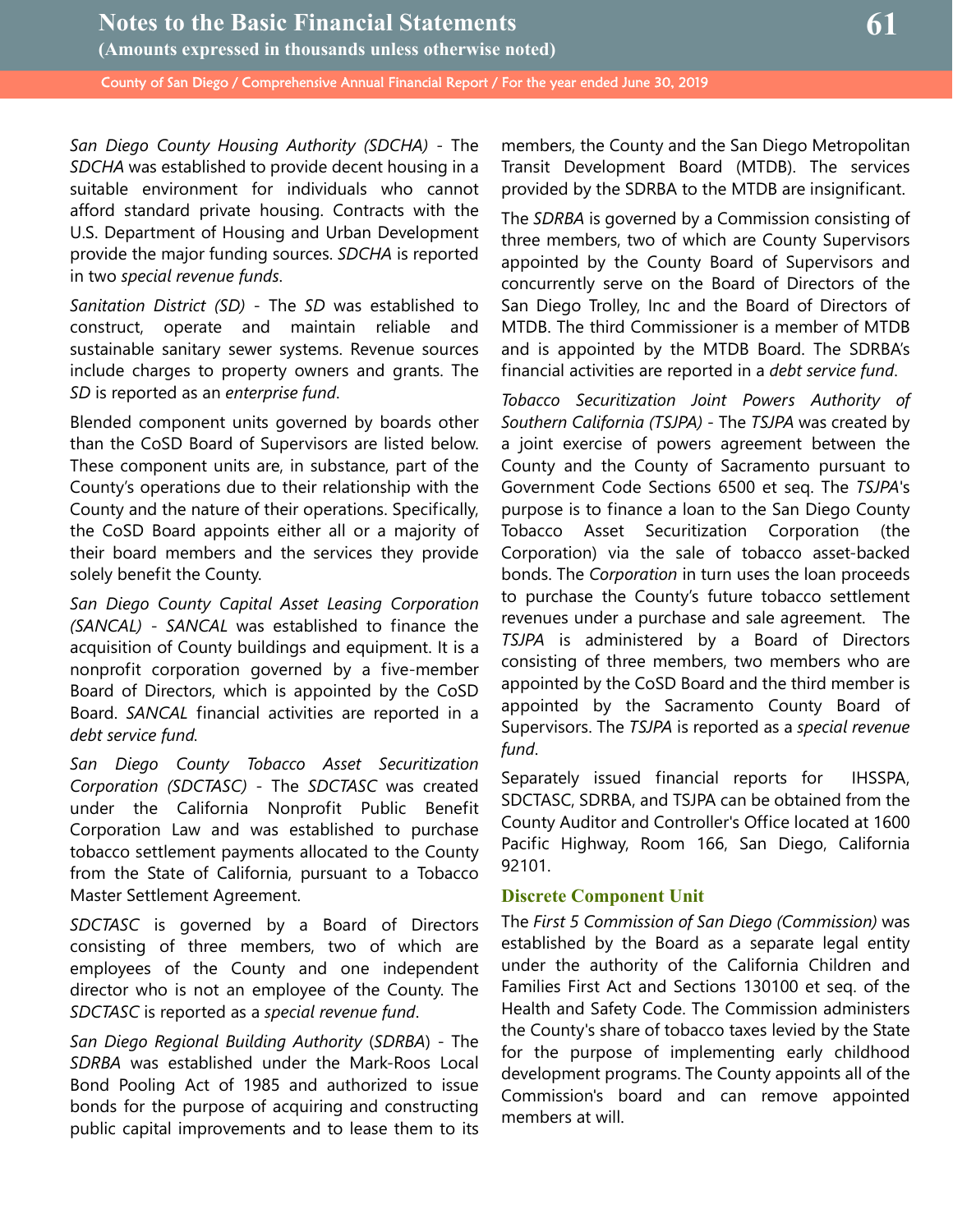*San Diego County Housing Authority (SDCHA)* - The *SDCHA* was established to provide decent housing in a suitable environment for individuals who cannot afford standard private housing. Contracts with the U.S. Department of Housing and Urban Development provide the major funding sources. *SDCHA* is reported in two *special revenue funds*.

*Sanitation District (SD)* - The *SD* was established to construct, operate and maintain reliable and sustainable sanitary sewer systems. Revenue sources include charges to property owners and grants. The *SD* is reported as an *enterprise fund*.

Blended component units governed by boards other than the CoSD Board of Supervisors are listed below. These component units are, in substance, part of the County's operations due to their relationship with the County and the nature of their operations. Specifically, the CoSD Board appoints either all or a majority of their board members and the services they provide solely benefit the County.

*San Diego County Capital Asset Leasing Corporation (SANCAL)* - *SANCAL* was established to finance the acquisition of County buildings and equipment. It is a nonprofit corporation governed by a five-member Board of Directors, which is appointed by the CoSD Board. *SANCAL* financial activities are reported in a *debt service fund*.

*San Diego County Tobacco Asset Securitization Corporation (SDCTASC)* - The *SDCTASC* was created under the California Nonprofit Public Benefit Corporation Law and was established to purchase tobacco settlement payments allocated to the County from the State of California, pursuant to a Tobacco Master Settlement Agreement.

*SDCTASC* is governed by a Board of Directors consisting of three members, two of which are employees of the County and one independent director who is not an employee of the County. The *SDCTASC* is reported as a *special revenue fund*.

*San Diego Regional Building Authority* (*SDRBA*) - The *SDRBA* was established under the Mark-Roos Local Bond Pooling Act of 1985 and authorized to issue bonds for the purpose of acquiring and constructing public capital improvements and to lease them to its members, the County and the San Diego Metropolitan Transit Development Board (MTDB). The services provided by the SDRBA to the MTDB are insignificant.

The *SDRBA* is governed by a Commission consisting of three members, two of which are County Supervisors appointed by the County Board of Supervisors and concurrently serve on the Board of Directors of the San Diego Trolley, Inc and the Board of Directors of MTDB. The third Commissioner is a member of MTDB and is appointed by the MTDB Board. The SDRBA's financial activities are reported in a *debt service fund*.

*Tobacco Securitization Joint Powers Authority of Southern California (TSJPA)* - The *TSJPA* was created by a joint exercise of powers agreement between the County and the County of Sacramento pursuant to Government Code Sections 6500 et seq. The *TSJPA*'s purpose is to finance a loan to the San Diego County Tobacco Asset Securitization Corporation (the Corporation) via the sale of tobacco asset-backed bonds. The *Corporation* in turn uses the loan proceeds to purchase the County's future tobacco settlement revenues under a purchase and sale agreement. The *TSJPA* is administered by a Board of Directors consisting of three members, two members who are appointed by the CoSD Board and the third member is appointed by the Sacramento County Board of Supervisors. The *TSJPA* is reported as a *special revenue fund*.

Separately issued financial reports for IHSSPA, SDCTASC, SDRBA, and TSJPA can be obtained from the County Auditor and Controller's Office located at 1600 Pacific Highway, Room 166, San Diego, California 92101.

### Discrete Component Unit

The *First 5 Commission of San Diego (Commission)* was established by the Board as a separate legal entity under the authority of the California Children and Families First Act and Sections 130100 et seq. of the Health and Safety Code. The Commission administers the County's share of tobacco taxes levied by the State for the purpose of implementing early childhood development programs. The County appoints all of the Commission's board and can remove appointed members at will.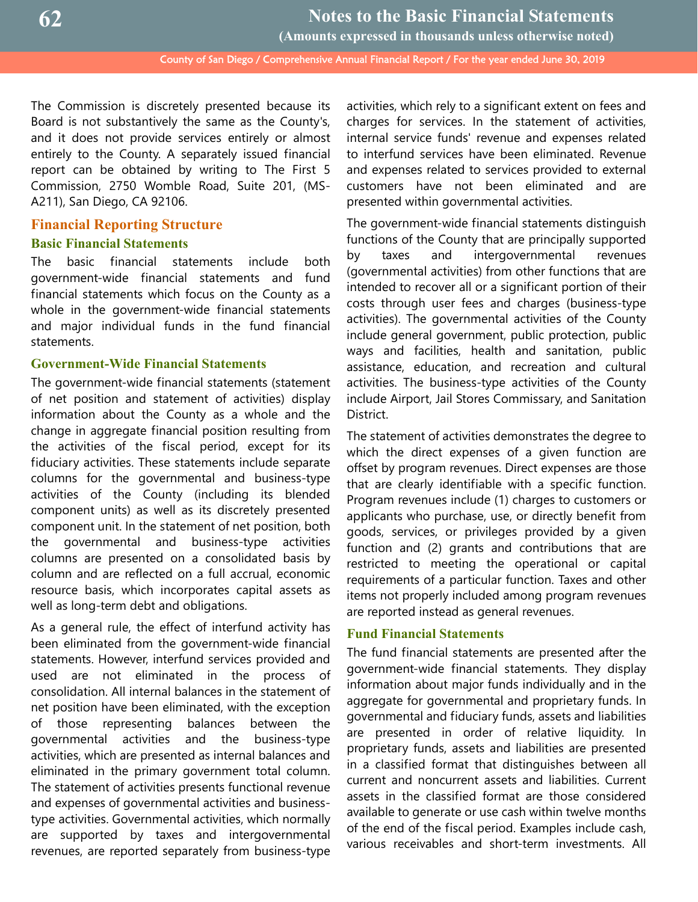The Commission is discretely presented because its Board is not substantively the same as the County's, and it does not provide services entirely or almost entirely to the County. A separately issued financial report can be obtained by writing to The First 5 Commission, 2750 Womble Road, Suite 201, (MS-A211), San Diego, CA 92106.

## Financial Reporting Structure

### Basic Financial Statements

The basic financial statements include both government-wide financial statements and fund financial statements which focus on the County as a whole in the government-wide financial statements and major individual funds in the fund financial statements.

### Government-Wide Financial Statements

The government-wide financial statements (statement of net position and statement of activities) display information about the County as a whole and the change in aggregate financial position resulting from the activities of the fiscal period, except for its fiduciary activities. These statements include separate columns for the governmental and business-type activities of the County (including its blended component units) as well as its discretely presented component unit. In the statement of net position, both the governmental and business-type activities columns are presented on a consolidated basis by column and are reflected on a full accrual, economic resource basis, which incorporates capital assets as well as long-term debt and obligations.

As a general rule, the effect of interfund activity has been eliminated from the government-wide financial statements. However, interfund services provided and used are not eliminated in the process of consolidation. All internal balances in the statement of net position have been eliminated, with the exception of those representing balances between the governmental activities and the business-type activities, which are presented as internal balances and eliminated in the primary government total column. The statement of activities presents functional revenue and expenses of governmental activities and business-type activities. Governmental activities, which normally are supported by taxes and intergovernmental revenues, are reported separately from business-type activities, which rely to a significant extent on fees and charges for services. In the statement of activities, internal service funds' revenue and expenses related to interfund services have been eliminated. Revenue and expenses related to services provided to external customers have not been eliminated and are presented within governmental activities.

The government-wide financial statements distinguish functions of the County that are principally supported by taxes and intergovernmental revenues (governmental activities) from other functions that are intended to recover all or a significant portion of their costs through user fees and charges (business-type activities). The governmental activities of the County include general government, public protection, public ways and facilities, health and sanitation, public assistance, education, and recreation and cultural activities. The business-type activities of the County include Airport, Jail Stores Commissary, and Sanitation District.

The statement of activities demonstrates the degree to which the direct expenses of a given function are offset by program revenues. Direct expenses are those that are clearly identifiable with a specific function. Program revenues include (1) charges to customers or applicants who purchase, use, or directly benefit from goods, services, or privileges provided by a given function and (2) grants and contributions that are restricted to meeting the operational or capital requirements of a particular function. Taxes and other items not properly included among program revenues are reported instead as general revenues.

### Fund Financial Statements

The fund financial statements are presented after the government-wide financial statements. They display information about major funds individually and in the aggregate for governmental and proprietary funds. In governmental and fiduciary funds, assets and liabilities are presented in order of relative liquidity. In proprietary funds, assets and liabilities are presented in a classified format that distinguishes between all current and noncurrent assets and liabilities. Current assets in the classified format are those considered available to generate or use cash within twelve months of the end of the fiscal period. Examples include cash, various receivables and short-term investments. All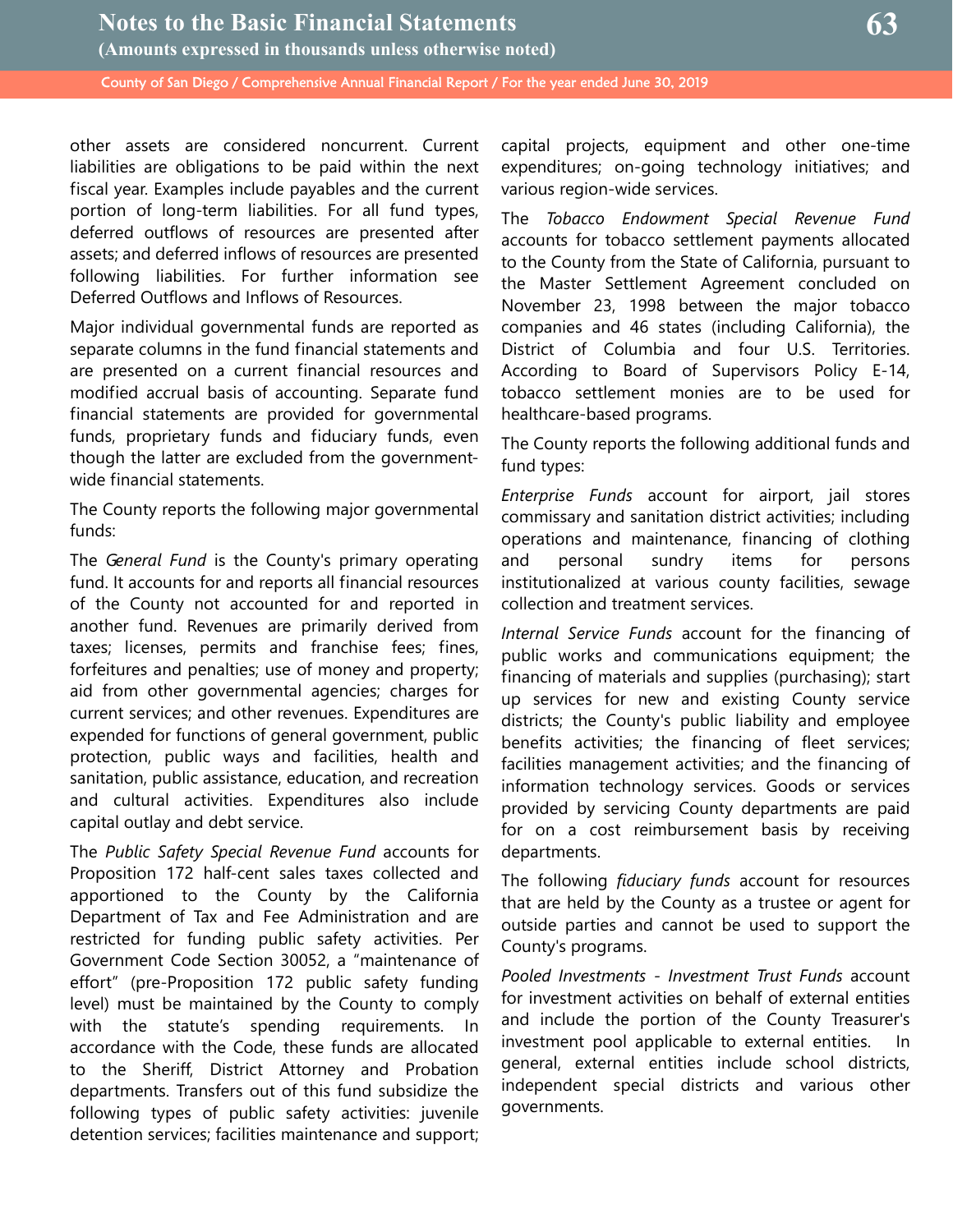other assets are considered noncurrent. Current liabilities are obligations to be paid within the next fiscal year. Examples include payables and the current portion of long-term liabilities. For all fund types, deferred outflows of resources are presented after assets; and deferred inflows of resources are presented following liabilities. For further information see Deferred Outflows and Inflows of Resources.

Major individual governmental funds are reported as separate columns in the fund financial statements and are presented on a current financial resources and modified accrual basis of accounting. Separate fund financial statements are provided for governmental funds, proprietary funds and fiduciary funds, even though the latter are excluded from the government-wide financial statements.

The County reports the following major governmental funds:

The *General Fund* is the County's primary operating fund. It accounts for and reports all financial resources of the County not accounted for and reported in another fund. Revenues are primarily derived from taxes; licenses, permits and franchise fees; fines, forfeitures and penalties; use of money and property; aid from other governmental agencies; charges for current services; and other revenues. Expenditures are expended for functions of general government, public protection, public ways and facilities, health and sanitation, public assistance, education, and recreation and cultural activities. Expenditures also include capital outlay and debt service.

The *Public Safety Special Revenue Fund* accounts for Proposition 172 half-cent sales taxes collected and apportioned to the County by the California Department of Tax and Fee Administration and are restricted for funding public safety activities. Per Government Code Section 30052, a "maintenance of effort" (pre-Proposition 172 public safety funding level) must be maintained by the County to comply with the statute's spending requirements. In accordance with the Code, these funds are allocated to the Sheriff, District Attorney and Probation departments. Transfers out of this fund subsidize the following types of public safety activities: juvenile detention services; facilities maintenance and support; capital projects, equipment and other one-time expenditures; on-going technology initiatives; and various region-wide services.

The *Tobacco Endowment Special Revenue Fund* accounts for tobacco settlement payments allocated to the County from the State of California, pursuant to the Master Settlement Agreement concluded on November 23, 1998 between the major tobacco companies and 46 states (including California), the District of Columbia and four U.S. Territories. According to Board of Supervisors Policy E-14, tobacco settlement monies are to be used for healthcare-based programs.

The County reports the following additional funds and fund types:

*Enterprise Funds* account for airport, jail stores commissary and sanitation district activities; including operations and maintenance, financing of clothing and personal sundry items for persons institutionalized at various county facilities, sewage collection and treatment services.

*Internal Service Funds* account for the financing of public works and communications equipment; the financing of materials and supplies (purchasing); start up services for new and existing County service districts; the County's public liability and employee benefits activities; the financing of fleet services; facilities management activities; and the financing of information technology services. Goods or services provided by servicing County departments are paid for on a cost reimbursement basis by receiving departments.

The following *fiduciary funds* account for resources that are held by the County as a trustee or agent for outside parties and cannot be used to support the County's programs.

*Pooled Investments - Investment Trust Funds* account for investment activities on behalf of external entities and include the portion of the County Treasurer's investment pool applicable to external entities. In general, external entities include school districts, independent special districts and various other governments.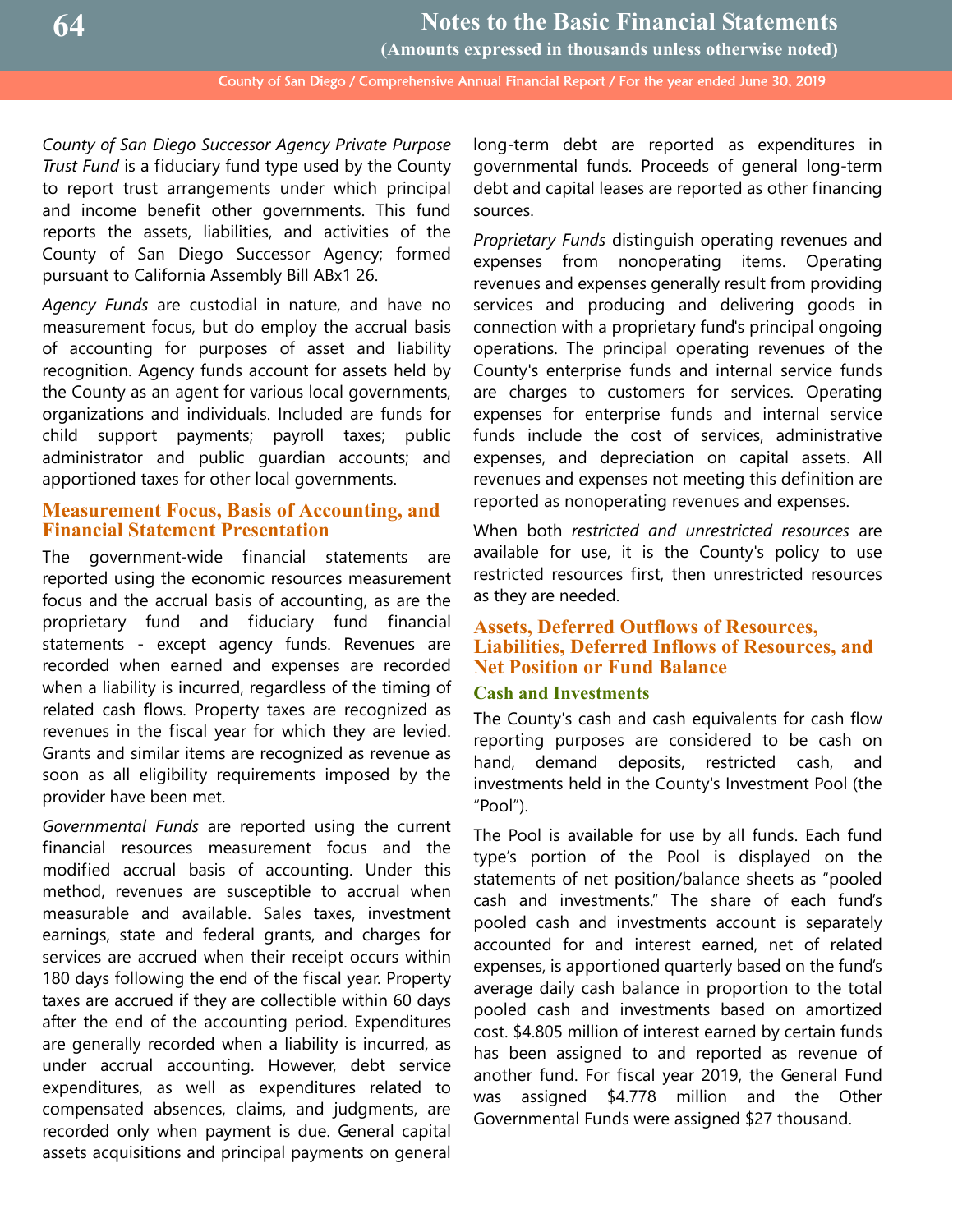*County of San Diego Successor Agency Private Purpose Trust Fund* is a fiduciary fund type used by the County to report trust arrangements under which principal and income benefit other governments. This fund reports the assets, liabilities, and activities of the County of San Diego Successor Agency; formed pursuant to California Assembly Bill ABx1 26.

*Agency Funds* are custodial in nature, and have no measurement focus, but do employ the accrual basis of accounting for purposes of asset and liability recognition. Agency funds account for assets held by the County as an agent for various local governments, organizations and individuals. Included are funds for child support payments; payroll taxes; public administrator and public guardian accounts; and apportioned taxes for other local governments.

## Measurement Focus, Basis of Accounting, and Financial Statement Presentation

The government-wide financial statements are reported using the economic resources measurement focus and the accrual basis of accounting, as are the proprietary fund and fiduciary fund financial statements - except agency funds. Revenues are recorded when earned and expenses are recorded when a liability is incurred, regardless of the timing of related cash flows. Property taxes are recognized as revenues in the fiscal year for which they are levied. Grants and similar items are recognized as revenue as soon as all eligibility requirements imposed by the provider have been met.

*Governmental Funds* are reported using the current financial resources measurement focus and the modified accrual basis of accounting. Under this method, revenues are susceptible to accrual when measurable and available. Sales taxes, investment earnings, state and federal grants, and charges for services are accrued when their receipt occurs within 180 days following the end of the fiscal year. Property taxes are accrued if they are collectible within 60 days after the end of the accounting period. Expenditures are generally recorded when a liability is incurred, as under accrual accounting. However, debt service expenditures, as well as expenditures related to compensated absences, claims, and judgments, are recorded only when payment is due. General capital assets acquisitions and principal payments on general long-term debt are reported as expenditures in governmental funds. Proceeds of general long-term debt and capital leases are reported as other financing sources.

*Proprietary Funds* distinguish operating revenues and expenses from nonoperating items. Operating revenues and expenses generally result from providing services and producing and delivering goods in connection with a proprietary fund's principal ongoing operations. The principal operating revenues of the County's enterprise funds and internal service funds are charges to customers for services. Operating expenses for enterprise funds and internal service funds include the cost of services, administrative expenses, and depreciation on capital assets. All revenues and expenses not meeting this definition are reported as nonoperating revenues and expenses.

When both *restricted and unrestricted resources* are available for use, it is the County's policy to use restricted resources first, then unrestricted resources as they are needed.

## Assets, Deferred Outflows of Resources, Liabilities, Deferred Inflows of Resources, and Net Position or Fund Balance

### Cash and Investments

The County's cash and cash equivalents for cash flow reporting purposes are considered to be cash on hand, demand deposits, restricted cash, and investments held in the County's Investment Pool (the "Pool").

The Pool is available for use by all funds. Each fund type's portion of the Pool is displayed on the statements of net position/balance sheets as "pooled cash and investments." The share of each fund's pooled cash and investments account is separately accounted for and interest earned, net of related expenses, is apportioned quarterly based on the fund's average daily cash balance in proportion to the total pooled cash and investments based on amortized cost. $4.805 million of interest earned by certain funds has been assigned to and reported as revenue of another fund. For fiscal year 2019, the General Fund was assigned $4.778 million and the Other Governmental Funds were assigned $27 thousand.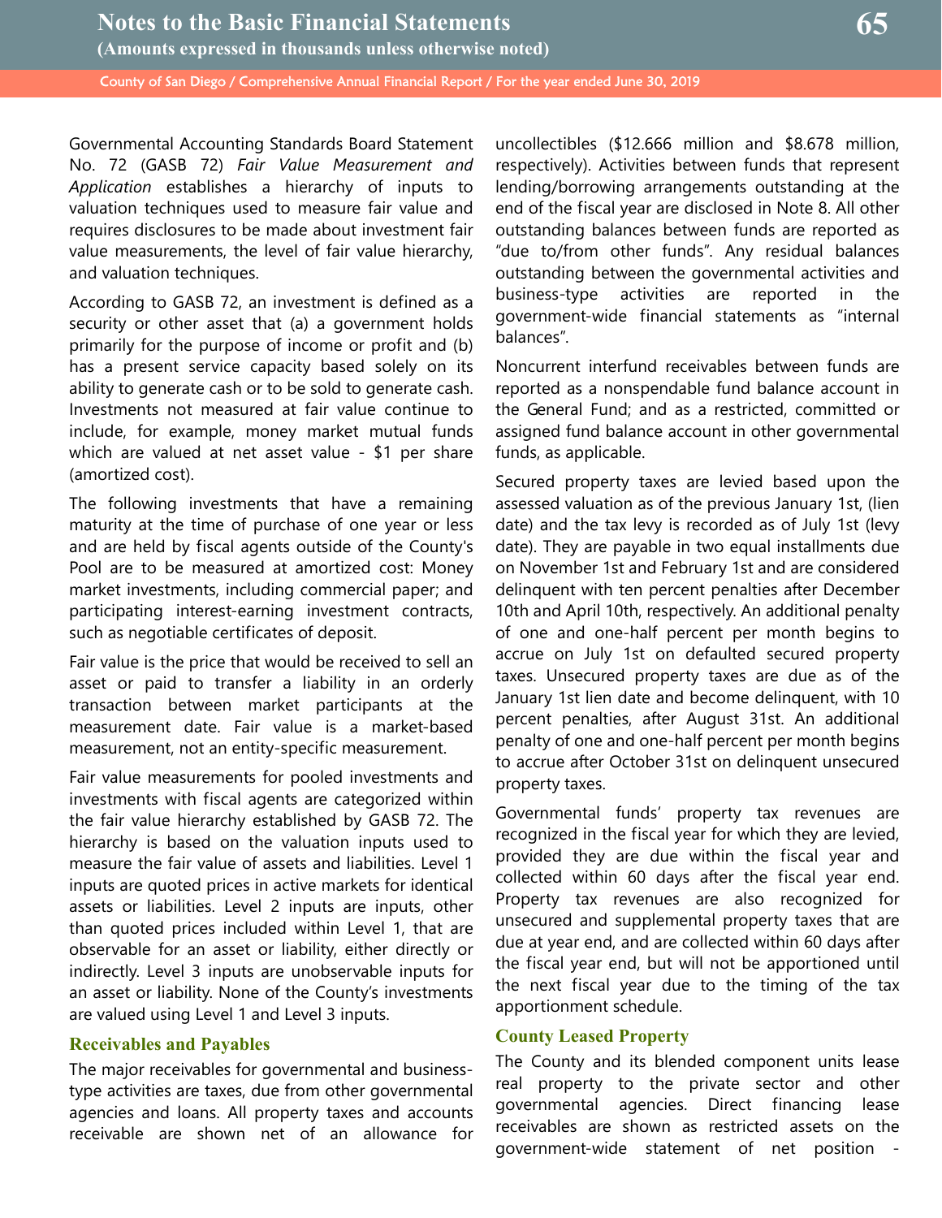Governmental Accounting Standards Board Statement No. 72 (GASB 72) *Fair Value Measurement and Application* establishes a hierarchy of inputs to valuation techniques used to measure fair value and requires disclosures to be made about investment fair value measurements, the level of fair value hierarchy, and valuation techniques.

According to GASB 72, an investment is defined as a security or other asset that (a) a government holds primarily for the purpose of income or profit and (b) has a present service capacity based solely on its ability to generate cash or to be sold to generate cash. Investments not measured at fair value continue to include, for example, money market mutual funds which are valued at net asset value - $1 per share (amortized cost).

The following investments that have a remaining maturity at the time of purchase of one year or less and are held by fiscal agents outside of the County's Pool are to be measured at amortized cost: Money market investments, including commercial paper; and participating interest-earning investment contracts, such as negotiable certificates of deposit.

Fair value is the price that would be received to sell an asset or paid to transfer a liability in an orderly transaction between market participants at the measurement date. Fair value is a market-based measurement, not an entity-specific measurement.

Fair value measurements for pooled investments and investments with fiscal agents are categorized within the fair value hierarchy established by GASB 72. The hierarchy is based on the valuation inputs used to measure the fair value of assets and liabilities. Level 1 inputs are quoted prices in active markets for identical assets or liabilities. Level 2 inputs are inputs, other than quoted prices included within Level 1, that are observable for an asset or liability, either directly or indirectly. Level 3 inputs are unobservable inputs for an asset or liability. None of the County's investments are valued using Level 1 and Level 3 inputs.

### Receivables and Payables

The major receivables for governmental and business-type activities are taxes, due from other governmental agencies and loans. All property taxes and accounts receivable are shown net of an allowance for uncollectibles ($12.666 million and $8.678 million, respectively). Activities between funds that represent lending/borrowing arrangements outstanding at the end of the fiscal year are disclosed in Note 8. All other outstanding balances between funds are reported as "due to/from other funds". Any residual balances outstanding between the governmental activities and business-type activities are reported in the government-wide financial statements as "internal balances".

Noncurrent interfund receivables between funds are reported as a nonspendable fund balance account in the General Fund; and as a restricted, committed or assigned fund balance account in other governmental funds, as applicable.

Secured property taxes are levied based upon the assessed valuation as of the previous January 1st, (lien date) and the tax levy is recorded as of July 1st (levy date). They are payable in two equal installments due on November 1st and February 1st and are considered delinquent with ten percent penalties after December 10th and April 10th, respectively. An additional penalty of one and one-half percent per month begins to accrue on July 1st on defaulted secured property taxes. Unsecured property taxes are due as of the January 1st lien date and become delinquent, with 10 percent penalties, after August 31st. An additional penalty of one and one-half percent per month begins to accrue after October 31st on delinquent unsecured property taxes.

Governmental funds' property tax revenues are recognized in the fiscal year for which they are levied, provided they are due within the fiscal year and collected within 60 days after the fiscal year end. Property tax revenues are also recognized for unsecured and supplemental property taxes that are due at year end, and are collected within 60 days after the fiscal year end, but will not be apportioned until the next fiscal year due to the timing of the tax apportionment schedule.

### County Leased Property

The County and its blended component units lease real property to the private sector and other governmental agencies. Direct financing lease receivables are shown as restricted assets on the government-wide statement of net position -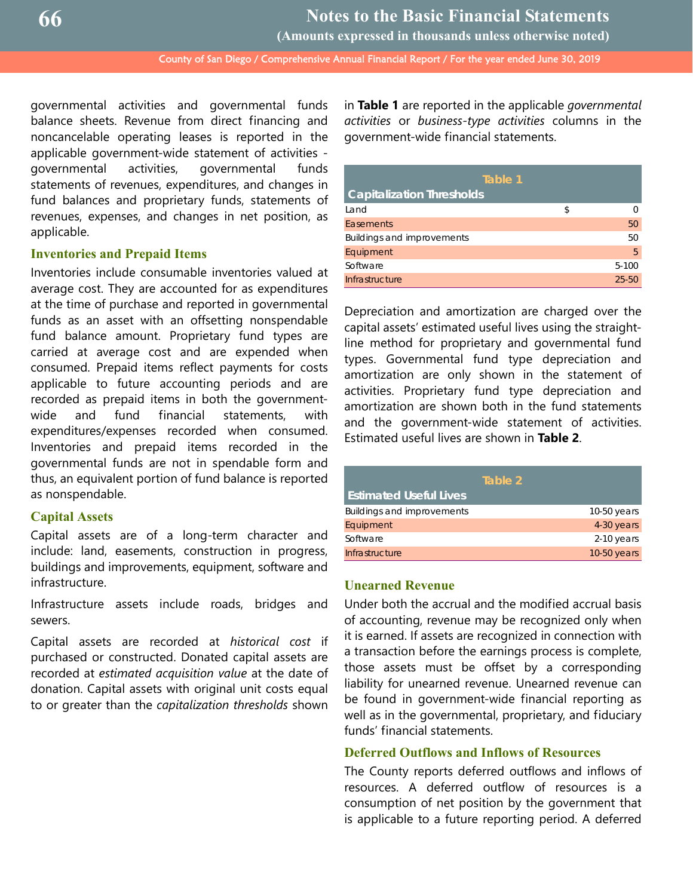governmental activities and governmental funds balance sheets. Revenue from direct financing and noncancelable operating leases is reported in the applicable government-wide statement of activities - governmental activities, governmental funds statements of revenues, expenditures, and changes in fund balances and proprietary funds, statements of revenues, expenses, and changes in net position, as applicable.

### Inventories and Prepaid Items

Inventories include consumable inventories valued at average cost. They are accounted for as expenditures at the time of purchase and reported in governmental funds as an asset with an offsetting nonspendable fund balance amount. Proprietary fund types are carried at average cost and are expended when consumed. Prepaid items reflect payments for costs applicable to future accounting periods and are recorded as prepaid items in both the government-wide and fund financial statements, with expenditures/expenses recorded when consumed. Inventories and prepaid items recorded in the governmental funds are not in spendable form and thus, an equivalent portion of fund balance is reported as nonspendable.

### Capital Assets

Capital assets are of a long-term character and include: land, easements, construction in progress, buildings and improvements, equipment, software and infrastructure.

Infrastructure assets include roads, bridges and sewers.

Capital assets are recorded at *historical cost* if purchased or constructed. Donated capital assets are recorded at *estimated acquisition value* at the date of donation. Capital assets with original unit costs equal to or greater than the *capitalization thresholds* shown in **Table 1** are reported in the applicable *governmental activities* or *business-type activities* columns in the government-wide financial statements.

**Table 1**

| Capitalization Thresholds | | |
|---|---|---|
| Land | $ | 0 |
| Easements | | 50 |
| Buildings and improvements | | 50 |
| Equipment | | 5 |
| Software | | 5-100 |
| Infrastructure | | 25-50 |

Depreciation and amortization are charged over the capital assets' estimated useful lives using the straight-line method for proprietary and governmental fund types. Governmental fund type depreciation and amortization are only shown in the statement of activities. Proprietary fund type depreciation and amortization are shown both in the fund statements and the government-wide statement of activities. Estimated useful lives are shown in **Table 2**.

**Table 2**

| Estimated Useful Lives | |
|---|---|
| Buildings and improvements | 10-50 years |
| Equipment | 4-30 years |
| Software | 2-10 years |
| Infrastructure | 10-50 years |

### Unearned Revenue

Under both the accrual and the modified accrual basis of accounting, revenue may be recognized only when it is earned. If assets are recognized in connection with a transaction before the earnings process is complete, those assets must be offset by a corresponding liability for unearned revenue. Unearned revenue can be found in government-wide financial reporting as well as in the governmental, proprietary, and fiduciary funds' financial statements.

### Deferred Outflows and Inflows of Resources

The County reports deferred outflows and inflows of resources. A deferred outflow of resources is a consumption of net position by the government that is applicable to a future reporting period. A deferred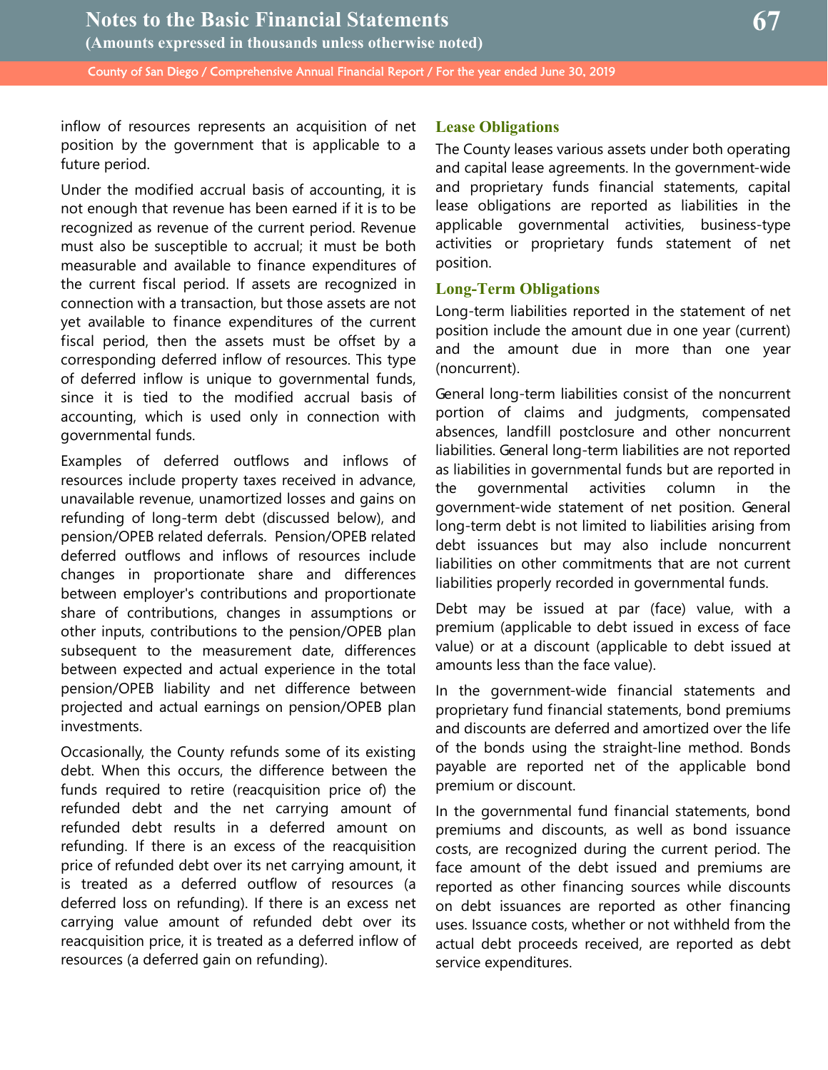inflow of resources represents an acquisition of net position by the government that is applicable to a future period.

Under the modified accrual basis of accounting, it is not enough that revenue has been earned if it is to be recognized as revenue of the current period. Revenue must also be susceptible to accrual; it must be both measurable and available to finance expenditures of the current fiscal period. If assets are recognized in connection with a transaction, but those assets are not yet available to finance expenditures of the current fiscal period, then the assets must be offset by a corresponding deferred inflow of resources. This type of deferred inflow is unique to governmental funds, since it is tied to the modified accrual basis of accounting, which is used only in connection with governmental funds.

Examples of deferred outflows and inflows of resources include property taxes received in advance, unavailable revenue, unamortized losses and gains on refunding of long-term debt (discussed below), and pension/OPEB related deferrals. Pension/OPEB related deferred outflows and inflows of resources include changes in proportionate share and differences between employer's contributions and proportionate share of contributions, changes in assumptions or other inputs, contributions to the pension/OPEB plan subsequent to the measurement date, differences between expected and actual experience in the total pension/OPEB liability and net difference between projected and actual earnings on pension/OPEB plan investments.

Occasionally, the County refunds some of its existing debt. When this occurs, the difference between the funds required to retire (reacquisition price of) the refunded debt and the net carrying amount of refunded debt results in a deferred amount on refunding. If there is an excess of the reacquisition price of refunded debt over its net carrying amount, it is treated as a deferred outflow of resources (a deferred loss on refunding). If there is an excess net carrying value amount of refunded debt over its reacquisition price, it is treated as a deferred inflow of resources (a deferred gain on refunding).

### Lease Obligations

The County leases various assets under both operating and capital lease agreements. In the government-wide and proprietary funds financial statements, capital lease obligations are reported as liabilities in the applicable governmental activities, business-type activities or proprietary funds statement of net position.

### Long-Term Obligations

Long-term liabilities reported in the statement of net position include the amount due in one year (current) and the amount due in more than one year (noncurrent).

General long-term liabilities consist of the noncurrent portion of claims and judgments, compensated absences, landfill postclosure and other noncurrent liabilities. General long-term liabilities are not reported as liabilities in governmental funds but are reported in the governmental activities column in the government-wide statement of net position. General long-term debt is not limited to liabilities arising from debt issuances but may also include noncurrent liabilities on other commitments that are not current liabilities properly recorded in governmental funds.

Debt may be issued at par (face) value, with a premium (applicable to debt issued in excess of face value) or at a discount (applicable to debt issued at amounts less than the face value).

In the government-wide financial statements and proprietary fund financial statements, bond premiums and discounts are deferred and amortized over the life of the bonds using the straight-line method. Bonds payable are reported net of the applicable bond premium or discount.

In the governmental fund financial statements, bond premiums and discounts, as well as bond issuance costs, are recognized during the current period. The face amount of the debt issued and premiums are reported as other financing sources while discounts on debt issuances are reported as other financing uses. Issuance costs, whether or not withheld from the actual debt proceeds received, are reported as debt service expenditures.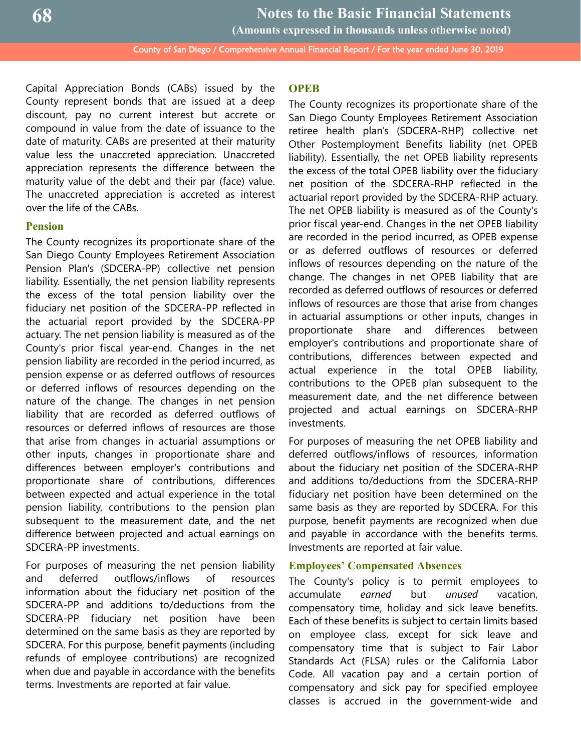Capital Appreciation Bonds (CABs) issued by the County represent bonds that are issued at a deep discount, pay no current interest but accrete or compound in value from the date of issuance to the date of maturity. CABs are presented at their maturity value less the unaccreted appreciation. Unaccreted appreciation represents the difference between the maturity value of the debt and their par (face) value. The unaccreted appreciation is accreted as interest over the life of the CABs.

### Pension

The County recognizes its proportionate share of the San Diego County Employees Retirement Association Pension Plan's (SDCERA-PP) collective net pension liability. Essentially, the net pension liability represents the excess of the total pension liability over the fiduciary net position of the SDCERA-PP reflected in the actuarial report provided by the SDCERA-PP actuary. The net pension liability is measured as of the County's prior fiscal year-end. Changes in the net pension liability are recorded in the period incurred, as pension expense or as deferred outflows of resources or deferred inflows of resources depending on the nature of the change. The changes in net pension liability that are recorded as deferred outflows of resources or deferred inflows of resources are those that arise from changes in actuarial assumptions or other inputs, changes in proportionate share and differences between employer's contributions and proportionate share of contributions, differences between expected and actual experience in the total pension liability, contributions to the pension plan subsequent to the measurement date, and the net difference between projected and actual earnings on SDCERA-PP investments.

For purposes of measuring the net pension liability and deferred outflows/inflows of resources information about the fiduciary net position of the SDCERA-PP and additions to/deductions from the SDCERA-PP fiduciary net position have been determined on the same basis as they are reported by SDCERA. For this purpose, benefit payments (including refunds of employee contributions) are recognized when due and payable in accordance with the benefits terms. Investments are reported at fair value.

### OPEB

The County recognizes its proportionate share of the San Diego County Employees Retirement Association retiree health plan's (SDCERA-RHP) collective net Other Postemployment Benefits liability (net OPEB liability). Essentially, the net OPEB liability represents the excess of the total OPEB liability over the fiduciary net position of the SDCERA-RHP reflected in the actuarial report provided by the SDCERA-RHP actuary. The net OPEB liability is measured as of the County's prior fiscal year-end. Changes in the net OPEB liability are recorded in the period incurred, as OPEB expense or as deferred outflows of resources or deferred inflows of resources depending on the nature of the change. The changes in net OPEB liability that are recorded as deferred outflows of resources or deferred inflows of resources are those that arise from changes in actuarial assumptions or other inputs, changes in proportionate share and differences between employer's contributions and proportionate share of contributions, differences between expected and actual experience in the total OPEB liability, contributions to the OPEB plan subsequent to the measurement date, and the net difference between projected and actual earnings on SDCERA-RHP investments.

For purposes of measuring the net OPEB liability and deferred outflows/inflows of resources, information about the fiduciary net position of the SDCERA-RHP and additions to/deductions from the SDCERA-RHP fiduciary net position have been determined on the same basis as they are reported by SDCERA. For this purpose, benefit payments are recognized when due and payable in accordance with the benefits terms. Investments are reported at fair value.

### Employees' Compensated Absences

The County's policy is to permit employees to accumulate *earned* but *unused* vacation, compensatory time, holiday and sick leave benefits. Each of these benefits is subject to certain limits based on employee class, except for sick leave and compensatory time that is subject to Fair Labor Standards Act (FLSA) rules or the California Labor Code. All vacation pay and a certain portion of compensatory and sick pay for specified employee classes is accrued in the government-wide and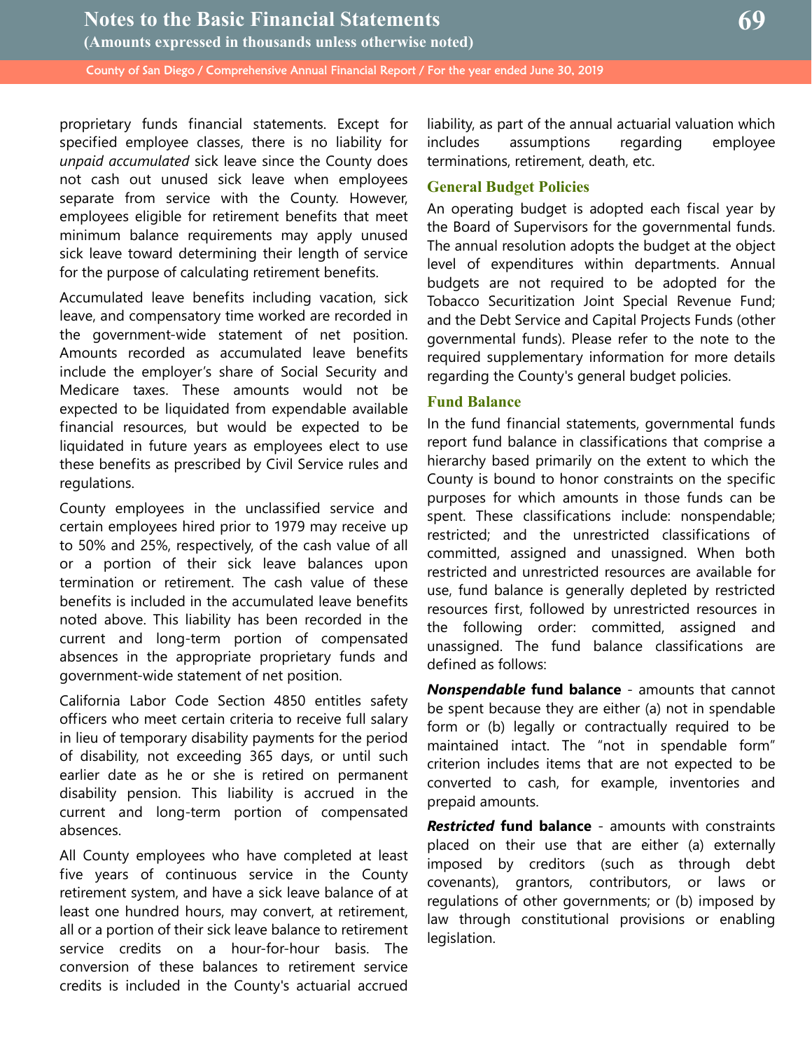proprietary funds financial statements. Except for specified employee classes, there is no liability for *unpaid accumulated* sick leave since the County does not cash out unused sick leave when employees separate from service with the County. However, employees eligible for retirement benefits that meet minimum balance requirements may apply unused sick leave toward determining their length of service for the purpose of calculating retirement benefits.

Accumulated leave benefits including vacation, sick leave, and compensatory time worked are recorded in the government-wide statement of net position. Amounts recorded as accumulated leave benefits include the employer's share of Social Security and Medicare taxes. These amounts would not be expected to be liquidated from expendable available financial resources, but would be expected to be liquidated in future years as employees elect to use these benefits as prescribed by Civil Service rules and regulations.

County employees in the unclassified service and certain employees hired prior to 1979 may receive up to 50% and 25%, respectively, of the cash value of all or a portion of their sick leave balances upon termination or retirement. The cash value of these benefits is included in the accumulated leave benefits noted above. This liability has been recorded in the current and long-term portion of compensated absences in the appropriate proprietary funds and government-wide statement of net position.

California Labor Code Section 4850 entitles safety officers who meet certain criteria to receive full salary in lieu of temporary disability payments for the period of disability, not exceeding 365 days, or until such earlier date as he or she is retired on permanent disability pension. This liability is accrued in the current and long-term portion of compensated absences.

All County employees who have completed at least five years of continuous service in the County retirement system, and have a sick leave balance of at least one hundred hours, may convert, at retirement, all or a portion of their sick leave balance to retirement service credits on a hour-for-hour basis. The conversion of these balances to retirement service credits is included in the County's actuarial accrued liability, as part of the annual actuarial valuation which includes assumptions regarding employee terminations, retirement, death, etc.

### General Budget Policies

An operating budget is adopted each fiscal year by the Board of Supervisors for the governmental funds. The annual resolution adopts the budget at the object level of expenditures within departments. Annual budgets are not required to be adopted for the Tobacco Securitization Joint Special Revenue Fund; and the Debt Service and Capital Projects Funds (other governmental funds). Please refer to the note to the required supplementary information for more details regarding the County's general budget policies.

### Fund Balance

In the fund financial statements, governmental funds report fund balance in classifications that comprise a hierarchy based primarily on the extent to which the County is bound to honor constraints on the specific purposes for which amounts in those funds can be spent. These classifications include: nonspendable; restricted; and the unrestricted classifications of committed, assigned and unassigned. When both restricted and unrestricted resources are available for use, fund balance is generally depleted by restricted resources first, followed by unrestricted resources in the following order: committed, assigned and unassigned. The fund balance classifications are defined as follows:

***Nonspendable* fund balance** - amounts that cannot be spent because they are either (a) not in spendable form or (b) legally or contractually required to be maintained intact. The "not in spendable form" criterion includes items that are not expected to be converted to cash, for example, inventories and prepaid amounts.

***Restricted* fund balance** - amounts with constraints placed on their use that are either (a) externally imposed by creditors (such as through debt covenants), grantors, contributors, or laws or regulations of other governments; or (b) imposed by law through constitutional provisions or enabling legislation.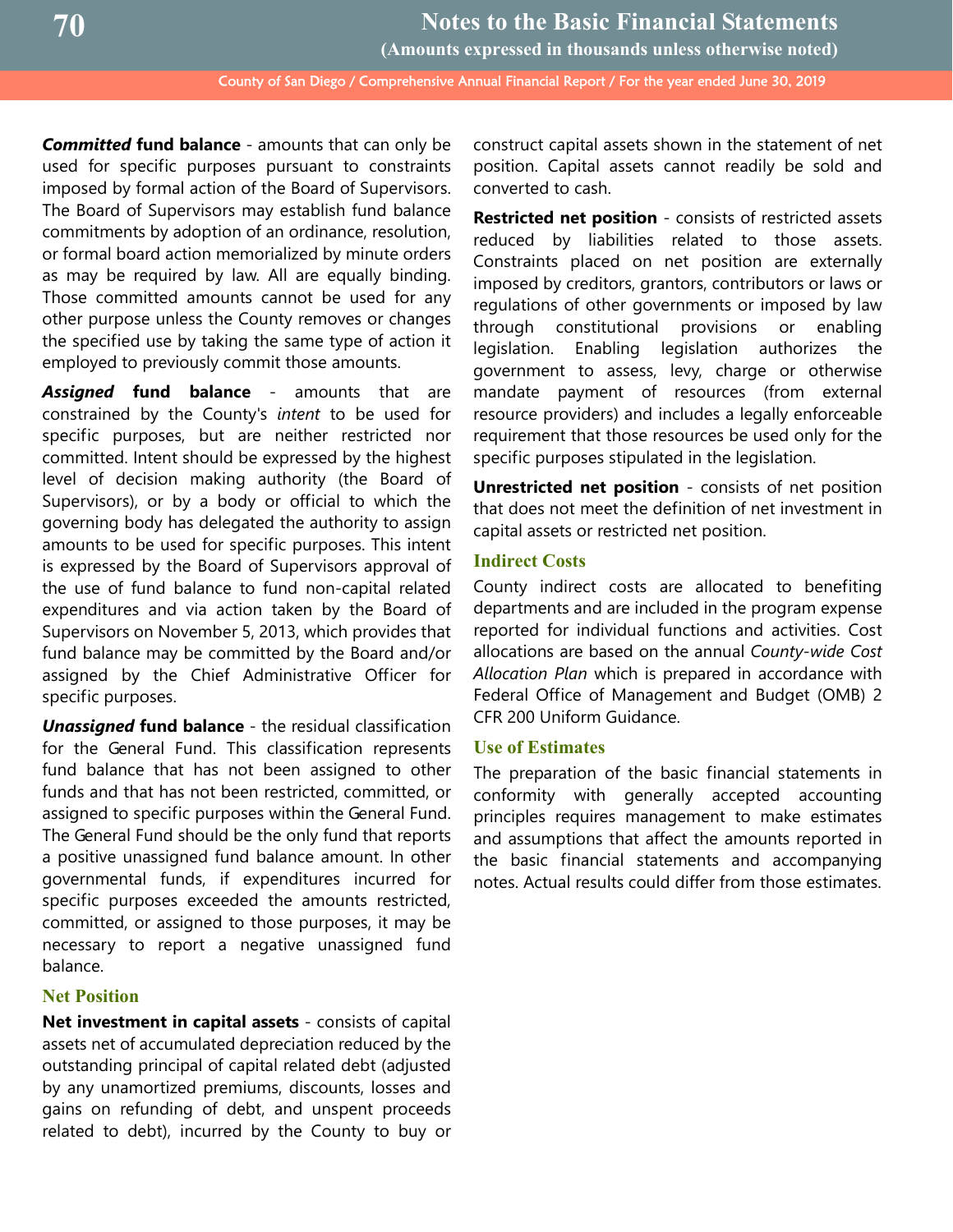***Committed* fund balance** - amounts that can only be used for specific purposes pursuant to constraints imposed by formal action of the Board of Supervisors. The Board of Supervisors may establish fund balance commitments by adoption of an ordinance, resolution, or formal board action memorialized by minute orders as may be required by law. All are equally binding. Those committed amounts cannot be used for any other purpose unless the County removes or changes the specified use by taking the same type of action it employed to previously commit those amounts.

***Assigned* fund balance** - amounts that are constrained by the County's *intent* to be used for specific purposes, but are neither restricted nor committed. Intent should be expressed by the highest level of decision making authority (the Board of Supervisors), or by a body or official to which the governing body has delegated the authority to assign amounts to be used for specific purposes. This intent is expressed by the Board of Supervisors approval of the use of fund balance to fund non-capital related expenditures and via action taken by the Board of Supervisors on November 5, 2013, which provides that fund balance may be committed by the Board and/or assigned by the Chief Administrative Officer for specific purposes.

***Unassigned* fund balance** - the residual classification for the General Fund. This classification represents fund balance that has not been assigned to other funds and that has not been restricted, committed, or assigned to specific purposes within the General Fund. The General Fund should be the only fund that reports a positive unassigned fund balance amount. In other governmental funds, if expenditures incurred for specific purposes exceeded the amounts restricted, committed, or assigned to those purposes, it may be necessary to report a negative unassigned fund balance.

### Net Position

**Net investment in capital assets** - consists of capital assets net of accumulated depreciation reduced by the outstanding principal of capital related debt (adjusted by any unamortized premiums, discounts, losses and gains on refunding of debt, and unspent proceeds related to debt), incurred by the County to buy or construct capital assets shown in the statement of net position. Capital assets cannot readily be sold and converted to cash.

**Restricted net position** - consists of restricted assets reduced by liabilities related to those assets. Constraints placed on net position are externally imposed by creditors, grantors, contributors or laws or regulations of other governments or imposed by law through constitutional provisions or enabling legislation. Enabling legislation authorizes the government to assess, levy, charge or otherwise mandate payment of resources (from external resource providers) and includes a legally enforceable requirement that those resources be used only for the specific purposes stipulated in the legislation.

**Unrestricted net position** - consists of net position that does not meet the definition of net investment in capital assets or restricted net position.

### Indirect Costs

County indirect costs are allocated to benefiting departments and are included in the program expense reported for individual functions and activities. Cost allocations are based on the annual *County-wide Cost Allocation Plan* which is prepared in accordance with Federal Office of Management and Budget (OMB) 2 CFR 200 Uniform Guidance.

### Use of Estimates

The preparation of the basic financial statements in conformity with generally accepted accounting principles requires management to make estimates and assumptions that affect the amounts reported in the basic financial statements and accompanying notes. Actual results could differ from those estimates.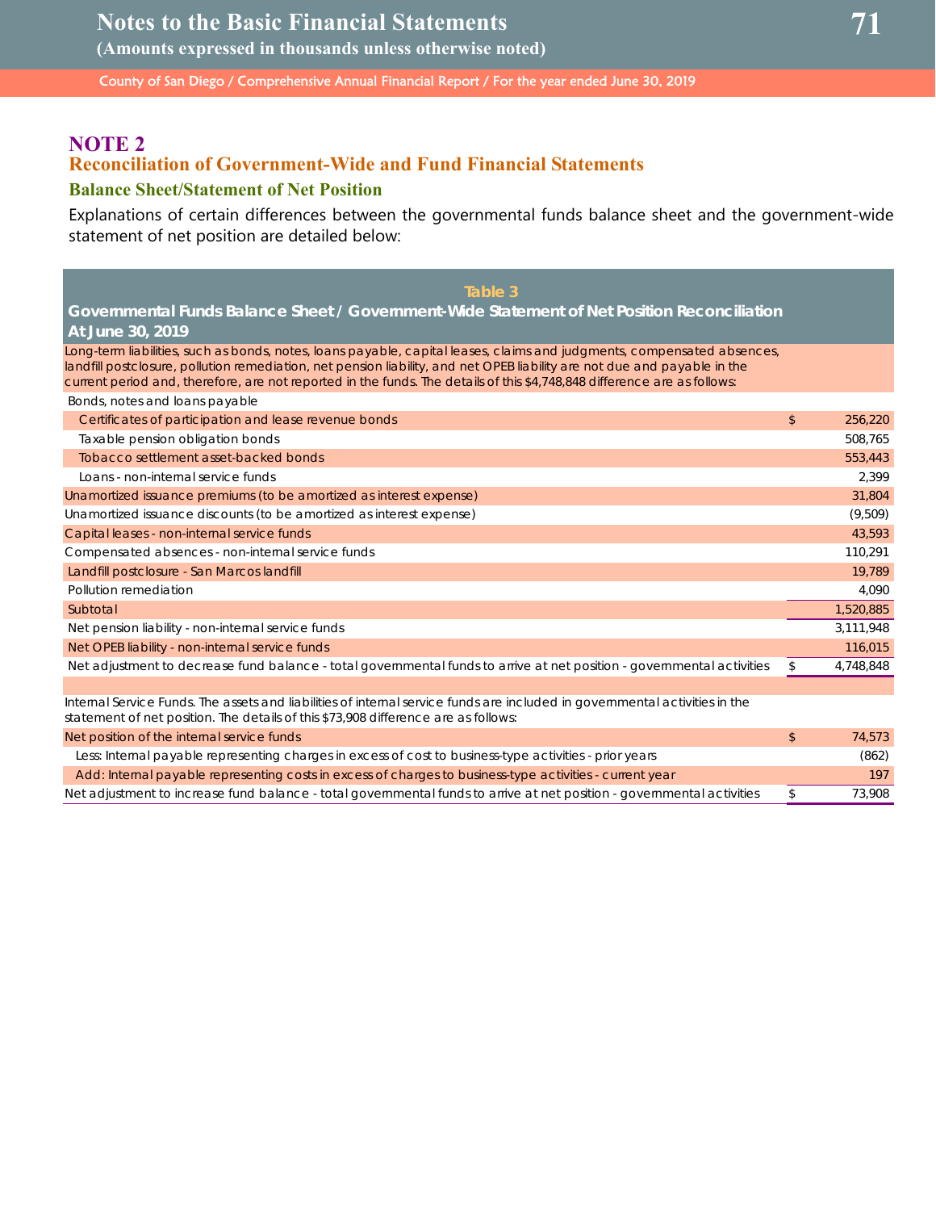## NOTE 2

### Reconciliation of Government-Wide and Fund Financial Statements

#### Balance Sheet/Statement of Net Position

Explanations of certain differences between the governmental funds balance sheet and the government-wide statement of net position are detailed below:

**Table 3**

**Governmental Funds Balance Sheet / Government-Wide Statement of Net Position Reconciliation At June 30, 2019**

| | |
|---|---|
| Long-term liabilities, such as bonds, notes, loans payable, capital leases, claims and judgments, compensated absences, landfill postclosure, pollution remediation, net pension liability, and net OPEB liability are not due and payable in the current period and, therefore, are not reported in the funds. The details of this $4,748,848 difference are as follows: | |
| Bonds, notes and loans payable | |
| Certificates of participation and lease revenue bonds | $ 256,220 |
| Taxable pension obligation bonds | 508,765 |
| Tobacco settlement asset-backed bonds | 553,443 |
| Loans - non-internal service funds | 2,399 |
| Unamortized issuance premiums (to be amortized as interest expense) | 31,804 |
| Unamortized issuance discounts (to be amortized as interest expense) | (9,509) |
| Capital leases - non-internal service funds | 43,593 |
| Compensated absences - non-internal service funds | 110,291 |
| Landfill postclosure - San Marcos landfill | 19,789 |
| Pollution remediation | 4,090 |
| Subtotal | 1,520,885 |
| Net pension liability - non-internal service funds | 3,111,948 |
| Net OPEB liability - non-internal service funds | 116,015 |
| Net adjustment to decrease fund balance - total governmental funds to arrive at net position - governmental activities | $ 4,748,848 |
| | |
| Internal Service Funds. The assets and liabilities of internal service funds are included in governmental activities in the statement of net position. The details of this $73,908 difference are as follows: | |
| Net position of the internal service funds | $ 74,573 |
| Less: Internal payable representing charges in excess of cost to business-type activities - prior years | (862) |
| Add: Internal payable representing costs in excess of charges to business-type activities - current year | 197 |
| Net adjustment to increase fund balance - total governmental funds to arrive at net position - governmental activities | $ 73,908 |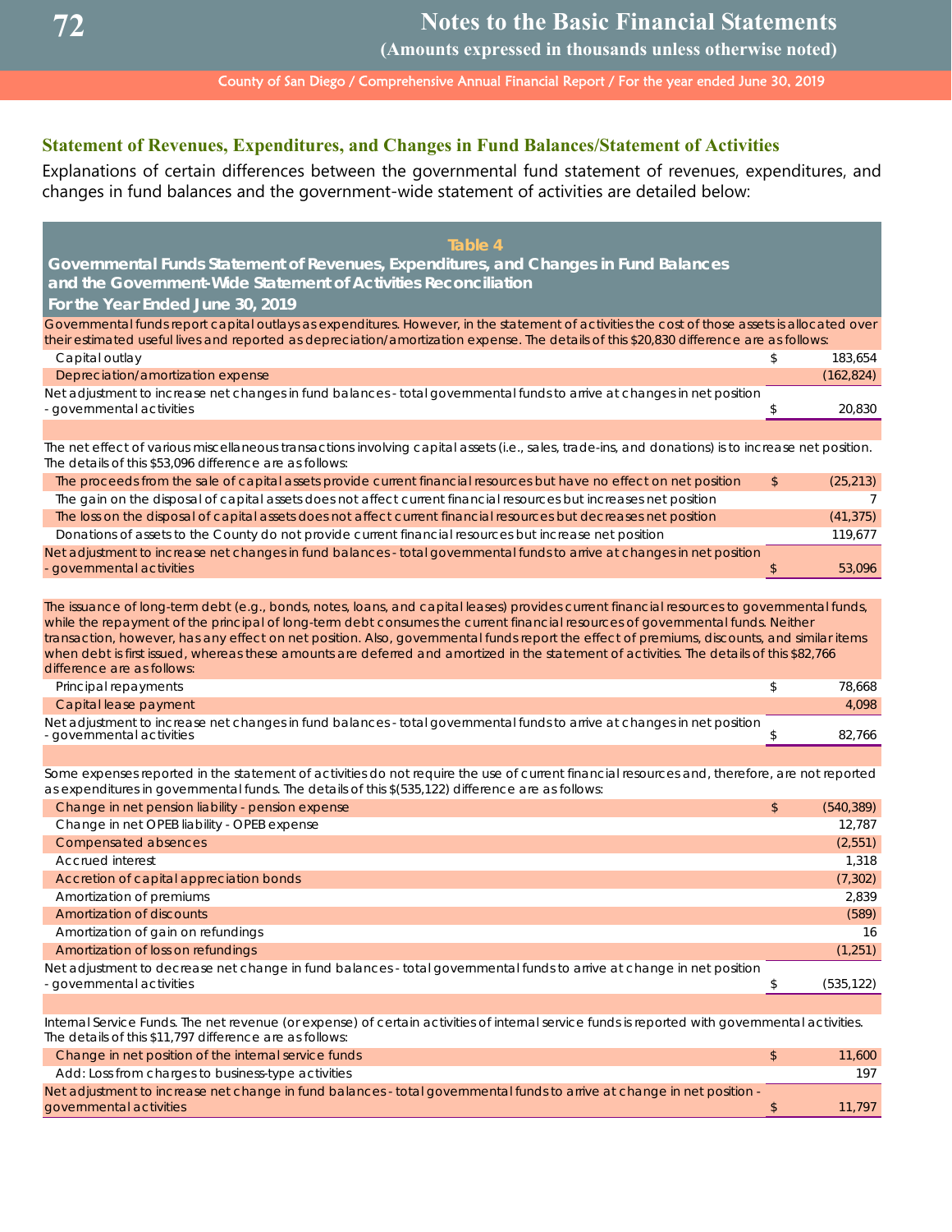## Statement of Revenues, Expenditures, and Changes in Fund Balances/Statement of Activities

Explanations of certain differences between the governmental fund statement of revenues, expenditures, and changes in fund balances and the government-wide statement of activities are detailed below:

**Table 4**

**Governmental Funds Statement of Revenues, Expenditures, and Changes in Fund Balances and the Government-Wide Statement of Activities Reconciliation**

**For the Year Ended June 30, 2019**

Governmental funds report capital outlays as expenditures. However, in the statement of activities the cost of those assets is allocated over their estimated useful lives and reported as depreciation/amortization expense. The details of this $20,830 difference are as follows:

| | | |
|---|---|---|
| Capital outlay | $ | 183,654 |
| Depreciation/amortization expense | | (162,824) |
| Net adjustment to increase net changes in fund balances - total governmental funds to arrive at changes in net position - governmental activities | $ | 20,830 |

The net effect of various miscellaneous transactions involving capital assets (i.e., sales, trade-ins, and donations) is to increase net position. The details of this $53,096 difference are as follows:

| | | |
|---|---|---|
| The proceeds from the sale of capital assets provide current financial resources but have no effect on net position | $ | (25,213) |
| The gain on the disposal of capital assets does not affect current financial resources but increases net position | | 7 |
| The loss on the disposal of capital assets does not affect current financial resources but decreases net position | | (41,375) |
| Donations of assets to the County do not provide current financial resources but increase net position | | 119,677 |
| Net adjustment to increase net changes in fund balances - total governmental funds to arrive at changes in net position - governmental activities | $ | 53,096 |

The issuance of long-term debt (e.g., bonds, notes, loans, and capital leases) provides current financial resources to governmental funds, while the repayment of the principal of long-term debt consumes the current financial resources of governmental funds. Neither transaction, however, has any effect on net position. Also, governmental funds report the effect of premiums, discounts, and similar items when debt is first issued, whereas these amounts are deferred and amortized in the statement of activities. The details of this $82,766 difference are as follows:

| | | |
|---|---|---|
| Principal repayments | $ | 78,668 |
| Capital lease payment | | 4,098 |
| Net adjustment to increase net changes in fund balances - total governmental funds to arrive at changes in net position - governmental activities | $ | 82,766 |

Some expenses reported in the statement of activities do not require the use of current financial resources and, therefore, are not reported as expenditures in governmental funds. The details of this $(535,122) difference are as follows:

| | | |
|---|---|---|
| Change in net pension liability - pension expense | $ | (540,389) |
| Change in net OPEB liability - OPEB expense | | 12,787 |
| Compensated absences | | (2,551) |
| Accrued interest | | 1,318 |
| Accretion of capital appreciation bonds | | (7,302) |
| Amortization of premiums | | 2,839 |
| Amortization of discounts | | (589) |
| Amortization of gain on refundings | | 16 |
| Amortization of loss on refundings | | (1,251) |
| Net adjustment to decrease net change in fund balances - total governmental funds to arrive at change in net position - governmental activities | $ | (535,122) |

Internal Service Funds. The net revenue (or expense) of certain activities of internal service funds is reported with governmental activities. The details of this $11,797 difference are as follows:

| | | |
|---|---|---|
| Change in net position of the internal service funds | $ | 11,600 |
| Add: Loss from charges to business-type activities | | 197 |
| Net adjustment to increase net change in fund balances - total governmental funds to arrive at change in net position - governmental activities | $ | 11,797 |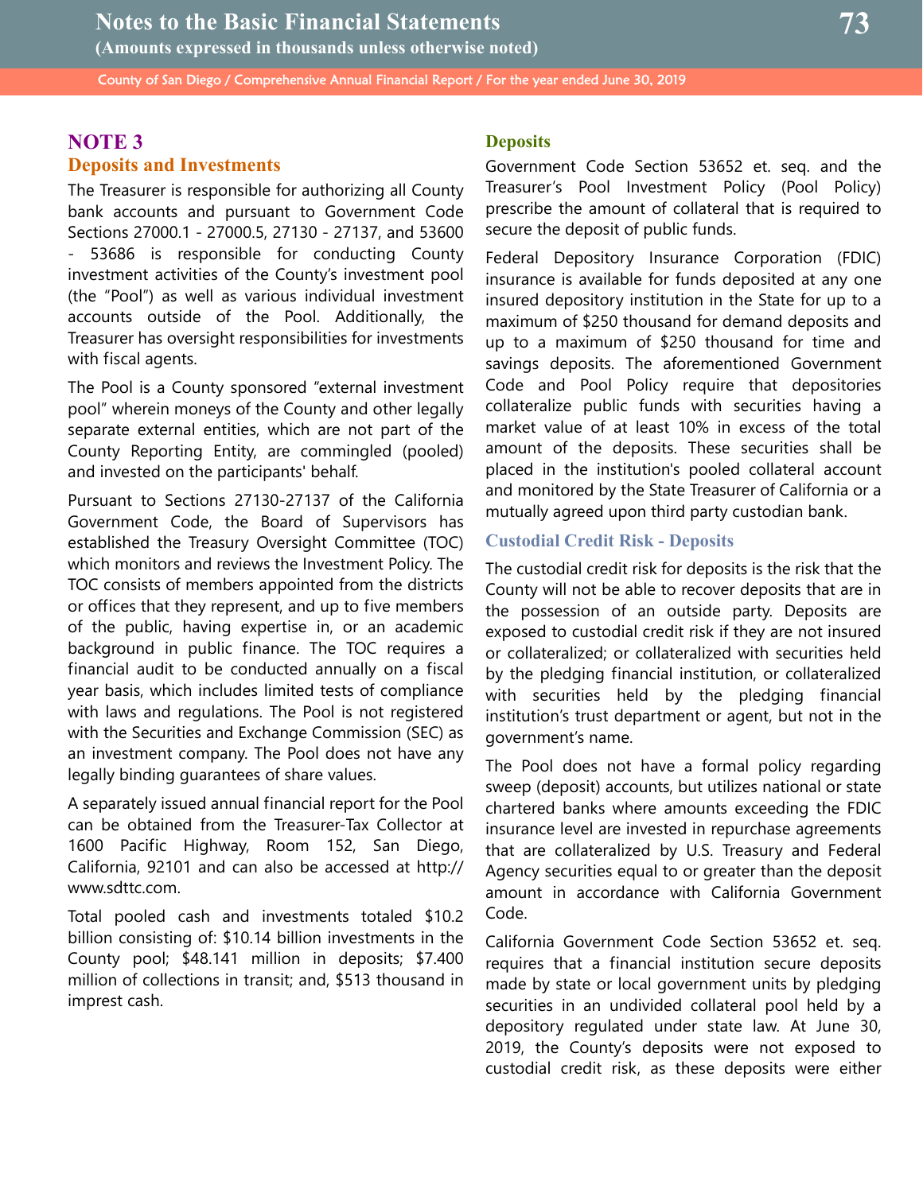# NOTE 3

## Deposits and Investments

The Treasurer is responsible for authorizing all County bank accounts and pursuant to Government Code Sections 27000.1 - 27000.5, 27130 - 27137, and 53600 - 53686 is responsible for conducting County investment activities of the County's investment pool (the "Pool") as well as various individual investment accounts outside of the Pool. Additionally, the Treasurer has oversight responsibilities for investments with fiscal agents.

The Pool is a County sponsored "external investment pool" wherein moneys of the County and other legally separate external entities, which are not part of the County Reporting Entity, are commingled (pooled) and invested on the participants' behalf.

Pursuant to Sections 27130-27137 of the California Government Code, the Board of Supervisors has established the Treasury Oversight Committee (TOC) which monitors and reviews the Investment Policy. The TOC consists of members appointed from the districts or offices that they represent, and up to five members of the public, having expertise in, or an academic background in public finance. The TOC requires a financial audit to be conducted annually on a fiscal year basis, which includes limited tests of compliance with laws and regulations. The Pool is not registered with the Securities and Exchange Commission (SEC) as an investment company. The Pool does not have any legally binding guarantees of share values.

A separately issued annual financial report for the Pool can be obtained from the Treasurer-Tax Collector at 1600 Pacific Highway, Room 152, San Diego, California, 92101 and can also be accessed at http://www.sdttc.com.

Total pooled cash and investments totaled $10.2 billion consisting of: $10.14 billion investments in the County pool; $48.141 million in deposits; $7.400 million of collections in transit; and, $513 thousand in impress cash.

### Deposits

Government Code Section 53652 et. seq. and the Treasurer's Pool Investment Policy (Pool Policy) prescribe the amount of collateral that is required to secure the deposit of public funds.

Federal Depository Insurance Corporation (FDIC) insurance is available for funds deposited at any one insured depository institution in the State for up to a maximum of $250 thousand for demand deposits and up to a maximum of $250 thousand for time and savings deposits. The aforementioned Government Code and Pool Policy require that depositories collateralize public funds with securities having a market value of at least 10% in excess of the total amount of the deposits. These securities shall be placed in the institution's pooled collateral account and monitored by the State Treasurer of California or a mutually agreed upon third party custodian bank.

### Custodial Credit Risk - Deposits

The custodial credit risk for deposits is the risk that the County will not be able to recover deposits that are in the possession of an outside party. Deposits are exposed to custodial credit risk if they are not insured or collateralized; or collateralized with securities held by the pledging financial institution, or collateralized with securities held by the pledging financial institution's trust department or agent, but not in the government's name.

The Pool does not have a formal policy regarding sweep (deposit) accounts, but utilizes national or state chartered banks where amounts exceeding the FDIC insurance level are invested in repurchase agreements that are collateralized by U.S. Treasury and Federal Agency securities equal to or greater than the deposit amount in accordance with California Government Code.

California Government Code Section 53652 et. seq. requires that a financial institution secure deposits made by state or local government units by pledging securities in an undivided collateral pool held by a depository regulated under state law. At June 30, 2019, the County's deposits were not exposed to custodial credit risk, as these deposits were either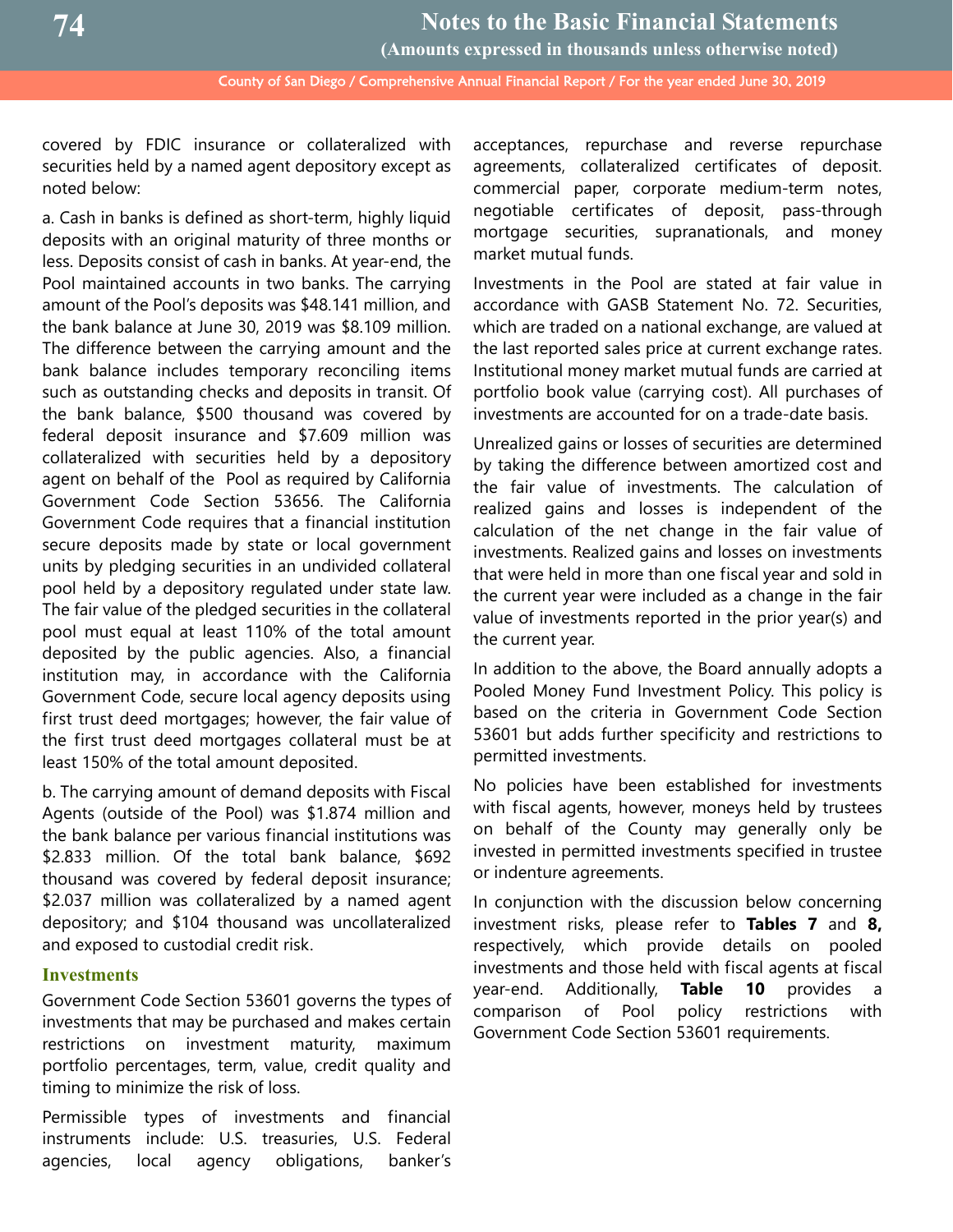covered by FDIC insurance or collateralized with securities held by a named agent depository except as noted below:

a. Cash in banks is defined as short-term, highly liquid deposits with an original maturity of three months or less. Deposits consist of cash in banks. At year-end, the Pool maintained accounts in two banks. The carrying amount of the Pool's deposits was $48.141 million, and the bank balance at June 30, 2019 was $8.109 million. The difference between the carrying amount and the bank balance includes temporary reconciling items such as outstanding checks and deposits in transit. Of the bank balance, $500 thousand was covered by federal deposit insurance and $7.609 million was collateralized with securities held by a depository agent on behalf of the Pool as required by California Government Code Section 53656. The California Government Code requires that a financial institution secure deposits made by state or local government units by pledging securities in an undivided collateral pool held by a depository regulated under state law. The fair value of the pledged securities in the collateral pool must equal at least 110% of the total amount deposited by the public agencies. Also, a financial institution may, in accordance with the California Government Code, secure local agency deposits using first trust deed mortgages; however, the fair value of the first trust deed mortgages collateral must be at least 150% of the total amount deposited.

b. The carrying amount of demand deposits with Fiscal Agents (outside of the Pool) was $1.874 million and the bank balance per various financial institutions was $2.833 million. Of the total bank balance, $692 thousand was covered by federal deposit insurance; $2.037 million was collateralized by a named agent depository; and $104 thousand was uncollateralized and exposed to custodial credit risk.

### Investments

Government Code Section 53601 governs the types of investments that may be purchased and makes certain restrictions on investment maturity, maximum portfolio percentages, term, value, credit quality and timing to minimize the risk of loss.

Permissible types of investments and financial instruments include: U.S. treasuries, U.S. Federal agencies, local agency obligations, banker's acceptances, repurchase and reverse repurchase agreements, collateralized certificates of deposit. commercial paper, corporate medium-term notes, negotiable certificates of deposit, pass-through mortgage securities, supranationals, and money market mutual funds.

Investments in the Pool are stated at fair value in accordance with GASB Statement No. 72. Securities, which are traded on a national exchange, are valued at the last reported sales price at current exchange rates. Institutional money market mutual funds are carried at portfolio book value (carrying cost). All purchases of investments are accounted for on a trade-date basis.

Unrealized gains or losses of securities are determined by taking the difference between amortized cost and the fair value of investments. The calculation of realized gains and losses is independent of the calculation of the net change in the fair value of investments. Realized gains and losses on investments that were held in more than one fiscal year and sold in the current year were included as a change in the fair value of investments reported in the prior year(s) and the current year.

In addition to the above, the Board annually adopts a Pooled Money Fund Investment Policy. This policy is based on the criteria in Government Code Section 53601 but adds further specificity and restrictions to permitted investments.

No policies have been established for investments with fiscal agents, however, moneys held by trustees on behalf of the County may generally only be invested in permitted investments specified in trustee or indenture agreements.

In conjunction with the discussion below concerning investment risks, please refer to **Tables 7** and **8,** respectively, which provide details on pooled investments and those held with fiscal agents at fiscal year-end. Additionally, **Table 10** provides a comparison of Pool policy restrictions with Government Code Section 53601 requirements.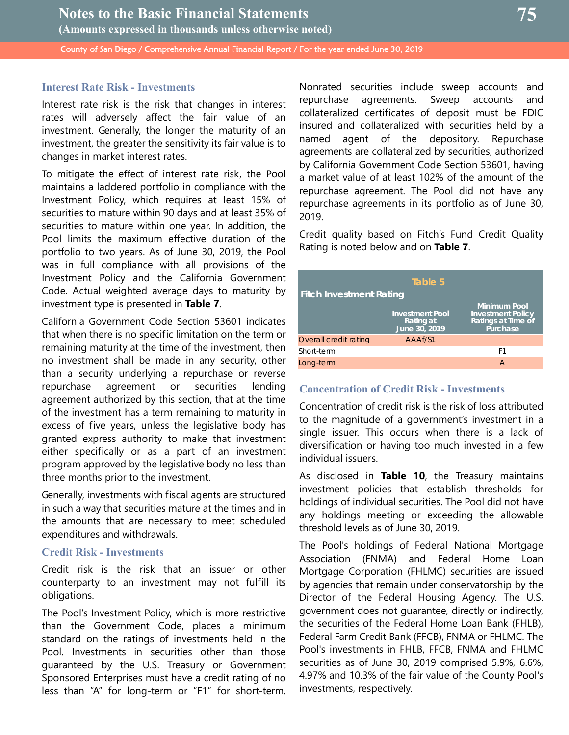### Interest Rate Risk - Investments

Interest rate risk is the risk that changes in interest rates will adversely affect the fair value of an investment. Generally, the longer the maturity of an investment, the greater the sensitivity its fair value is to changes in market interest rates.

To mitigate the effect of interest rate risk, the Pool maintains a laddered portfolio in compliance with the Investment Policy, which requires at least 15% of securities to mature within 90 days and at least 35% of securities to mature within one year. In addition, the Pool limits the maximum effective duration of the portfolio to two years. As of June 30, 2019, the Pool was in full compliance with all provisions of the Investment Policy and the California Government Code. Actual weighted average days to maturity by investment type is presented in **Table 7**.

California Government Code Section 53601 indicates that when there is no specific limitation on the term or remaining maturity at the time of the investment, then no investment shall be made in any security, other than a security underlying a repurchase or reverse repurchase agreement or securities lending agreement authorized by this section, that at the time of the investment has a term remaining to maturity in excess of five years, unless the legislative body has granted express authority to make that investment either specifically or as a part of an investment program approved by the legislative body no less than three months prior to the investment.

Generally, investments with fiscal agents are structured in such a way that securities mature at the times and in the amounts that are necessary to meet scheduled expenditures and withdrawals.

### Credit Risk - Investments

Credit risk is the risk that an issuer or other counterparty to an investment may not fulfill its obligations.

The Pool's Investment Policy, which is more restrictive than the Government Code, places a minimum standard on the ratings of investments held in the Pool. Investments in securities other than those guaranteed by the U.S. Treasury or Government Sponsored Enterprises must have a credit rating of no less than "A" for long-term or "F1" for short-term. Nonrated securities include sweep accounts and repurchase agreements. Sweep accounts and collateralized certificates of deposit must be FDIC insured and collateralized with securities held by a named agent of the depository. Repurchase agreements are collateralized by securities, authorized by California Government Code Section 53601, having a market value of at least 102% of the amount of the repurchase agreement. The Pool did not have any repurchase agreements in its portfolio as of June 30, 2019.

Credit quality based on Fitch's Fund Credit Quality Rating is noted below and on **Table 7**.

**Table 5**

**Fitch Investment Rating**

| | Investment Pool Rating at June 30, 2019 | Minimum Pool Investment Policy Ratings at Time of Purchase |
|---|---|---|
| Overall credit rating | AAAf/S1 | |
| Short-term | | F1 |
| Long-term | | A |

### Concentration of Credit Risk - Investments

Concentration of credit risk is the risk of loss attributed to the magnitude of a government's investment in a single issuer. This occurs when there is a lack of diversification or having too much invested in a few individual issuers.

As disclosed in **Table 10**, the Treasury maintains investment policies that establish thresholds for holdings of individual securities. The Pool did not have any holdings meeting or exceeding the allowable threshold levels as of June 30, 2019.

The Pool's holdings of Federal National Mortgage Association (FNMA) and Federal Home Loan Mortgage Corporation (FHLMC) securities are issued by agencies that remain under conservatorship by the Director of the Federal Housing Agency. The U.S. government does not guarantee, directly or indirectly, the securities of the Federal Home Loan Bank (FHLB), Federal Farm Credit Bank (FFCB), FNMA or FHLMC. The Pool's investments in FHLB, FFCB, FNMA and FHLMC securities as of June 30, 2019 comprised 5.9%, 6.6%, 4.97% and 10.3% of the fair value of the County Pool's investments, respectively.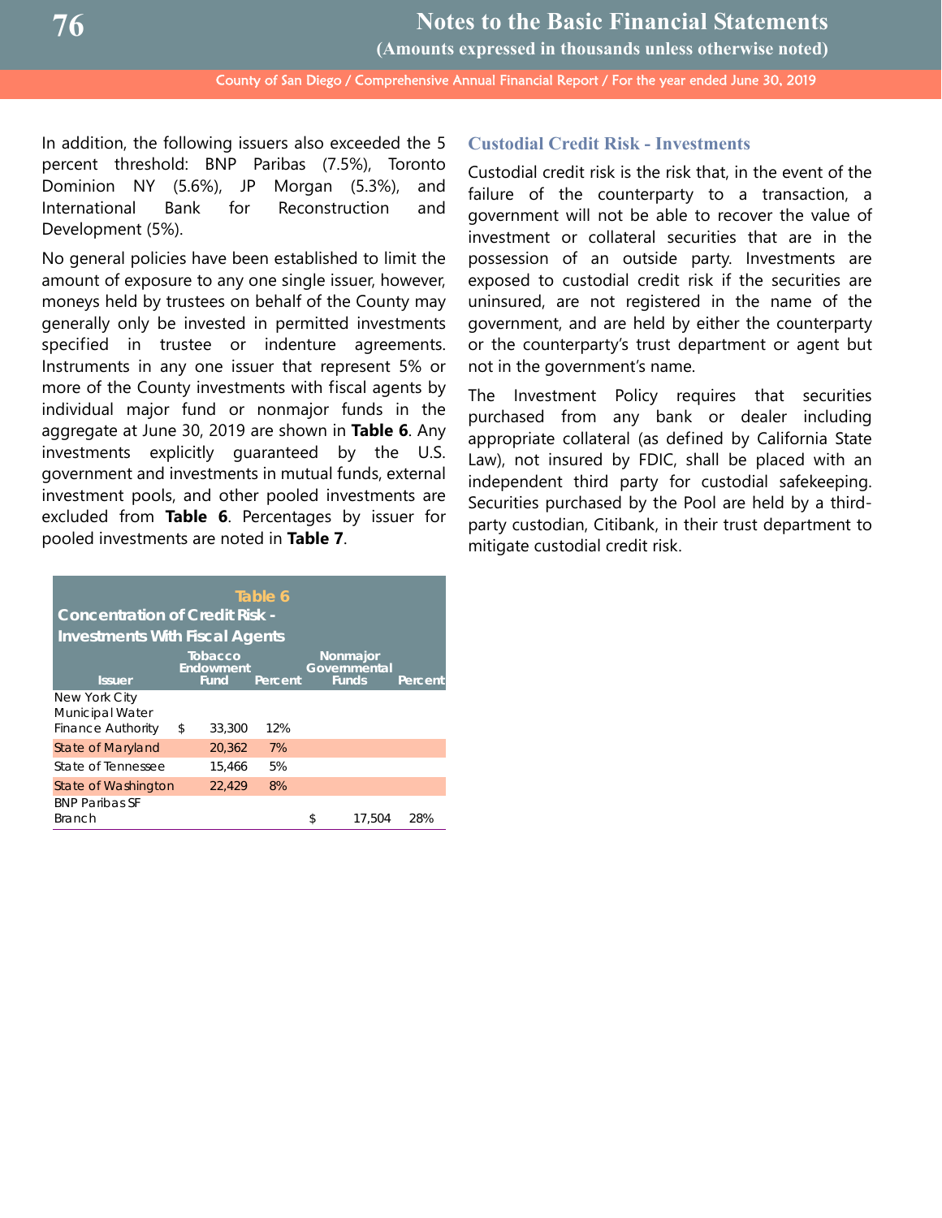In addition, the following issuers also exceeded the 5 percent threshold: BNP Paribas (7.5%), Toronto Dominion NY (5.6%), JP Morgan (5.3%), and International Bank for Reconstruction and Development (5%).

No general policies have been established to limit the amount of exposure to any one single issuer, however, moneys held by trustees on behalf of the County may generally only be invested in permitted investments specified in trustee or indenture agreements. Instruments in any one issuer that represent 5% or more of the County investments with fiscal agents by individual major fund or nonmajor funds in the aggregate at June 30, 2019 are shown in **Table 6**. Any investments explicitly guaranteed by the U.S. government and investments in mutual funds, external investment pools, and other pooled investments are excluded from **Table 6**. Percentages by issuer for pooled investments are noted in **Table 7**.

**Table 6**
**Concentration of Credit Risk - Investments With Fiscal Agents**

| Issuer | Tobacco Endowment Fund | Percent | Nonmajor Governmental Funds | Percent |
|---|---|---|---|---|
| New York City Municipal Water Finance Authority | $ 33,300 | 12% | | |
| State of Maryland | 20,362 | 7% | | |
| State of Tennessee | 15,466 | 5% | | |
| State of Washington | 22,429 | 8% | | |
| BNP Paribas SF Branch | | | $ 17,504 | 28% |

### Custodial Credit Risk - Investments

Custodial credit risk is the risk that, in the event of the failure of the counterparty to a transaction, a government will not be able to recover the value of investment or collateral securities that are in the possession of an outside party. Investments are exposed to custodial credit risk if the securities are uninsured, are not registered in the name of the government, and are held by either the counterparty or the counterparty's trust department or agent but not in the government's name.

The Investment Policy requires that securities purchased from any bank or dealer including appropriate collateral (as defined by California State Law), not insured by FDIC, shall be placed with an independent third party for custodial safekeeping. Securities purchased by the Pool are held by a third-party custodian, Citibank, in their trust department to mitigate custodial credit risk.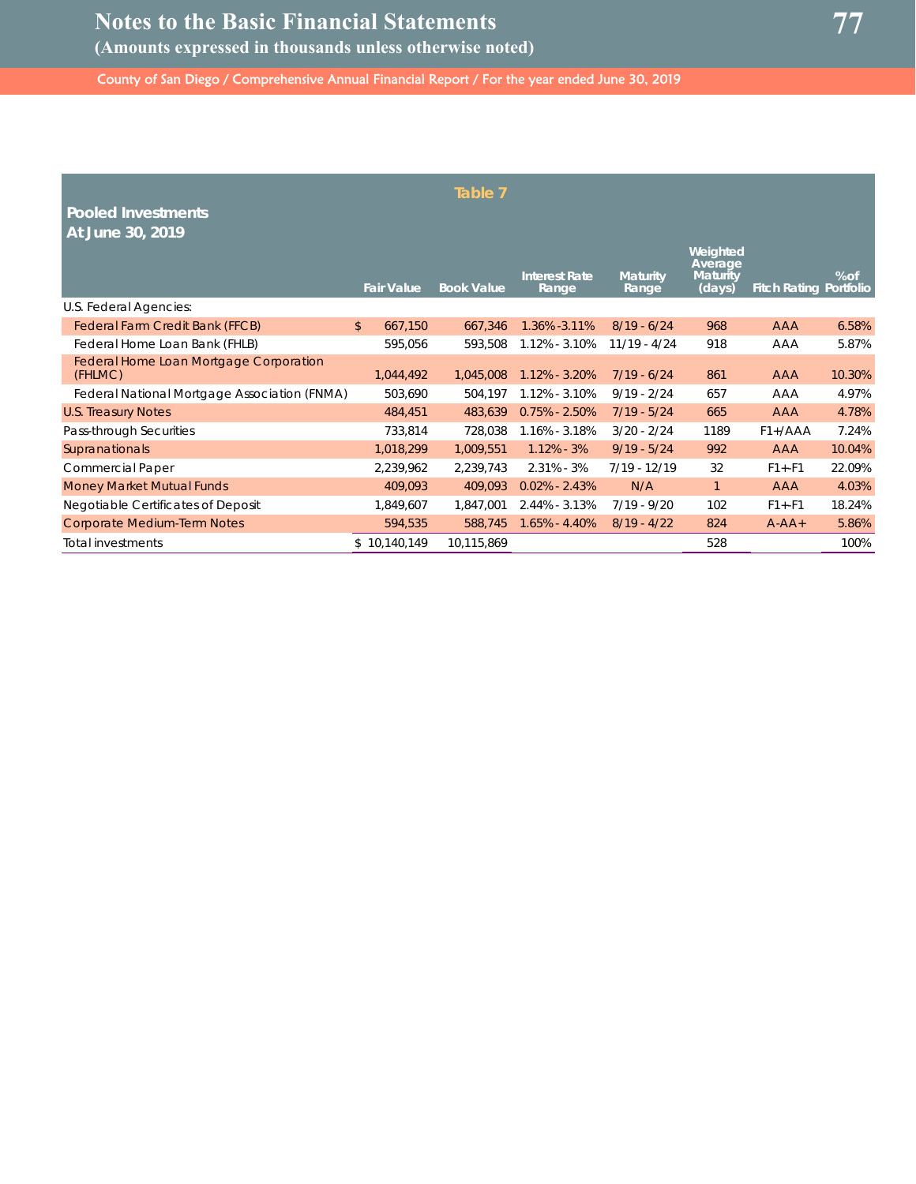**Table 7**

**Pooled Investments**
**At June 30, 2019**

| | Fair Value | Book Value | Interest Rate Range | Maturity Range | Weighted Average Maturity (days) | Fitch Rating | % of Portfolio |
|---|---|---|---|---|---|---|---|
| U.S. Federal Agencies: | | | | | | | |
| Federal Farm Credit Bank (FFCB) | $ 667,150 | 667,346 | 1.36%-3.11% | 8/19 - 6/24 | 968 | AAA | 6.58% |
| Federal Home Loan Bank (FHLB) | 595,056 | 593,508 | 1.12% - 3.10% | 11/19 - 4/24 | 918 | AAA | 5.87% |
| Federal Home Loan Mortgage Corporation (FHLMC) | 1,044,492 | 1,045,008 | 1.12% - 3.20% | 7/19 - 6/24 | 861 | AAA | 10.30% |
| Federal National Mortgage Association (FNMA) | 503,690 | 504,197 | 1.12% - 3.10% | 9/19 - 2/24 | 657 | AAA | 4.97% |
| U.S. Treasury Notes | 484,451 | 483,639 | 0.75% - 2.50% | 7/19 - 5/24 | 665 | AAA | 4.78% |
| Pass-through Securities | 733,814 | 728,038 | 1.16% - 3.18% | 3/20 - 2/24 | 1189 | F1+/AAA | 7.24% |
| Supranationals | 1,018,299 | 1,009,551 | 1.12% - 3% | 9/19 - 5/24 | 992 | AAA | 10.04% |
| Commercial Paper | 2,239,962 | 2,239,743 | 2.31% - 3% | 7/19 - 12/19 | 32 | F1+-F1 | 22.09% |
| Money Market Mutual Funds | 409,093 | 409,093 | 0.02% - 2.43% | N/A | 1 | AAA | 4.03% |
| Negotiable Certificates of Deposit | 1,849,607 | 1,847,001 | 2.44% - 3.13% | 7/19 - 9/20 | 102 | F1+-F1 | 18.24% |
| Corporate Medium-Term Notes | 594,535 | 588,745 | 1.65% - 4.40% | 8/19 - 4/22 | 824 | A-AA+ | 5.86% |
| Total investments | $ 10,140,149 | 10,115,869 | | | 528 | | 100% |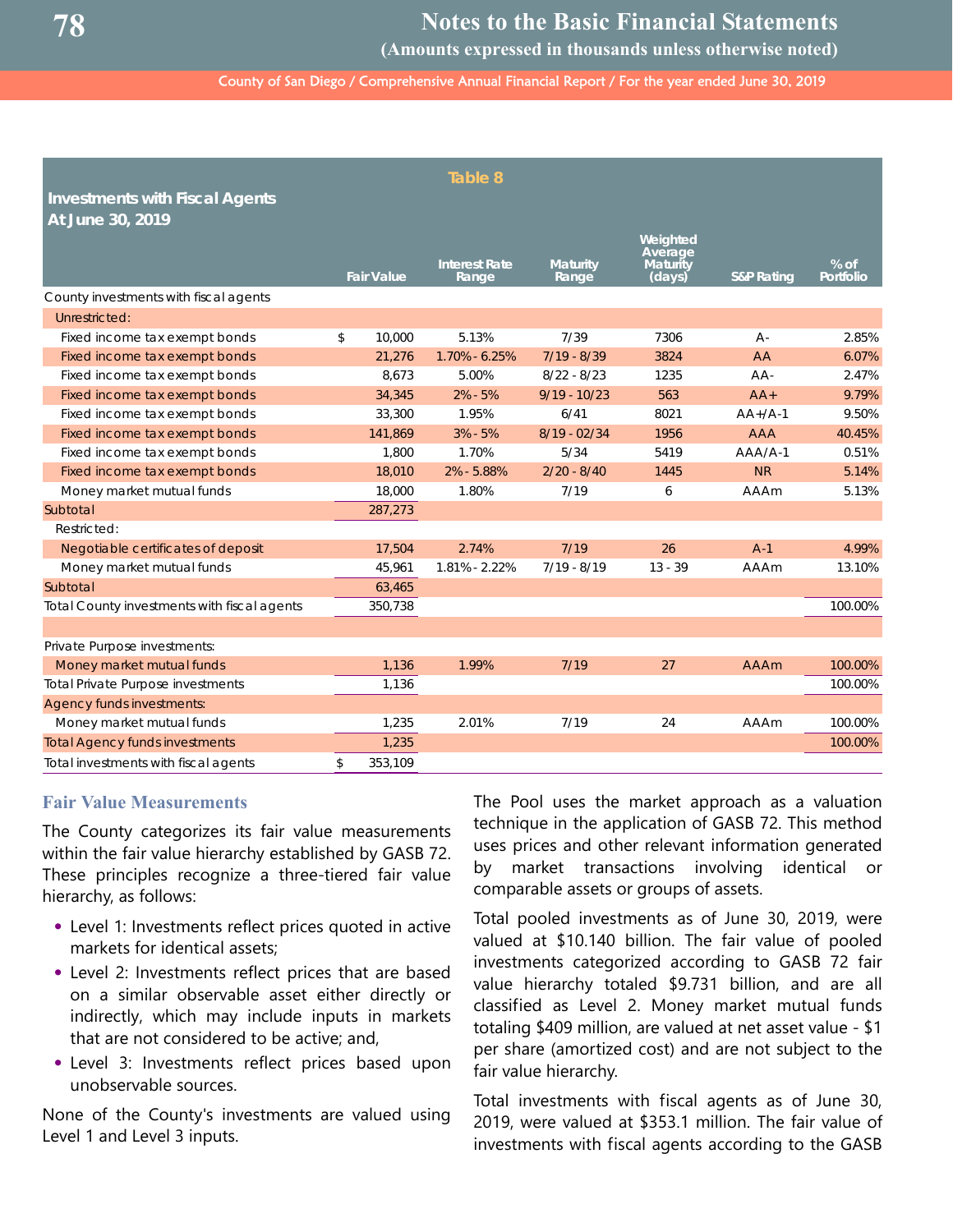**Table 8**

**Investments with Fiscal Agents**
**At June 30, 2019**

| | Fair Value | Interest Rate Range | Maturity Range | Weighted Average Maturity (days) | S&P Rating | % of Portfolio |
|---|---|---|---|---|---|---|
| County investments with fiscal agents | | | | | | |
| Unrestricted: | | | | | | |
| Fixed income tax exempt bonds | $ 10,000 | 5.13% | 7/39 | 7306 | A- | 2.85% |
| Fixed income tax exempt bonds | 21,276 | 1.70% - 6.25% | 7/19 - 8/39 | 3824 | AA | 6.07% |
| Fixed income tax exempt bonds | 8,673 | 5.00% | 8/22 - 8/23 | 1235 | AA- | 2.47% |
| Fixed income tax exempt bonds | 34,345 | 2% - 5% | 9/19 - 10/23 | 563 | AA+ | 9.79% |
| Fixed income tax exempt bonds | 33,300 | 1.95% | 6/41 | 8021 | AA+/A-1 | 9.50% |
| Fixed income tax exempt bonds | 141,869 | 3% - 5% | 8/19 - 02/34 | 1956 | AAA | 40.45% |
| Fixed income tax exempt bonds | 1,800 | 1.70% | 5/34 | 5419 | AAA/A-1 | 0.51% |
| Fixed income tax exempt bonds | 18,010 | 2% - 5.88% | 2/20 - 8/40 | 1445 | NR | 5.14% |
| Money market mutual funds | 18,000 | 1.80% | 7/19 | 6 | AAAm | 5.13% |
| Subtotal | 287,273 | | | | | |
| Restricted: | | | | | | |
| Negotiable certificates of deposit | 17,504 | 2.74% | 7/19 | 26 | A-1 | 4.99% |
| Money market mutual funds | 45,961 | 1.81% - 2.22% | 7/19 - 8/19 | 13 - 39 | AAAm | 13.10% |
| Subtotal | 63,465 | | | | | |
| Total County investments with fiscal agents | 350,738 | | | | | 100.00% |
| | | | | | | |
| Private Purpose investments: | | | | | | |
| Money market mutual funds | 1,136 | 1.99% | 7/19 | 27 | AAAm | 100.00% |
| Total Private Purpose investments | 1,136 | | | | | 100.00% |
| Agency funds investments: | | | | | | |
| Money market mutual funds | 1,235 | 2.01% | 7/19 | 24 | AAAm | 100.00% |
| Total Agency funds investments | 1,235 | | | | | 100.00% |
| Total investments with fiscal agents | $ 353,109 | | | | | |

## Fair Value Measurements

The County categorizes its fair value measurements within the fair value hierarchy established by GASB 72. These principles recognize a three-tiered fair value hierarchy, as follows:

- Level 1: Investments reflect prices quoted in active markets for identical assets;
- Level 2: Investments reflect prices that are based on a similar observable asset either directly or indirectly, which may include inputs in markets that are not considered to be active; and,
- Level 3: Investments reflect prices based upon unobservable sources.

None of the County's investments are valued using Level 1 and Level 3 inputs.

The Pool uses the market approach as a valuation technique in the application of GASB 72. This method uses prices and other relevant information generated by market transactions involving identical or comparable assets or groups of assets.

Total pooled investments as of June 30, 2019, were valued at $10.140 billion. The fair value of pooled investments categorized according to GASB 72 fair value hierarchy totaled $9.731 billion, and are all classified as Level 2. Money market mutual funds totaling $409 million, are valued at net asset value - $1 per share (amortized cost) and are not subject to the fair value hierarchy.

Total investments with fiscal agents as of June 30, 2019, were valued at $353.1 million. The fair value of investments with fiscal agents according to the GASB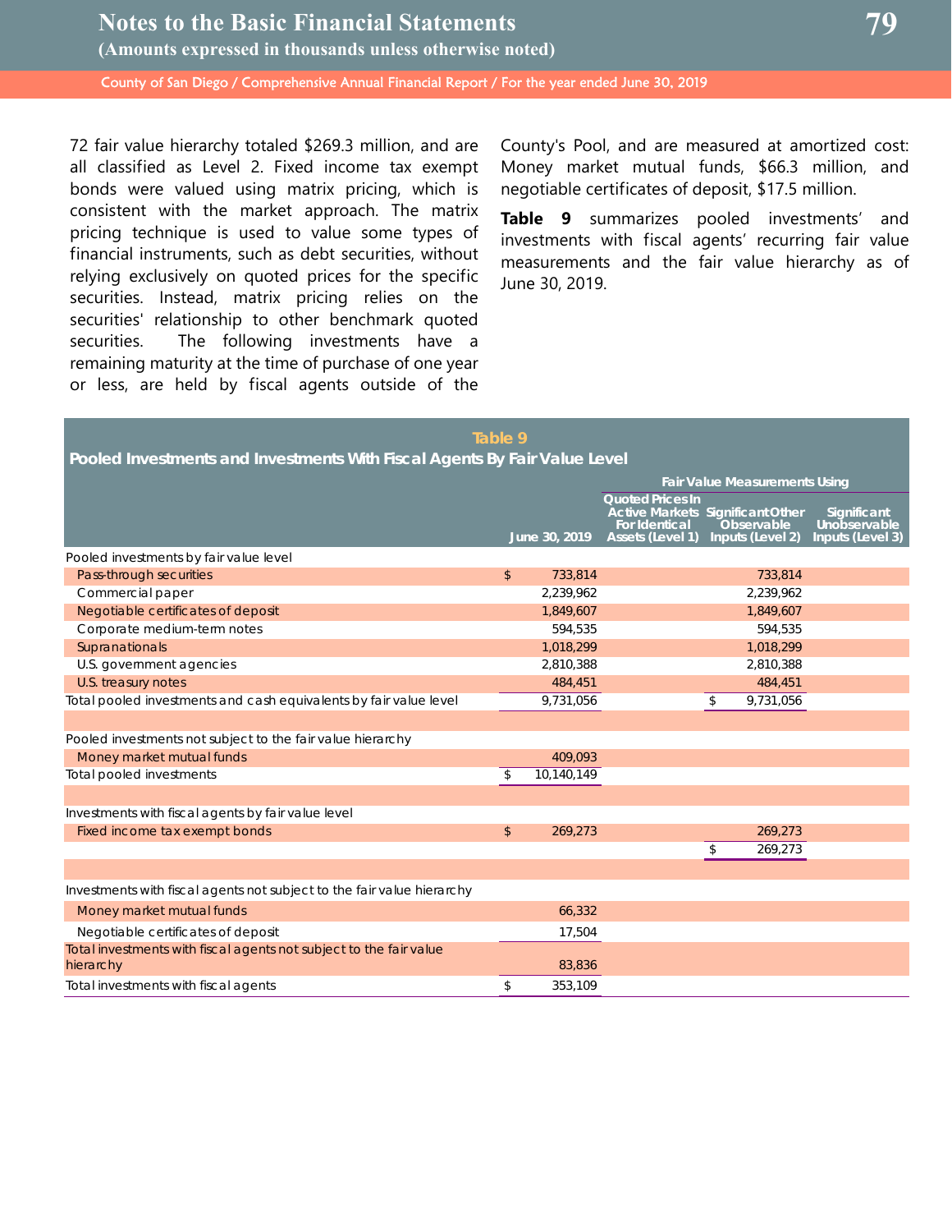72 fair value hierarchy totaled $269.3 million, and are all classified as Level 2. Fixed income tax exempt bonds were valued using matrix pricing, which is consistent with the market approach. The matrix pricing technique is used to value some types of financial instruments, such as debt securities, without relying exclusively on quoted prices for the specific securities. Instead, matrix pricing relies on the securities' relationship to other benchmark quoted securities. The following investments have a remaining maturity at the time of purchase of one year or less, are held by fiscal agents outside of the County's Pool, and are measured at amortized cost: Money market mutual funds, $66.3 million, and negotiable certificates of deposit, $17.5 million.

**Table 9** summarizes pooled investments' and investments with fiscal agents' recurring fair value measurements and the fair value hierarchy as of June 30, 2019.

**Table 9**

**Pooled Investments and Investments With Fiscal Agents By Fair Value Level**

| | | Fair Value Measurements Using | | |
|---|---|---|---|---|
| | June 30, 2019 | Quoted Prices In Active Markets For Identical Assets (Level 1) | Significant Other Observable Inputs (Level 2) | Significant Unobservable Inputs (Level 3) |
| Pooled investments by fair value level | | | | |
| Pass-through securities | $ 733,814 | | 733,814 | |
| Commercial paper | 2,239,962 | | 2,239,962 | |
| Negotiable certificates of deposit | 1,849,607 | | 1,849,607 | |
| Corporate medium-term notes | 594,535 | | 594,535 | |
| Supranationals | 1,018,299 | | 1,018,299 | |
| U.S. government agencies | 2,810,388 | | 2,810,388 | |
| U.S. treasury notes | 484,451 | | 484,451 | |
| Total pooled investments and cash equivalents by fair value level | 9,731,056 | | $ 9,731,056 | |
| | | | | |
| Pooled investments not subject to the fair value hierarchy | | | | |
| Money market mutual funds | 409,093 | | | |
| Total pooled investments | $ 10,140,149 | | | |
| | | | | |
| Investments with fiscal agents by fair value level | | | | |
| Fixed income tax exempt bonds | $ 269,273 | | 269,273 | |
| | | | $ 269,273 | |
| | | | | |
| Investments with fiscal agents not subject to the fair value hierarchy | | | | |
| Money market mutual funds | 66,332 | | | |
| Negotiable certificates of deposit | 17,504 | | | |
| Total investments with fiscal agents not subject to the fair value hierarchy | 83,836 | | | |
| Total investments with fiscal agents | $ 353,109 | | | |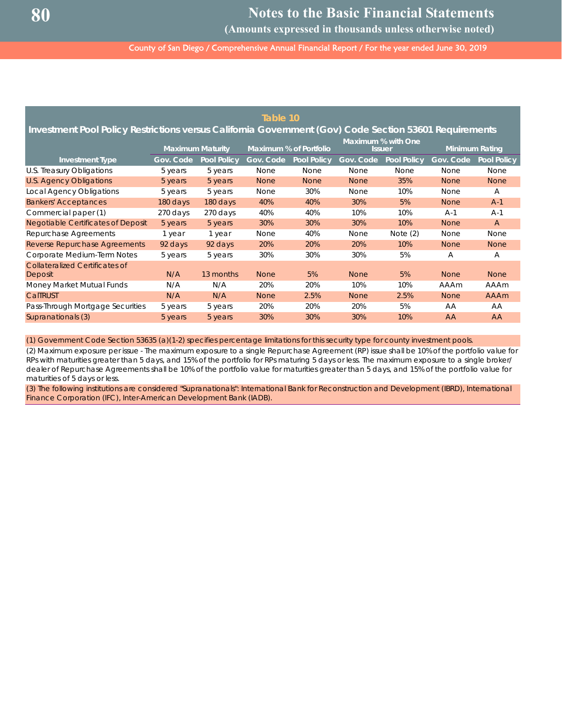## Table 10

### Investment Pool Policy Restrictions versus California Government (Gov) Code Section 53601 Requirements

| Investment Type | Maximum Maturity | | Maximum % of Portfolio | | Maximum % with One Issuer | | Minimum Rating | |
|---|---|---|---|---|---|---|---|---|
| | Gov. Code | Pool Policy | Gov. Code | Pool Policy | Gov. Code | Pool Policy | Gov. Code | Pool Policy |
| U.S. Treasury Obligations | 5 years | 5 years | None | None | None | None | None | None |
| U.S. Agency Obligations | 5 years | 5 years | None | None | None | 35% | None | None |
| Local Agency Obligations | 5 years | 5 years | None | 30% | None | 10% | None | A |
| Bankers' Acceptances | 180 days | 180 days | 40% | 40% | 30% | 5% | None | A-1 |
| Commercial paper (1) | 270 days | 270 days | 40% | 40% | 10% | 10% | A-1 | A-1 |
| Negotiable Certificates of Deposit | 5 years | 5 years | 30% | 30% | 30% | 10% | None | A |
| Repurchase Agreements | 1 year | 1 year | None | 40% | None | Note (2) | None | None |
| Reverse Repurchase Agreements | 92 days | 92 days | 20% | 20% | 20% | 10% | None | None |
| Corporate Medium-Term Notes | 5 years | 5 years | 30% | 30% | 30% | 5% | A | A |
| Collateralized Certificates of Deposit | N/A | 13 months | None | 5% | None | 5% | None | None |
| Money Market Mutual Funds | N/A | N/A | 20% | 20% | 10% | 10% | AAAm | AAAm |
| CalTRUST | N/A | N/A | None | 2.5% | None | 2.5% | None | AAAm |
| Pass-Through Mortgage Securities | 5 years | 5 years | 20% | 20% | 20% | 5% | AA | AA |
| Supranationals (3) | 5 years | 5 years | 30% | 30% | 30% | 10% | AA | AA |

(1) Government Code Section 53635 (a)(1-2) specifies percentage limitations for this security type for county investment pools.

(2) Maximum exposure per issue - The maximum exposure to a single Repurchase Agreement (RP) issue shall be 10% of the portfolio value for RPs with maturities greater than 5 days, and 15% of the portfolio for RPs maturing 5 days or less. The maximum exposure to a single broker/dealer of Repurchase Agreements shall be 10% of the portfolio value for maturities greater than 5 days, and 15% of the portfolio value for maturities of 5 days or less.

(3) The following institutions are considered "Supranationals": International Bank for Reconstruction and Development (IBRD), International Finance Corporation (IFC), Inter-American Development Bank (IADB).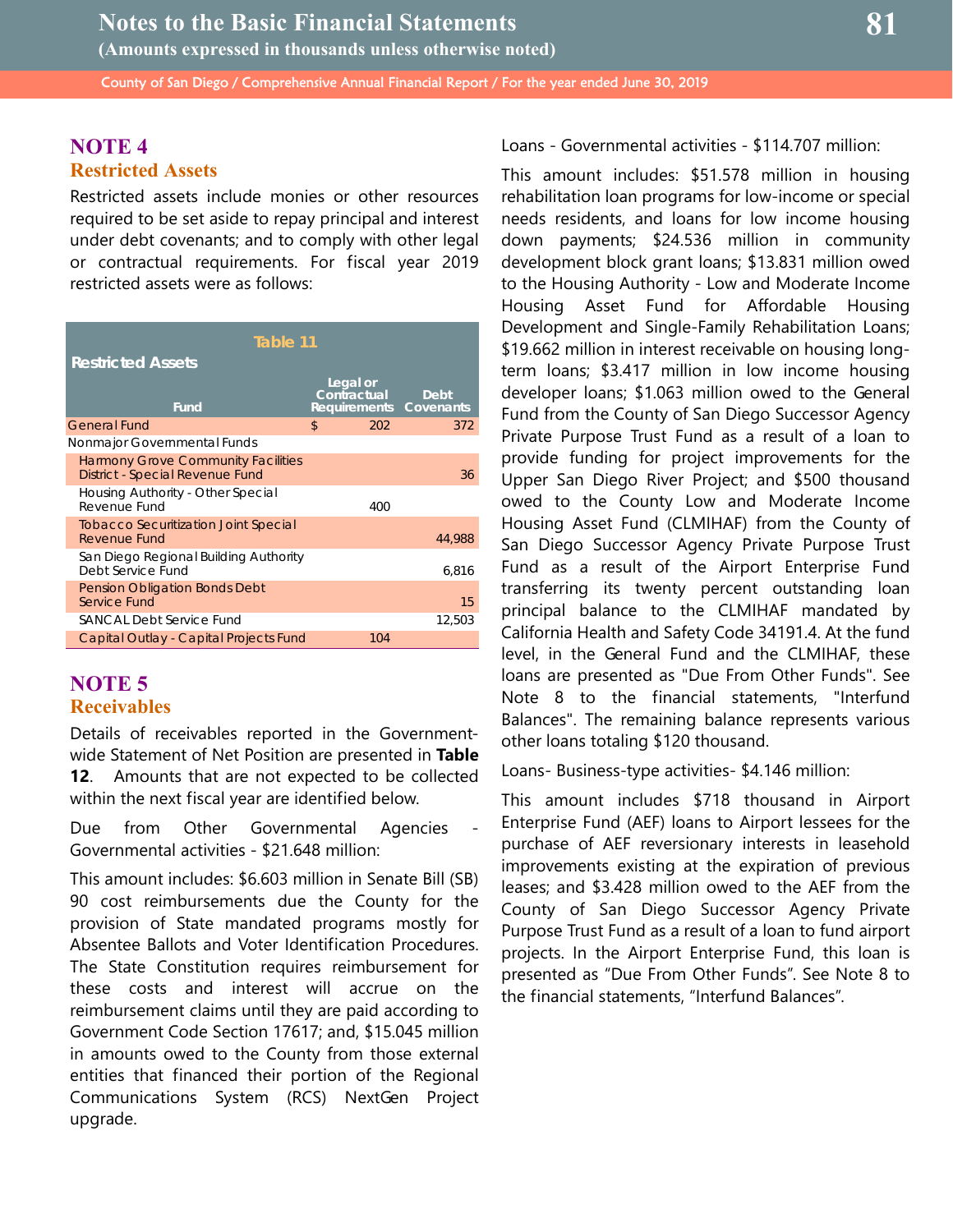## NOTE 4

### Restricted Assets

Restricted assets include monies or other resources required to be set aside to repay principal and interest under debt covenants; and to comply with other legal or contractual requirements. For fiscal year 2019 restricted assets were as follows:

**Table 11**

**Restricted Assets**

| Fund | Legal or Contractual Requirements | Debt Covenants |
|---|---|---|
| General Fund | $ 202 | 372 |
| Nonmajor Governmental Funds | | |
| Harmony Grove Community Facilities District - Special Revenue Fund | | 36 |
| Housing Authority - Other Special Revenue Fund | 400 | |
| Tobacco Securitization Joint Special Revenue Fund | | 44,988 |
| San Diego Regional Building Authority Debt Service Fund | | 6,816 |
| Pension Obligation Bonds Debt Service Fund | | 15 |
| SANCAL Debt Service Fund | | 12,503 |
| Capital Outlay - Capital Projects Fund | 104 | |

## NOTE 5

### Receivables

Details of receivables reported in the Government-wide Statement of Net Position are presented in **Table 12**. Amounts that are not expected to be collected within the next fiscal year are identified below.

Due from Other Governmental Agencies - Governmental activities - $21.648 million:

This amount includes: $6.603 million in Senate Bill (SB) 90 cost reimbursements due the County for the provision of State mandated programs mostly for Absentee Ballots and Voter Identification Procedures. The State Constitution requires reimbursement for these costs and interest will accrue on the reimbursement claims until they are paid according to Government Code Section 17617; and, $15.045 million in amounts owed to the County from those external entities that financed their portion of the Regional Communications System (RCS) NextGen Project upgrade.

Loans - Governmental activities - $114.707 million:

This amount includes: $51.578 million in housing rehabilitation loan programs for low-income or special needs residents, and loans for low income housing down payments; $24.536 million in community development block grant loans; $13.831 million owed to the Housing Authority - Low and Moderate Income Housing Asset Fund for Affordable Housing Development and Single-Family Rehabilitation Loans; $19.662 million in interest receivable on housing long-term loans; $3.417 million in low income housing developer loans; $1.063 million owed to the General Fund from the County of San Diego Successor Agency Private Purpose Trust Fund as a result of a loan to provide funding for project improvements for the Upper San Diego River Project; and $500 thousand owed to the County Low and Moderate Income Housing Asset Fund (CLMIHAF) from the County of San Diego Successor Agency Private Purpose Trust Fund as a result of the Airport Enterprise Fund transferring its twenty percent outstanding loan principal balance to the CLMIHAF mandated by California Health and Safety Code 34191.4. At the fund level, in the General Fund and the CLMIHAF, these loans are presented as "Due From Other Funds". See Note 8 to the financial statements, "Interfund Balances". The remaining balance represents various other loans totaling $120 thousand.

Loans- Business-type activities- $4.146 million:

This amount includes $718 thousand in Airport Enterprise Fund (AEF) loans to Airport lessees for the purchase of AEF reversionary interests in leasehold improvements existing at the expiration of previous leases; and $3.428 million owed to the AEF from the County of San Diego Successor Agency Private Purpose Trust Fund as a result of a loan to fund airport projects. In the Airport Enterprise Fund, this loan is presented as "Due From Other Funds". See Note 8 to the financial statements, "Interfund Balances".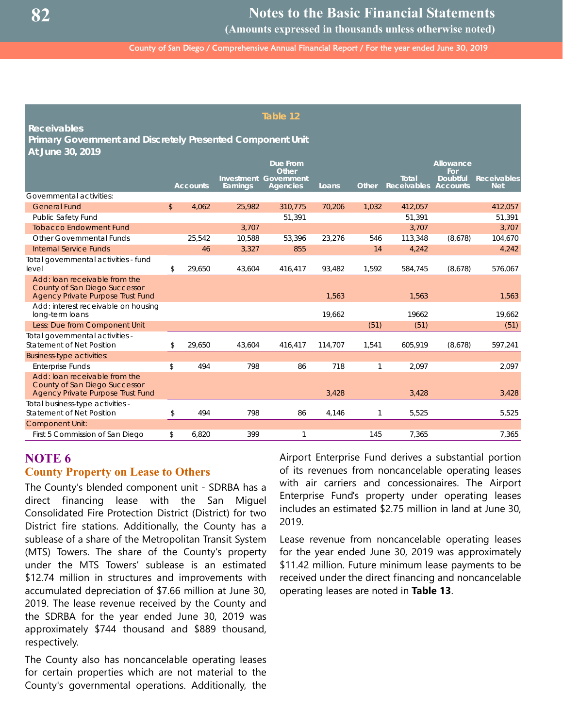### Table 12

**Receivables**
**Primary Government and Discretely Presented Component Unit**
**At June 30, 2019**

| | | Accounts | Investment Earnings | Due From Other Government Agencies | Loans | Other | Total Receivables | Allowance For Doubtful Accounts | Receivables Net |
|---|---|---|---|---|---|---|---|---|---|
| Governmental activities: | | | | | | | | | |
| General Fund | $ | 4,062 | 25,982 | 310,775 | 70,206 | 1,032 | 412,057 | | 412,057 |
| Public Safety Fund | | | | 51,391 | | | 51,391 | | 51,391 |
| Tobacco Endowment Fund | | | 3,707 | | | | 3,707 | | 3,707 |
| Other Governmental Funds | | 25,542 | 10,588 | 53,396 | 23,276 | 546 | 113,348 | (8,678) | 104,670 |
| Internal Service Funds | | 46 | 3,327 | 855 | | 14 | 4,242 | | 4,242 |
| Total governmental activities - fund level | $ | 29,650 | 43,604 | 416,417 | 93,482 | 1,592 | 584,745 | (8,678) | 576,067 |
| Add: loan receivable from the County of San Diego Successor Agency Private Purpose Trust Fund | | | | | 1,563 | | 1,563 | | 1,563 |
| Add: interest receivable on housing long-term loans | | | | | 19,662 | | 19662 | | 19,662 |
| Less: Due from Component Unit | | | | | | (51) | (51) | | (51) |
| Total governmental activities - Statement of Net Position | $ | 29,650 | 43,604 | 416,417 | 114,707 | 1,541 | 605,919 | (8,678) | 597,241 |
| Business-type activities: | | | | | | | | | |
| Enterprise Funds | $ | 494 | 798 | 86 | 718 | 1 | 2,097 | | 2,097 |
| Add: loan receivable from the County of San Diego Successor Agency Private Purpose Trust Fund | | | | | 3,428 | | 3,428 | | 3,428 |
| Total business-type activities - Statement of Net Position | $ | 494 | 798 | 86 | 4,146 | 1 | 5,525 | | 5,525 |
| Component Unit: | | | | | | | | | |
| First 5 Commission of San Diego | $ | 6,820 | 399 | 1 | | 145 | 7,365 | | 7,365 |

## NOTE 6
## County Property on Lease to Others

The County's blended component unit - SDRBA has a direct financing lease with the San Miguel Consolidated Fire Protection District (District) for two District fire stations. Additionally, the County has a sublease of a share of the Metropolitan Transit System (MTS) Towers. The share of the County's property under the MTS Towers' sublease is an estimated $12.74 million in structures and improvements with accumulated depreciation of $7.66 million at June 30, 2019. The lease revenue received by the County and the SDRBA for the year ended June 30, 2019 was approximately $744 thousand and $889 thousand, respectively.

The County also has noncancelable operating leases for certain properties which are not material to the County's governmental operations. Additionally, the Airport Enterprise Fund derives a substantial portion of its revenues from noncancelable operating leases with air carriers and concessionaires. The Airport Enterprise Fund's property under operating leases includes an estimated $2.75 million in land at June 30, 2019.

Lease revenue from noncancelable operating leases for the year ended June 30, 2019 was approximately $11.42 million. Future minimum lease payments to be received under the direct financing and noncancelable operating leases are noted in **Table 13**.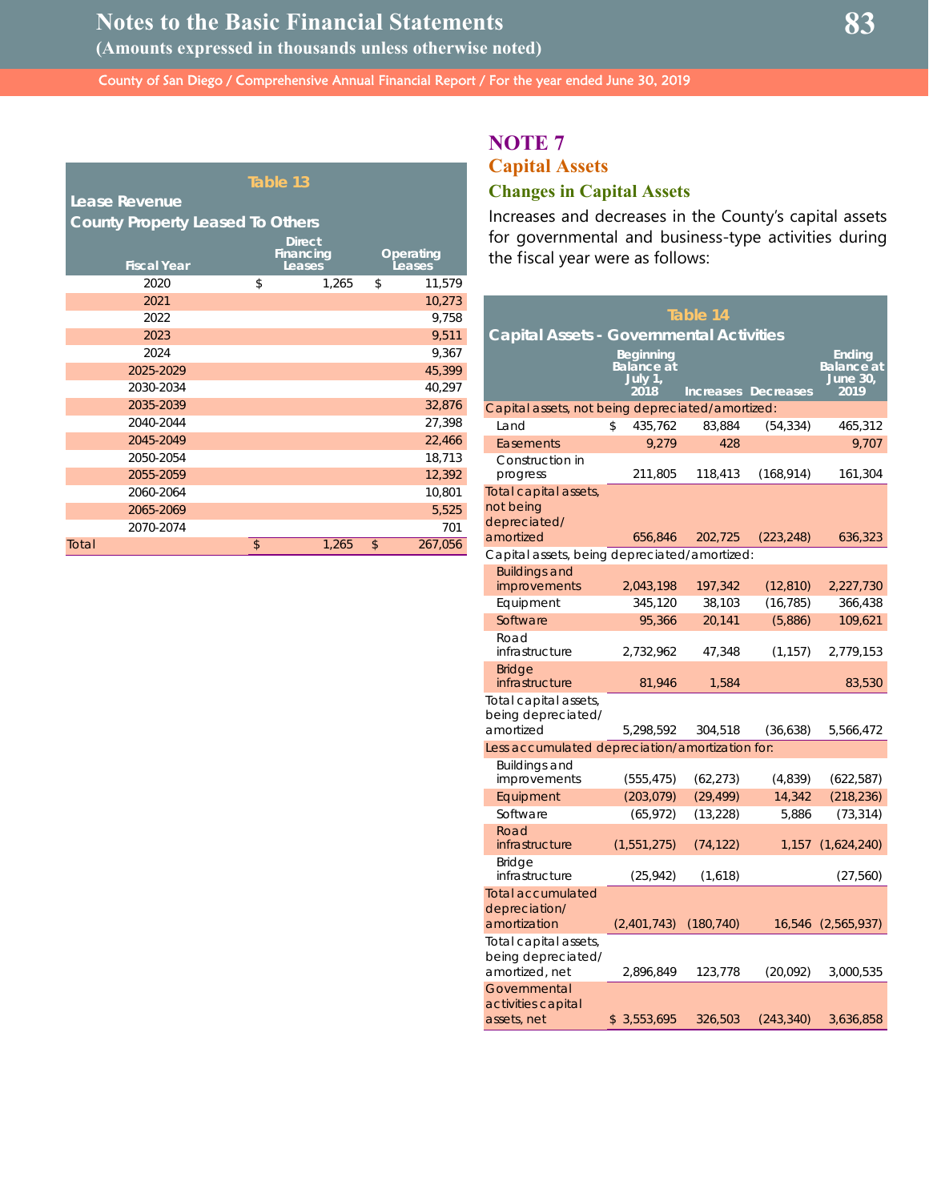**Table 13**

**Lease Revenue**
**County Property Leased To Others**

| Fiscal Year | Direct Financing Leases | Operating Leases |
|---|---|---|
| 2020 | $ 1,265 | $ 11,579 |
| 2021 | | 10,273 |
| 2022 | | 9,758 |
| 2023 | | 9,511 |
| 2024 | | 9,367 |
| 2025-2029 | | 45,399 |
| 2030-2034 | | 40,297 |
| 2035-2039 | | 32,876 |
| 2040-2044 | | 27,398 |
| 2045-2049 | | 22,466 |
| 2050-2054 | | 18,713 |
| 2055-2059 | | 12,392 |
| 2060-2064 | | 10,801 |
| 2065-2069 | | 5,525 |
| 2070-2074 | | 701 |
| Total | $ 1,265 | $ 267,056 |

# NOTE 7

## Capital Assets

### Changes in Capital Assets

Increases and decreases in the County's capital assets for governmental and business-type activities during the fiscal year were as follows:

**Table 14**

**Capital Assets - Governmental Activities**

| | Beginning Balance at July 1, 2018 | Increases | Decreases | Ending Balance at June 30, 2019 |
|---|---|---|---|---|
| Capital assets, not being depreciated/amortized: | | | | |
| Land | $ 435,762 | 83,884 | (54,334) | 465,312 |
| Easements | 9,279 | 428 | | 9,707 |
| Construction in progress | 211,805 | 118,413 | (168,914) | 161,304 |
| Total capital assets, not being depreciated/amortized | 656,846 | 202,725 | (223,248) | 636,323 |
| Capital assets, being depreciated/amortized: | | | | |
| Buildings and improvements | 2,043,198 | 197,342 | (12,810) | 2,227,730 |
| Equipment | 345,120 | 38,103 | (16,785) | 366,438 |
| Software | 95,366 | 20,141 | (5,886) | 109,621 |
| Road infrastructure | 2,732,962 | 47,348 | (1,157) | 2,779,153 |
| Bridge infrastructure | 81,946 | 1,584 | | 83,530 |
| Total capital assets, being depreciated/amortized | 5,298,592 | 304,518 | (36,638) | 5,566,472 |
| Less accumulated depreciation/amortization for: | | | | |
| Buildings and improvements | (555,475) | (62,273) | (4,839) | (622,587) |
| Equipment | (203,079) | (29,499) | 14,342 | (218,236) |
| Software | (65,972) | (13,228) | 5,886 | (73,314) |
| Road infrastructure | (1,551,275) | (74,122) | 1,157 | (1,624,240) |
| Bridge infrastructure | (25,942) | (1,618) | | (27,560) |
| Total accumulated depreciation/amortization | (2,401,743) | (180,740) | 16,546 | (2,565,937) |
| Total capital assets, being depreciated/amortized, net | 2,896,849 | 123,778 | (20,092) | 3,000,535 |
| Governmental activities capital assets, net | $ 3,553,695 | 326,503 | (243,340) | 3,636,858 |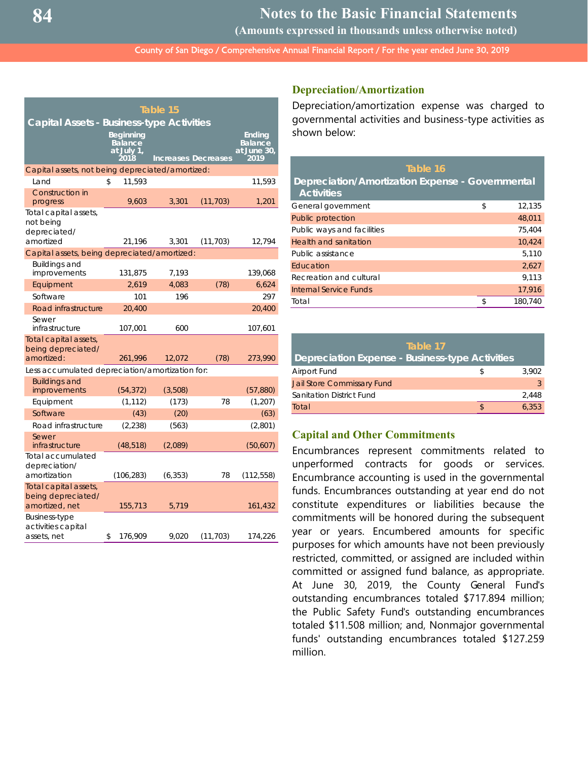**Table 15**

**Capital Assets - Business-type Activities**

| | Beginning Balance at July 1, 2018 | Increases | Decreases | Ending Balance at June 30, 2019 |
|---|---|---|---|---|
| Capital assets, not being depreciated/amortized: | | | | |
| Land | $ 11,593 | | | 11,593 |
| Construction in progress | 9,603 | 3,301 | (11,703) | 1,201 |
| Total capital assets, not being depreciated/amortized | 21,196 | 3,301 | (11,703) | 12,794 |
| Capital assets, being depreciated/amortized: | | | | |
| Buildings and improvements | 131,875 | 7,193 | | 139,068 |
| Equipment | 2,619 | 4,083 | (78) | 6,624 |
| Software | 101 | 196 | | 297 |
| Road infrastructure | 20,400 | | | 20,400 |
| Sewer infrastructure | 107,001 | 600 | | 107,601 |
| Total capital assets, being depreciated/amortized: | 261,996 | 12,072 | (78) | 273,990 |
| Less accumulated depreciation/amortization for: | | | | |
| Buildings and improvements | (54,372) | (3,508) | | (57,880) |
| Equipment | (1,112) | (173) | 78 | (1,207) |
| Software | (43) | (20) | | (63) |
| Road infrastructure | (2,238) | (563) | | (2,801) |
| Sewer infrastructure | (48,518) | (2,089) | | (50,607) |
| Total accumulated depreciation/amortization | (106,283) | (6,353) | 78 | (112,558) |
| Total capital assets, being depreciated/amortized, net | 155,713 | 5,719 | | 161,432 |
| Business-type activities capital assets, net | $ 176,909 | 9,020 | (11,703) | 174,226 |

## Depreciation/Amortization

Depreciation/amortization expense was charged to governmental activities and business-type activities as shown below:

**Table 16**

**Depreciation/Amortization Expense - Governmental Activities**

| | |
|---|---|
| General government | $ 12,135 |
| Public protection | 48,011 |
| Public ways and facilities | 75,404 |
| Health and sanitation | 10,424 |
| Public assistance | 5,110 |
| Education | 2,627 |
| Recreation and cultural | 9,113 |
| Internal Service Funds | 17,916 |
| Total | $ 180,740 |

**Table 17**

**Depreciation Expense - Business-type Activities**

| | |
|---|---|
| Airport Fund | $ 3,902 |
| Jail Store Commissary Fund | 3 |
| Sanitation District Fund | 2,448 |
| Total | $ 6,353 |

## Capital and Other Commitments

Encumbrances represent commitments related to unperformed contracts for goods or services. Encumbrance accounting is used in the governmental funds. Encumbrances outstanding at year end do not constitute expenditures or liabilities because the commitments will be honored during the subsequent year or years. Encumbered amounts for specific purposes for which amounts have not been previously restricted, committed, or assigned are included within committed or assigned fund balance, as appropriate. At June 30, 2019, the County General Fund's outstanding encumbrances totaled $717.894 million; the Public Safety Fund's outstanding encumbrances totaled $11.508 million; and, Nonmajor governmental funds' outstanding encumbrances totaled $127.259 million.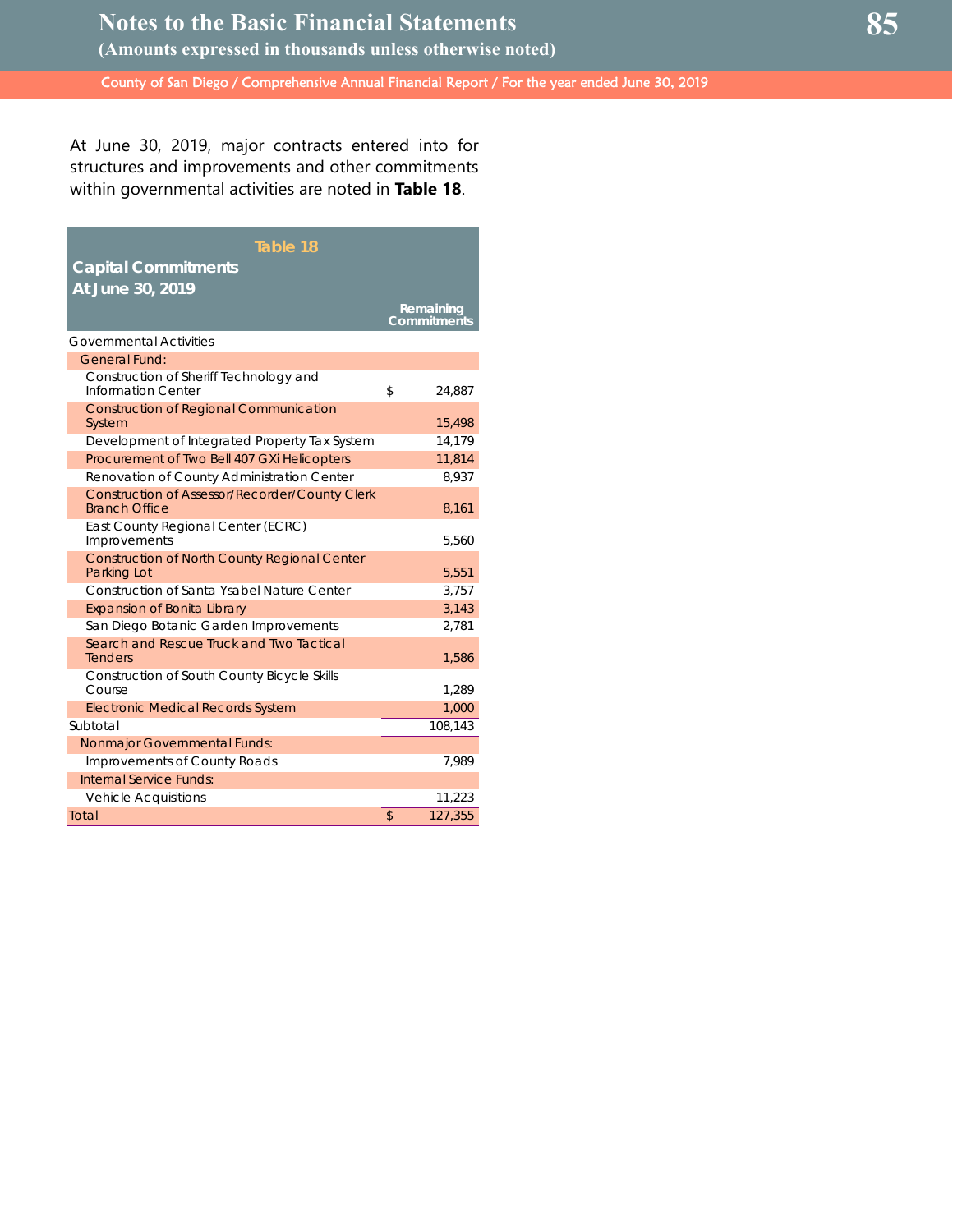At June 30, 2019, major contracts entered into for structures and improvements and other commitments within governmental activities are noted in **Table 18**.

**Table 18**

**Capital Commitments At June 30, 2019**

| | Remaining Commitments |
|---|---|
| Governmental Activities | |
| General Fund: | |
| Construction of Sheriff Technology and Information Center | $ 24,887 |
| Construction of Regional Communication System | 15,498 |
| Development of Integrated Property Tax System | 14,179 |
| Procurement of Two Bell 407 GXi Helicopters | 11,814 |
| Renovation of County Administration Center | 8,937 |
| Construction of Assessor/Recorder/County Clerk Branch Office | 8,161 |
| East County Regional Center (ECRC) Improvements | 5,560 |
| Construction of North County Regional Center Parking Lot | 5,551 |
| Construction of Santa Ysabel Nature Center | 3,757 |
| Expansion of Bonita Library | 3,143 |
| San Diego Botanic Garden Improvements | 2,781 |
| Search and Rescue Truck and Two Tactical Tenders | 1,586 |
| Construction of South County Bicycle Skills Course | 1,289 |
| Electronic Medical Records System | 1,000 |
| Subtotal | 108,143 |
| Nonmajor Governmental Funds: | |
| Improvements of County Roads | 7,989 |
| Internal Service Funds: | |
| Vehicle Acquisitions | 11,223 |
| Total | $ 127,355 |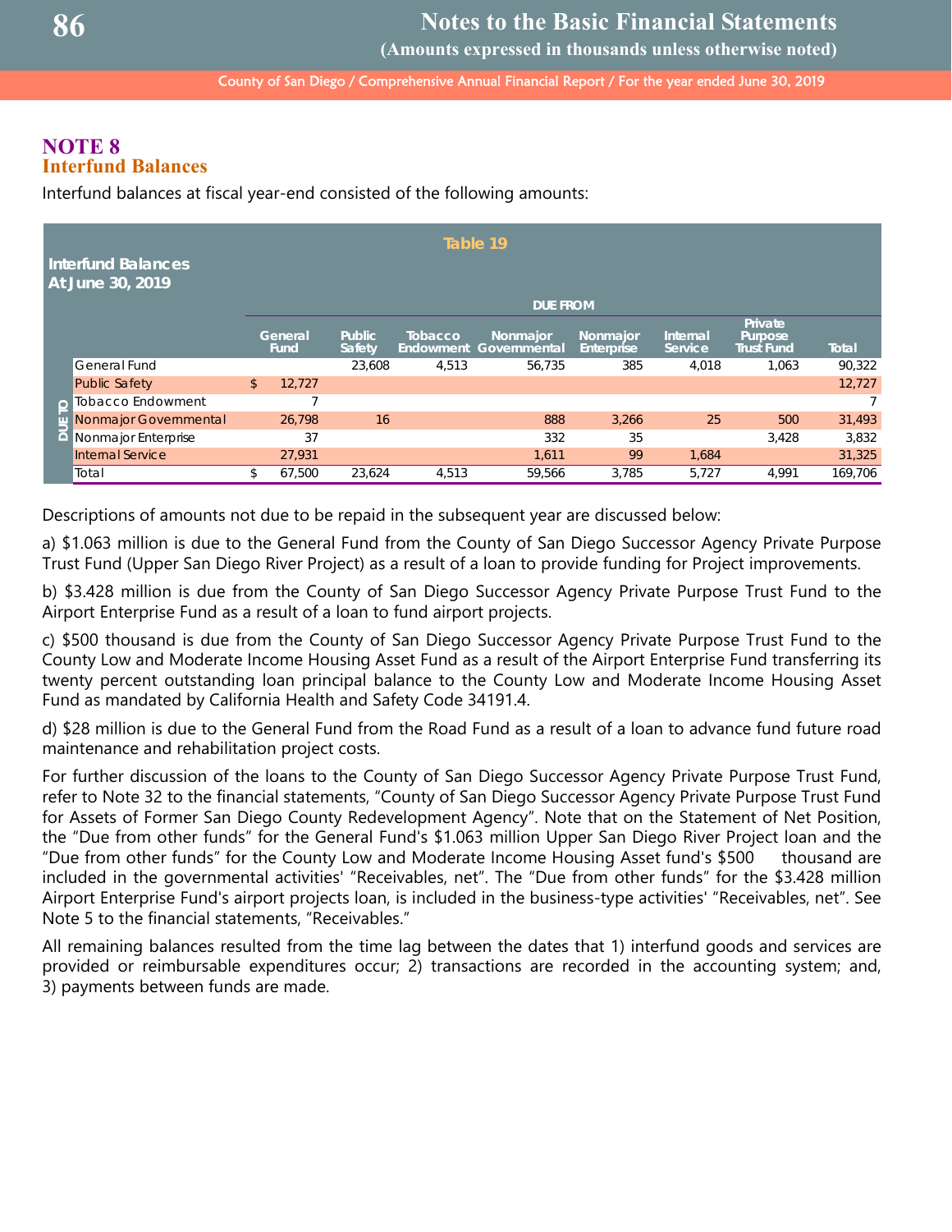# NOTE 8
## Interfund Balances

Interfund balances at fiscal year-end consisted of the following amounts:

**Table 19**

**Interfund Balances At June 30, 2019**

| | | DUE FROM | | | | | | | |
|---|---|---|---|---|---|---|---|---|---|
| | | General Fund | Public Safety | Tobacco Endowment | Nonmajor Governmental | Nonmajor Enterprise | Internal Service | Private Purpose Trust Fund | Total |
| DUE TO | General Fund | | 23,608 | 4,513 | 56,735 | 385 | 4,018 | 1,063 | 90,322 |
| | Public Safety | $ 12,727 | | | | | | | 12,727 |
| | Tobacco Endowment | 7 | | | | | | | 7 |
| | Nonmajor Governmental | 26,798 | 16 | | 888 | 3,266 | 25 | 500 | 31,493 |
| | Nonmajor Enterprise | 37 | | | 332 | 35 | | 3,428 | 3,832 |
| | Internal Service | 27,931 | | | 1,611 | 99 | 1,684 | | 31,325 |
| | Total | $ 67,500 | 23,624 | 4,513 | 59,566 | 3,785 | 5,727 | 4,991 | 169,706 |

Descriptions of amounts not due to be repaid in the subsequent year are discussed below:

a) $1.063 million is due to the General Fund from the County of San Diego Successor Agency Private Purpose Trust Fund (Upper San Diego River Project) as a result of a loan to provide funding for Project improvements.

b) $3.428 million is due from the County of San Diego Successor Agency Private Purpose Trust Fund to the Airport Enterprise Fund as a result of a loan to fund airport projects.

c) $500 thousand is due from the County of San Diego Successor Agency Private Purpose Trust Fund to the County Low and Moderate Income Housing Asset Fund as a result of the Airport Enterprise Fund transferring its twenty percent outstanding loan principal balance to the County Low and Moderate Income Housing Asset Fund as mandated by California Health and Safety Code 34191.4.

d) $28 million is due to the General Fund from the Road Fund as a result of a loan to advance fund future road maintenance and rehabilitation project costs.

For further discussion of the loans to the County of San Diego Successor Agency Private Purpose Trust Fund, refer to Note 32 to the financial statements, "County of San Diego Successor Agency Private Purpose Trust Fund for Assets of Former San Diego County Redevelopment Agency". Note that on the Statement of Net Position, the "Due from other funds" for the General Fund's $1.063 million Upper San Diego River Project loan and the "Due from other funds" for the County Low and Moderate Income Housing Asset fund's $500 thousand are included in the governmental activities' "Receivables, net". The "Due from other funds" for the $3.428 million Airport Enterprise Fund's airport projects loan, is included in the business-type activities' "Receivables, net". See Note 5 to the financial statements, "Receivables."

All remaining balances resulted from the time lag between the dates that 1) interfund goods and services are provided or reimbursable expenditures occur; 2) transactions are recorded in the accounting system; and, 3) payments between funds are made.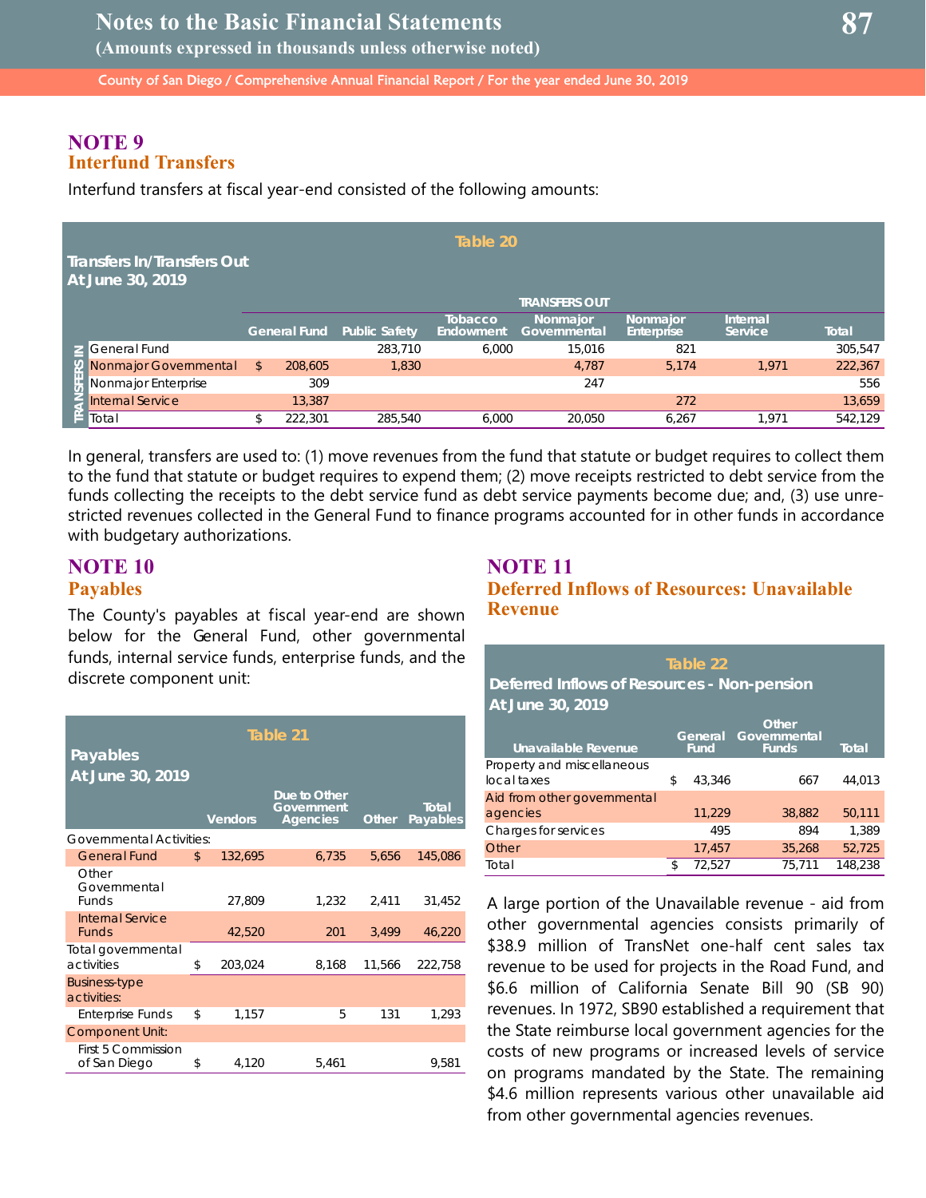## NOTE 9
### Interfund Transfers

Interfund transfers at fiscal year-end consisted of the following amounts:

**Table 20**

**Transfers In/Transfers Out**
**At June 30, 2019**

| TRANSFERS IN | TRANSFERS OUT: General Fund | Public Safety | Tobacco Endowment | Nonmajor Governmental | Nonmajor Enterprise | Internal Service | Total |
|---|---|---|---|---|---|---|---|
| General Fund | | 283,710 | 6,000 | 15,016 | 821 | | 305,547 |
| Nonmajor Governmental | $ 208,605 | 1,830 | | 4,787 | 5,174 | 1,971 | 222,367 |
| Nonmajor Enterprise | 309 | | | 247 | | | 556 |
| Internal Service | 13,387 | | | | 272 | | 13,659 |
| Total | $ 222,301 | 285,540 | 6,000 | 20,050 | 6,267 | 1,971 | 542,129 |

In general, transfers are used to: (1) move revenues from the fund that statute or budget requires to collect them to the fund that statute or budget requires to expend them; (2) move receipts restricted to debt service from the funds collecting the receipts to the debt service fund as debt service payments become due; and, (3) use unrestricted revenues collected in the General Fund to finance programs accounted for in other funds in accordance with budgetary authorizations.

## NOTE 10
### Payables

The County's payables at fiscal year-end are shown below for the General Fund, other governmental funds, internal service funds, enterprise funds, and the discrete component unit:

**Table 21**

**Payables**
**At June 30, 2019**

| | Vendors | Due to Other Government Agencies | Other | Total Payables |
|---|---|---|---|---|
| Governmental Activities: | | | | |
| General Fund | $ 132,695 | 6,735 | 5,656 | 145,086 |
| Other Governmental Funds | 27,809 | 1,232 | 2,411 | 31,452 |
| Internal Service Funds | 42,520 | 201 | 3,499 | 46,220 |
| Total governmental activities | $ 203,024 | 8,168 | 11,566 | 222,758 |
| Business-type activities: | | | | |
| Enterprise Funds | $ 1,157 | 5 | 131 | 1,293 |
| Component Unit: | | | | |
| First 5 Commission of San Diego | $ 4,120 | 5,461 | | 9,581 |

## NOTE 11
### Deferred Inflows of Resources: Unavailable Revenue

**Table 22**

**Deferred Inflows of Resources - Non-pension**
**At June 30, 2019**

| Unavailable Revenue | General Fund | Other Governmental Funds | Total |
|---|---|---|---|
| Property and miscellaneous local taxes | $ 43,346 | 667 | 44,013 |
| Aid from other governmental agencies | 11,229 | 38,882 | 50,111 |
| Charges for services | 495 | 894 | 1,389 |
| Other | 17,457 | 35,268 | 52,725 |
| Total | $ 72,527 | 75,711 | 148,238 |

A large portion of the Unavailable revenue - aid from other governmental agencies consists primarily of $38.9 million of TransNet one-half cent sales tax revenue to be used for projects in the Road Fund, and $6.6 million of California Senate Bill 90 (SB 90) revenues. In 1972, SB90 established a requirement that the State reimburse local government agencies for the costs of new programs or increased levels of service on programs mandated by the State. The remaining $4.6 million represents various other unavailable aid from other governmental agencies revenues.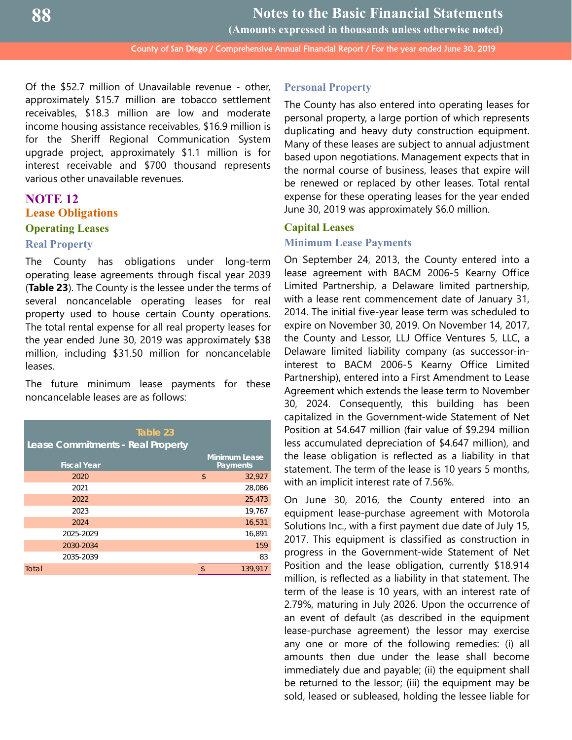Of the $52.7 million of Unavailable revenue - other, approximately $15.7 million are tobacco settlement receivables, $18.3 million are low and moderate income housing assistance receivables, $16.9 million is for the Sheriff Regional Communication System upgrade project, approximately $1.1 million is for interest receivable and $700 thousand represents various other unavailable revenues.

# NOTE 12

## Lease Obligations

### Operating Leases

#### Real Property

The County has obligations under long-term operating lease agreements through fiscal year 2039 (**Table 23**). The County is the lessee under the terms of several noncancelable operating leases for real property used to house certain County operations. The total rental expense for all real property leases for the year ended June 30, 2019 was approximately $38 million, including $31.50 million for noncancelable leases.

The future minimum lease payments for these noncancelable leases are as follows:

**Table 23**
**Lease Commitments - Real Property**

| Fiscal Year | Minimum Lease Payments |
|---|---|
| 2020 | $ 32,927 |
| 2021 | 28,086 |
| 2022 | 25,473 |
| 2023 | 19,767 |
| 2024 | 16,531 |
| 2025-2029 | 16,891 |
| 2030-2034 | 159 |
| 2035-2039 | 83 |
| Total | $ 139,917 |

#### Personal Property

The County has also entered into operating leases for personal property, a large portion of which represents duplicating and heavy duty construction equipment. Many of these leases are subject to annual adjustment based upon negotiations. Management expects that in the normal course of business, leases that expire will be renewed or replaced by other leases. Total rental expense for these operating leases for the year ended June 30, 2019 was approximately $6.0 million.

### Capital Leases

#### Minimum Lease Payments

On September 24, 2013, the County entered into a lease agreement with BACM 2006-5 Kearny Office Limited Partnership, a Delaware limited partnership, with a lease rent commencement date of January 31, 2014. The initial five-year lease term was scheduled to expire on November 30, 2019. On November 14, 2017, the County and Lessor, LLJ Office Ventures 5, LLC, a Delaware limited liability company (as successor-in-interest to BACM 2006-5 Kearny Office Limited Partnership), entered into a First Amendment to Lease Agreement which extends the lease term to November 30, 2024. Consequently, this building has been capitalized in the Government-wide Statement of Net Position at $4.647 million (fair value of $9.294 million less accumulated depreciation of $4.647 million), and the lease obligation is reflected as a liability in that statement. The term of the lease is 10 years 5 months, with an implicit interest rate of 7.56%.

On June 30, 2016, the County entered into an equipment lease-purchase agreement with Motorola Solutions Inc., with a first payment due date of July 15, 2017. This equipment is classified as construction in progress in the Government-wide Statement of Net Position and the lease obligation, currently $18.914 million, is reflected as a liability in that statement. The term of the lease is 10 years, with an interest rate of 2.79%, maturing in July 2026. Upon the occurrence of an event of default (as described in the equipment lease-purchase agreement) the lessor may exercise any one or more of the following remedies: (i) all amounts then due under the lease shall become immediately due and payable; (ii) the equipment shall be returned to the lessor; (iii) the equipment may be sold, leased or subleased, holding the lessee liable for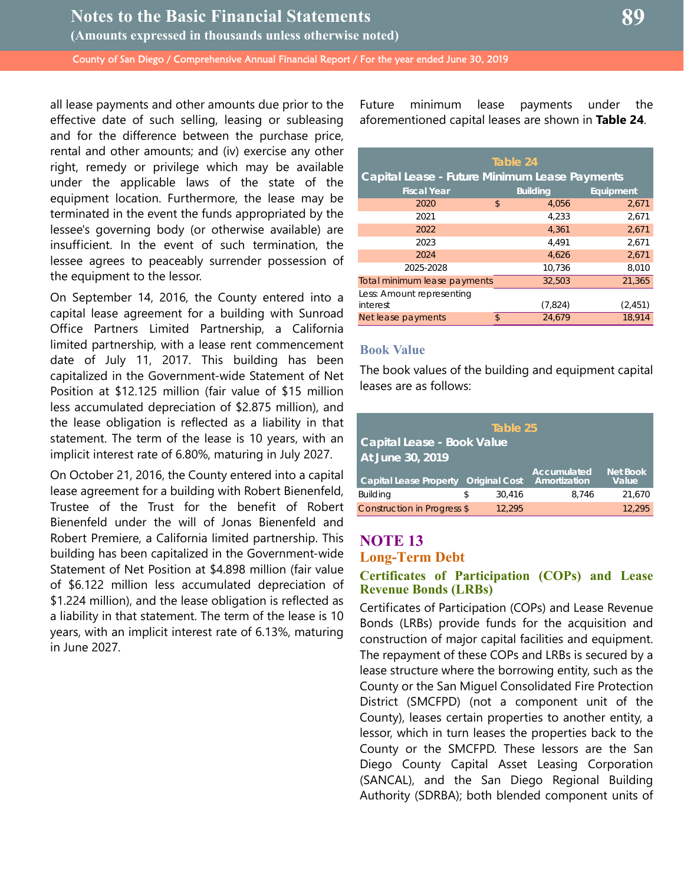all lease payments and other amounts due prior to the effective date of such selling, leasing or subleasing and for the difference between the purchase price, rental and other amounts; and (iv) exercise any other right, remedy or privilege which may be available under the applicable laws of the state of the equipment location. Furthermore, the lease may be terminated in the event the funds appropriated by the lessee's governing body (or otherwise available) are insufficient. In the event of such termination, the lessee agrees to peaceably surrender possession of the equipment to the lessor.

On September 14, 2016, the County entered into a capital lease agreement for a building with Sunroad Office Partners Limited Partnership, a California limited partnership, with a lease rent commencement date of July 11, 2017. This building has been capitalized in the Government-wide Statement of Net Position at $12.125 million (fair value of $15 million less accumulated depreciation of $2.875 million), and the lease obligation is reflected as a liability in that statement. The term of the lease is 10 years, with an implicit interest rate of 6.80%, maturing in July 2027.

On October 21, 2016, the County entered into a capital lease agreement for a building with Robert Bienenfeld, Trustee of the Trust for the benefit of Robert Bienenfeld under the will of Jonas Bienenfeld and Robert Premiere, a California limited partnership. This building has been capitalized in the Government-wide Statement of Net Position at $4.898 million (fair value of $6.122 million less accumulated depreciation of $1.224 million), and the lease obligation is reflected as a liability in that statement. The term of the lease is 10 years, with an implicit interest rate of 6.13%, maturing in June 2027.

Future minimum lease payments under the aforementioned capital leases are shown in **Table 24**.

**Table 24**
**Capital Lease - Future Minimum Lease Payments**

| Fiscal Year | Building | Equipment |
|---|---|---|
| 2020 | $ 4,056 | 2,671 |
| 2021 | 4,233 | 2,671 |
| 2022 | 4,361 | 2,671 |
| 2023 | 4,491 | 2,671 |
| 2024 | 4,626 | 2,671 |
| 2025-2028 | 10,736 | 8,010 |
| Total minimum lease payments | 32,503 | 21,365 |
| Less: Amount representing interest | (7,824) | (2,451) |
| Net lease payments | $ 24,679 | 18,914 |

### Book Value

The book values of the building and equipment capital leases are as follows:

**Table 25**
**Capital Lease - Book Value**
**At June 30, 2019**

| Capital Lease Property | Original Cost | Accumulated Amortization | Net Book Value |
|---|---|---|---|
| Building | $ 30,416 | 8,746 | 21,670 |
| Construction in Progress | $ 12,295 | | 12,295 |

# NOTE 13
## Long-Term Debt

### Certificates of Participation (COPs) and Lease Revenue Bonds (LRBs)

Certificates of Participation (COPs) and Lease Revenue Bonds (LRBs) provide funds for the acquisition and construction of major capital facilities and equipment. The repayment of these COPs and LRBs is secured by a lease structure where the borrowing entity, such as the County or the San Miguel Consolidated Fire Protection District (SMCFPD) (not a component unit of the County), leases certain properties to another entity, a lessor, which in turn leases the properties back to the County or the SMCFPD. These lessors are the San Diego County Capital Asset Leasing Corporation (SANCAL), and the San Diego Regional Building Authority (SDRBA); both blended component units of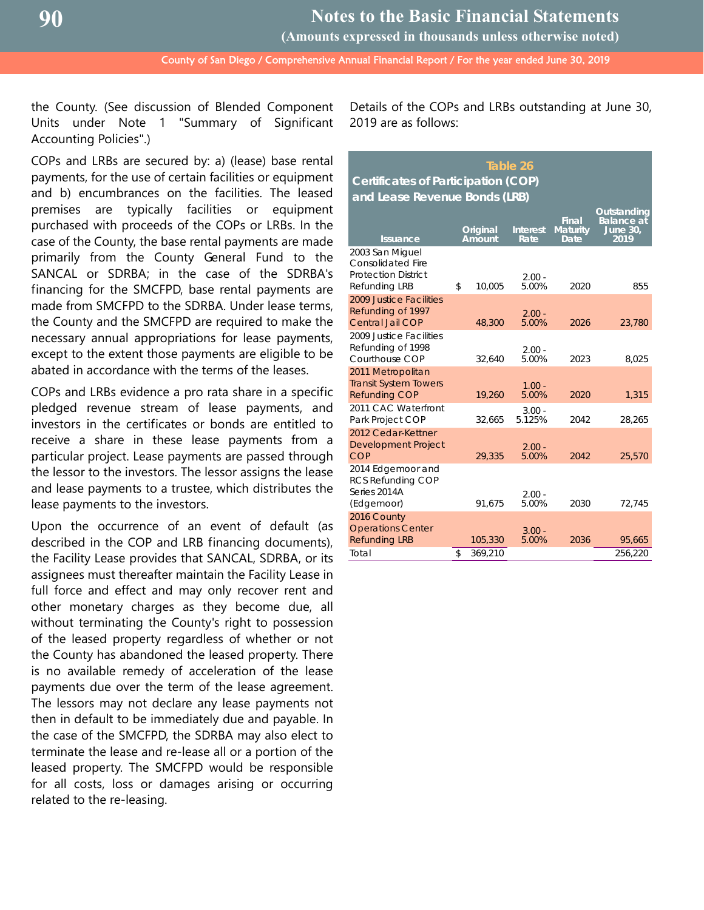the County. (See discussion of Blended Component Units under Note 1 "Summary of Significant Accounting Policies".)

COPs and LRBs are secured by: a) (lease) base rental payments, for the use of certain facilities or equipment and b) encumbrances on the facilities. The leased premises are typically facilities or equipment purchased with proceeds of the COPs or LRBs. In the case of the County, the base rental payments are made primarily from the County General Fund to the SANCAL or SDRBA; in the case of the SDRBA's financing for the SMCFPD, base rental payments are made from SMCFPD to the SDRBA. Under lease terms, the County and the SMCFPD are required to make the necessary annual appropriations for lease payments, except to the extent those payments are eligible to be abated in accordance with the terms of the leases.

COPs and LRBs evidence a pro rata share in a specific pledged revenue stream of lease payments, and investors in the certificates or bonds are entitled to receive a share in these lease payments from a particular project. Lease payments are passed through the lessor to the investors. The lessor assigns the lease and lease payments to a trustee, which distributes the lease payments to the investors.

Upon the occurrence of an event of default (as described in the COP and LRB financing documents), the Facility Lease provides that SANCAL, SDRBA, or its assignees must thereafter maintain the Facility Lease in full force and effect and may only recover rent and other monetary charges as they become due, all without terminating the County's right to possession of the leased property regardless of whether or not the County has abandoned the leased property. There is no available remedy of acceleration of the lease payments due over the term of the lease agreement. The lessors may not declare any lease payments not then in default to be immediately due and payable. In the case of the SMCFPD, the SDRBA may also elect to terminate the lease and re-lease all or a portion of the leased property. The SMCFPD would be responsible for all costs, loss or damages arising or occurring related to the re-leasing.

Details of the COPs and LRBs outstanding at June 30, 2019 are as follows:

**Table 26**
**Certificates of Participation (COP) and Lease Revenue Bonds (LRB)**

| Issuance | Original Amount | Interest Rate | Final Maturity Date | Outstanding Balance at June 30, 2019 |
|---|---|---|---|---|
| 2003 San Miguel Consolidated Fire Protection District Refunding LRB | $ 10,005 | 2.00 - 5.00% | 2020 | 855 |
| 2009 Justice Facilities Refunding of 1997 Central Jail COP | 48,300 | 2.00 - 5.00% | 2026 | 23,780 |
| 2009 Justice Facilities Refunding of 1998 Courthouse COP | 32,640 | 2.00 - 5.00% | 2023 | 8,025 |
| 2011 Metropolitan Transit System Towers Refunding COP | 19,260 | 1.00 - 5.00% | 2020 | 1,315 |
| 2011 CAC Waterfront Park Project COP | 32,665 | 3.00 - 5.125% | 2042 | 28,265 |
| 2012 Cedar-Kettner Development Project COP | 29,335 | 2.00 - 5.00% | 2042 | 25,570 |
| 2014 Edgemoor and RCS Refunding COP Series 2014A (Edgemoor) | 91,675 | 2.00 - 5.00% | 2030 | 72,745 |
| 2016 County Operations Center Refunding LRB | 105,330 | 3.00 - 5.00% | 2036 | 95,665 |
| Total | $ 369,210 | | | 256,220 |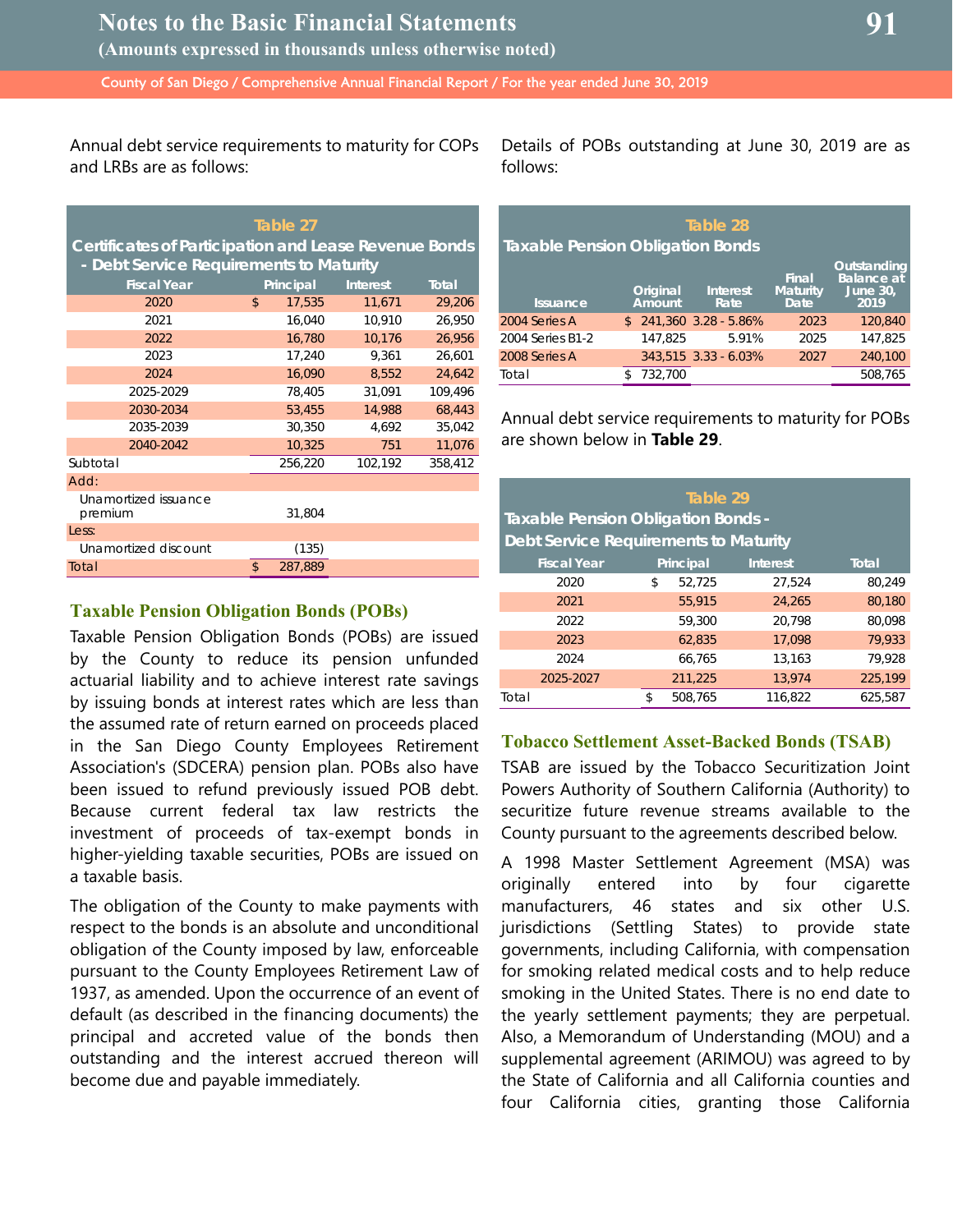Annual debt service requirements to maturity for COPs and LRBs are as follows:

**Table 27**
**Certificates of Participation and Lease Revenue Bonds - Debt Service Requirements to Maturity**

| Fiscal Year | Principal | Interest | Total |
|---|---|---|---|
| 2020 | $ 17,535 | 11,671 | 29,206 |
| 2021 | 16,040 | 10,910 | 26,950 |
| 2022 | 16,780 | 10,176 | 26,956 |
| 2023 | 17,240 | 9,361 | 26,601 |
| 2024 | 16,090 | 8,552 | 24,642 |
| 2025-2029 | 78,405 | 31,091 | 109,496 |
| 2030-2034 | 53,455 | 14,988 | 68,443 |
| 2035-2039 | 30,350 | 4,692 | 35,042 |
| 2040-2042 | 10,325 | 751 | 11,076 |
| Subtotal | 256,220 | 102,192 | 358,412 |
| Add: | | | |
| Unamortized issuance premium | 31,804 | | |
| Less: | | | |
| Unamortized discount | (135) | | |
| Total | $ 287,889 | | |

### Taxable Pension Obligation Bonds (POBs)

Taxable Pension Obligation Bonds (POBs) are issued by the County to reduce its pension unfunded actuarial liability and to achieve interest rate savings by issuing bonds at interest rates which are less than the assumed rate of return earned on proceeds placed in the San Diego County Employees Retirement Association's (SDCERA) pension plan. POBs also have been issued to refund previously issued POB debt. Because current federal tax law restricts the investment of proceeds of tax-exempt bonds in higher-yielding taxable securities, POBs are issued on a taxable basis.

The obligation of the County to make payments with respect to the bonds is an absolute and unconditional obligation of the County imposed by law, enforceable pursuant to the County Employees Retirement Law of 1937, as amended. Upon the occurrence of an event of default (as described in the financing documents) the principal and accreted value of the bonds then outstanding and the interest accrued thereon will become due and payable immediately.

Details of POBs outstanding at June 30, 2019 are as follows:

**Table 28**
**Taxable Pension Obligation Bonds**

| Issuance | Original Amount | Interest Rate | Final Maturity Date | Outstanding Balance at June 30, 2019 |
|---|---|---|---|---|
| 2004 Series A | $ 241,360 | 3.28 - 5.86% | 2023 | 120,840 |
| 2004 Series B1-2 | 147,825 | 5.91% | 2025 | 147,825 |
| 2008 Series A | 343,515 | 3.33 - 6.03% | 2027 | 240,100 |
| Total | $ 732,700 | | | 508,765 |

Annual debt service requirements to maturity for POBs are shown below in **Table 29**.

**Table 29**
**Taxable Pension Obligation Bonds - Debt Service Requirements to Maturity**

| Fiscal Year | Principal | Interest | Total |
|---|---|---|---|
| 2020 | $ 52,725 | 27,524 | 80,249 |
| 2021 | 55,915 | 24,265 | 80,180 |
| 2022 | 59,300 | 20,798 | 80,098 |
| 2023 | 62,835 | 17,098 | 79,933 |
| 2024 | 66,765 | 13,163 | 79,928 |
| 2025-2027 | 211,225 | 13,974 | 225,199 |
| Total | $ 508,765 | 116,822 | 625,587 |

### Tobacco Settlement Asset-Backed Bonds (TSAB)

TSAB are issued by the Tobacco Securitization Joint Powers Authority of Southern California (Authority) to securitize future revenue streams available to the County pursuant to the agreements described below.

A 1998 Master Settlement Agreement (MSA) was originally entered into by four cigarette manufacturers, 46 states and six other U.S. jurisdictions (Settling States) to provide state governments, including California, with compensation for smoking related medical costs and to help reduce smoking in the United States. There is no end date to the yearly settlement payments; they are perpetual. Also, a Memorandum of Understanding (MOU) and a supplemental agreement (ARIMOU) was agreed to by the State of California and all California counties and four California cities, granting those California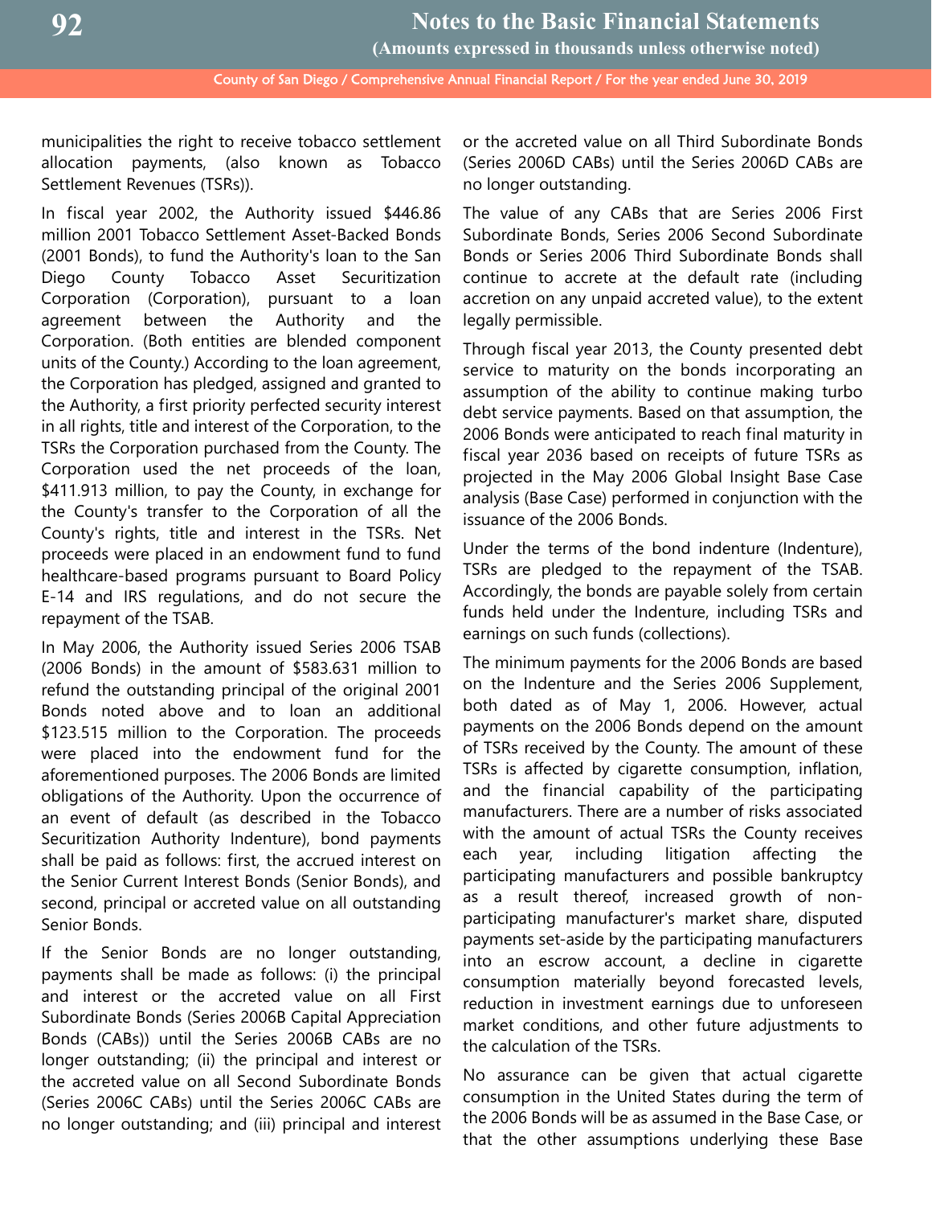municipalities the right to receive tobacco settlement allocation payments, (also known as Tobacco Settlement Revenues (TSRs)).

In fiscal year 2002, the Authority issued $446.86 million 2001 Tobacco Settlement Asset-Backed Bonds (2001 Bonds), to fund the Authority's loan to the San Diego County Tobacco Asset Securitization Corporation (Corporation), pursuant to a loan agreement between the Authority and the Corporation. (Both entities are blended component units of the County.) According to the loan agreement, the Corporation has pledged, assigned and granted to the Authority, a first priority perfected security interest in all rights, title and interest of the Corporation, to the TSRs the Corporation purchased from the County. The Corporation used the net proceeds of the loan, $411.913 million, to pay the County, in exchange for the County's transfer to the Corporation of all the County's rights, title and interest in the TSRs. Net proceeds were placed in an endowment fund to fund healthcare-based programs pursuant to Board Policy E-14 and IRS regulations, and do not secure the repayment of the TSAB.

In May 2006, the Authority issued Series 2006 TSAB (2006 Bonds) in the amount of $583.631 million to refund the outstanding principal of the original 2001 Bonds noted above and to loan an additional $123.515 million to the Corporation. The proceeds were placed into the endowment fund for the aforementioned purposes. The 2006 Bonds are limited obligations of the Authority. Upon the occurrence of an event of default (as described in the Tobacco Securitization Authority Indenture), bond payments shall be paid as follows: first, the accrued interest on the Senior Current Interest Bonds (Senior Bonds), and second, principal or accreted value on all outstanding Senior Bonds.

If the Senior Bonds are no longer outstanding, payments shall be made as follows: (i) the principal and interest or the accreted value on all First Subordinate Bonds (Series 2006B Capital Appreciation Bonds (CABs)) until the Series 2006B CABs are no longer outstanding; (ii) the principal and interest or the accreted value on all Second Subordinate Bonds (Series 2006C CABs) until the Series 2006C CABs are no longer outstanding; and (iii) principal and interest or the accreted value on all Third Subordinate Bonds (Series 2006D CABs) until the Series 2006D CABs are no longer outstanding.

The value of any CABs that are Series 2006 First Subordinate Bonds, Series 2006 Second Subordinate Bonds or Series 2006 Third Subordinate Bonds shall continue to accrete at the default rate (including accretion on any unpaid accreted value), to the extent legally permissible.

Through fiscal year 2013, the County presented debt service to maturity on the bonds incorporating an assumption of the ability to continue making turbo debt service payments. Based on that assumption, the 2006 Bonds were anticipated to reach final maturity in fiscal year 2036 based on receipts of future TSRs as projected in the May 2006 Global Insight Base Case analysis (Base Case) performed in conjunction with the issuance of the 2006 Bonds.

Under the terms of the bond indenture (Indenture), TSRs are pledged to the repayment of the TSAB. Accordingly, the bonds are payable solely from certain funds held under the Indenture, including TSRs and earnings on such funds (collections).

The minimum payments for the 2006 Bonds are based on the Indenture and the Series 2006 Supplement, both dated as of May 1, 2006. However, actual payments on the 2006 Bonds depend on the amount of TSRs received by the County. The amount of these TSRs is affected by cigarette consumption, inflation, and the financial capability of the participating manufacturers. There are a number of risks associated with the amount of actual TSRs the County receives each year, including litigation affecting the participating manufacturers and possible bankruptcy as a result thereof, increased growth of non-participating manufacturer's market share, disputed payments set-aside by the participating manufacturers into an escrow account, a decline in cigarette consumption materially beyond forecasted levels, reduction in investment earnings due to unforeseen market conditions, and other future adjustments to the calculation of the TSRs.

No assurance can be given that actual cigarette consumption in the United States during the term of the 2006 Bonds will be as assumed in the Base Case, or that the other assumptions underlying these Base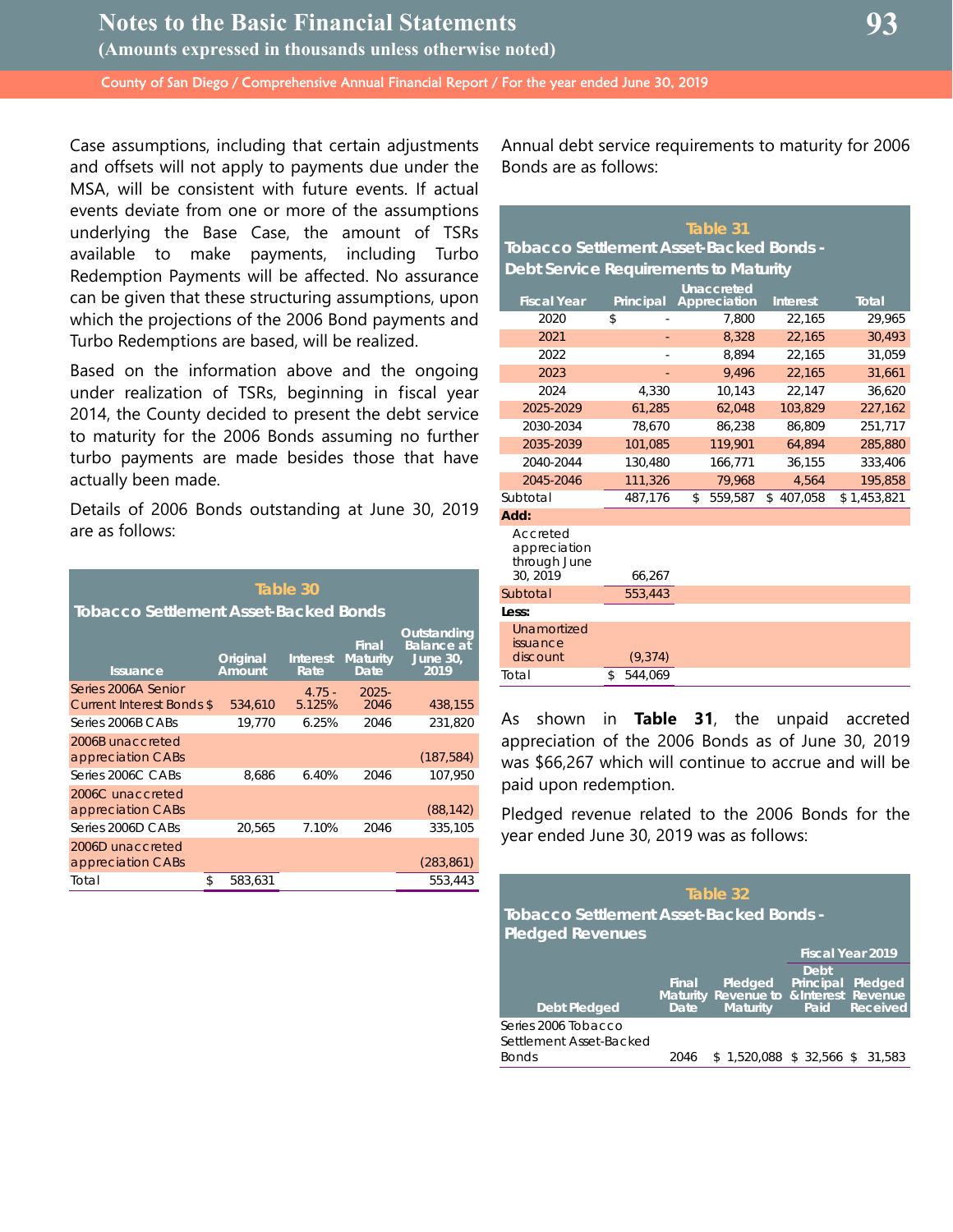Case assumptions, including that certain adjustments and offsets will not apply to payments due under the MSA, will be consistent with future events. If actual events deviate from one or more of the assumptions underlying the Base Case, the amount of TSRs available to make payments, including Turbo Redemption Payments will be affected. No assurance can be given that these structuring assumptions, upon which the projections of the 2006 Bond payments and Turbo Redemptions are based, will be realized.

Based on the information above and the ongoing under realization of TSRs, beginning in fiscal year 2014, the County decided to present the debt service to maturity for the 2006 Bonds assuming no further turbo payments are made besides those that have actually been made.

Details of 2006 Bonds outstanding at June 30, 2019 are as follows:

**Table 30**

**Tobacco Settlement Asset-Backed Bonds**

| Issuance | Original Amount | Interest Rate | Final Maturity Date | Outstanding Balance at June 30, 2019 |
|---|---|---|---|---|
| Series 2006A Senior Current Interest Bonds | $ 534,610 | 4.75 - 5.125% | 2025-2046 | 438,155 |
| Series 2006B CABs | 19,770 | 6.25% | 2046 | 231,820 |
| 2006B unaccreted appreciation CABs | | | | (187,584) |
| Series 2006C CABs | 8,686 | 6.40% | 2046 | 107,950 |
| 2006C unaccreted appreciation CABs | | | | (88,142) |
| Series 2006D CABs | 20,565 | 7.10% | 2046 | 335,105 |
| 2006D unaccreted appreciation CABs | | | | (283,861) |
| Total | $ 583,631 | | | 553,443 |

Annual debt service requirements to maturity for 2006 Bonds are as follows:

**Table 31**

**Tobacco Settlement Asset-Backed Bonds - Debt Service Requirements to Maturity**

| Fiscal Year | Principal | Unaccreted Appreciation | Interest | Total |
|---|---|---|---|---|
| 2020 | $ - | 7,800 | 22,165 | 29,965 |
| 2021 | - | 8,328 | 22,165 | 30,493 |
| 2022 | - | 8,894 | 22,165 | 31,059 |
| 2023 | - | 9,496 | 22,165 | 31,661 |
| 2024 | 4,330 | 10,143 | 22,147 | 36,620 |
| 2025-2029 | 61,285 | 62,048 | 103,829 | 227,162 |
| 2030-2034 | 78,670 | 86,238 | 86,809 | 251,717 |
| 2035-2039 | 101,085 | 119,901 | 64,894 | 285,880 |
| 2040-2044 | 130,480 | 166,771 | 36,155 | 333,406 |
| 2045-2046 | 111,326 | 79,968 | 4,564 | 195,858 |
| Subtotal | 487,176 | $ 559,587 | $ 407,058 | $ 1,453,821 |
| **Add:** | | | | |
| Accreted appreciation through June 30, 2019 | 66,267 | | | |
| Subtotal | 553,443 | | | |
| **Less:** | | | | |
| Unamortized issuance discount | (9,374) | | | |
| Total | $ 544,069 | | | |

As shown in **Table 31**, the unpaid accreted appreciation of the 2006 Bonds as of June 30, 2019 was $66,267 which will continue to accrue and will be paid upon redemption.

Pledged revenue related to the 2006 Bonds for the year ended June 30, 2019 was as follows:

**Table 32**

**Tobacco Settlement Asset-Backed Bonds - Pledged Revenues**

| | | | Fiscal Year 2019 | |
|---|---|---|---|---|
| Debt Pledged | Final Maturity Date | Pledged Revenue to Maturity | Debt Principal & Interest Paid | Pledged Revenue Received |
| Series 2006 Tobacco Settlement Asset-Backed Bonds | 2046 | $ 1,520,088 | $ 32,566 | $ 31,583 |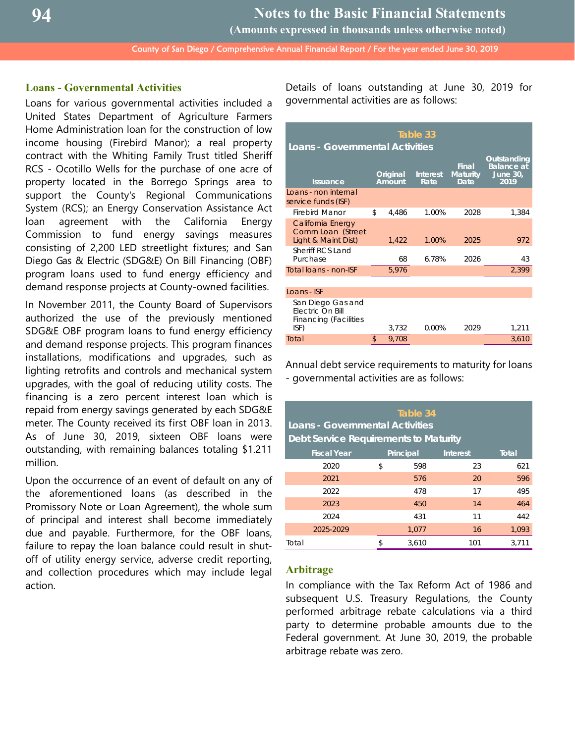## Loans - Governmental Activities

Loans for various governmental activities included a United States Department of Agriculture Farmers Home Administration loan for the construction of low income housing (Firebird Manor); a real property contract with the Whiting Family Trust titled Sheriff RCS - Ocotillo Wells for the purchase of one acre of property located in the Borrego Springs area to support the County's Regional Communications System (RCS); an Energy Conservation Assistance Act loan agreement with the California Energy Commission to fund energy savings measures consisting of 2,200 LED streetlight fixtures; and San Diego Gas & Electric (SDG&E) On Bill Financing (OBF) program loans used to fund energy efficiency and demand response projects at County-owned facilities.

In November 2011, the County Board of Supervisors authorized the use of the previously mentioned SDG&E OBF program loans to fund energy efficiency and demand response projects. This program finances installations, modifications and upgrades, such as lighting retrofits and controls and mechanical system upgrades, with the goal of reducing utility costs. The financing is a zero percent interest loan which is repaid from energy savings generated by each SDG&E meter. The County received its first OBF loan in 2013. As of June 30, 2019, sixteen OBF loans were outstanding, with remaining balances totaling $1.211 million.

Upon the occurrence of an event of default on any of the aforementioned loans (as described in the Promissory Note or Loan Agreement), the whole sum of principal and interest shall become immediately due and payable. Furthermore, for the OBF loans, failure to repay the loan balance could result in shut-off of utility energy service, adverse credit reporting, and collection procedures which may include legal action.

Details of loans outstanding at June 30, 2019 for governmental activities are as follows:

**Table 33**
**Loans - Governmental Activities**

| Issuance | Original Amount | Interest Rate | Final Maturity Date | Outstanding Balance at June 30, 2019 |
|---|---|---|---|---|
| Loans - non internal service funds (ISF) | | | | |
| Firebird Manor | $ 4,486 | 1.00% | 2028 | 1,384 |
| California Energy Comm Loan (Street Light & Maint Dist) | 1,422 | 1.00% | 2025 | 972 |
| Sheriff RCS Land Purchase | 68 | 6.78% | 2026 | 43 |
| Total loans - non-ISF | 5,976 | | | 2,399 |
| Loans - ISF | | | | |
| San Diego Gas and Electric On Bill Financing (Facilities ISF) | 3,732 | 0.00% | 2029 | 1,211 |
| Total | $ 9,708 | | | 3,610 |

Annual debt service requirements to maturity for loans - governmental activities are as follows:

**Table 34**
**Loans - Governmental Activities**
**Debt Service Requirements to Maturity**

| Fiscal Year | Principal | Interest | Total |
|---|---|---|---|
| 2020 | $ 598 | 23 | 621 |
| 2021 | 576 | 20 | 596 |
| 2022 | 478 | 17 | 495 |
| 2023 | 450 | 14 | 464 |
| 2024 | 431 | 11 | 442 |
| 2025-2029 | 1,077 | 16 | 1,093 |
| Total | $ 3,610 | 101 | 3,711 |

## Arbitrage

In compliance with the Tax Reform Act of 1986 and subsequent U.S. Treasury Regulations, the County performed arbitrage rebate calculations via a third party to determine probable amounts due to the Federal government. At June 30, 2019, the probable arbitrage rebate was zero.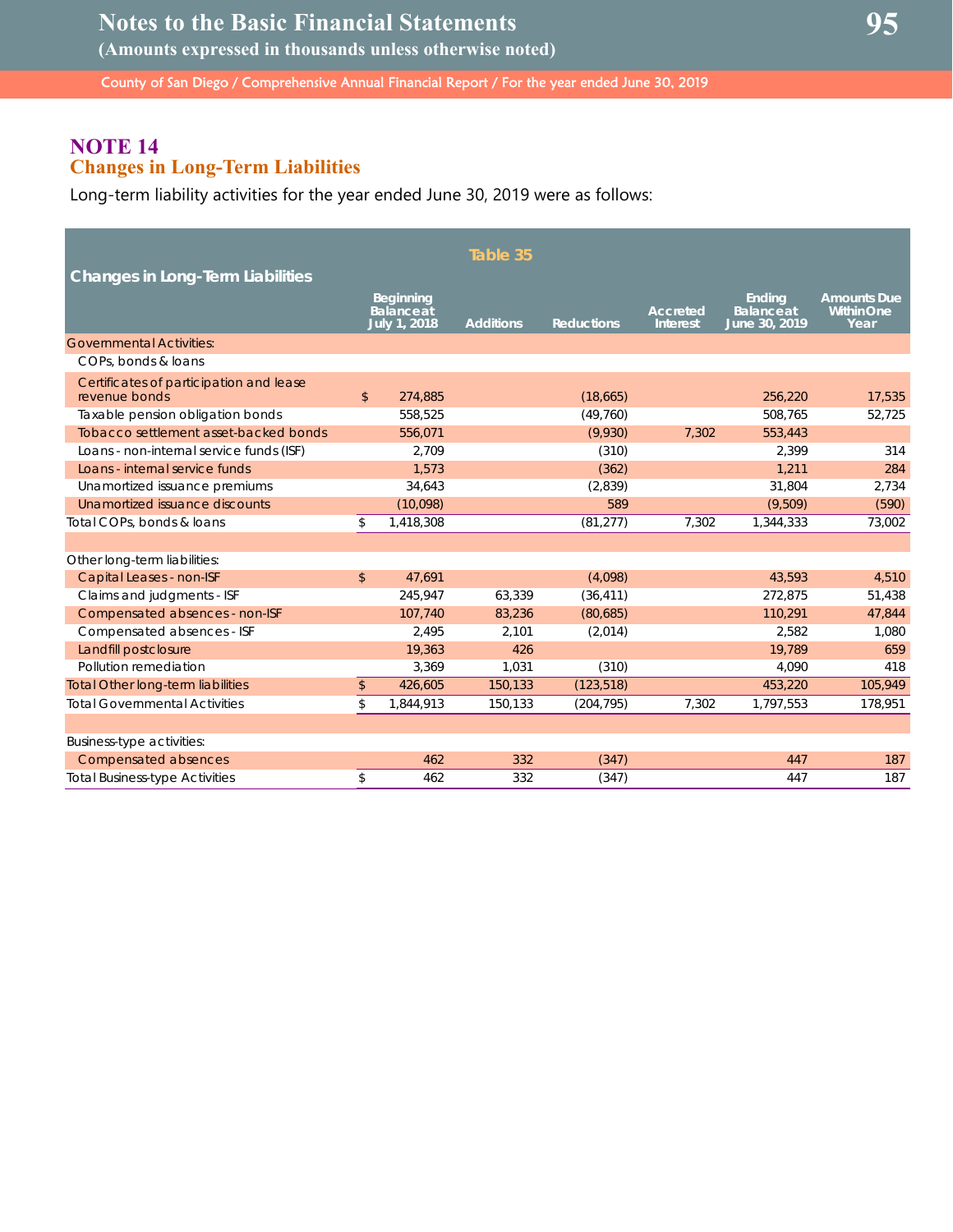# NOTE 14
## Changes in Long-Term Liabilities

Long-term liability activities for the year ended June 30, 2019 were as follows:

**Table 35**

**Changes in Long-Term Liabilities**

| | Beginning Balance at July 1, 2018 | Additions | Reductions | Accreted Interest | Ending Balance at June 30, 2019 | Amounts Due Within One Year |
|---|---|---|---|---|---|---|
| Governmental Activities: | | | | | | |
| COPs, bonds & loans | | | | | | |
| Certificates of participation and lease revenue bonds | $ 274,885 | | (18,665) | | 256,220 | 17,535 |
| Taxable pension obligation bonds | 558,525 | | (49,760) | | 508,765 | 52,725 |
| Tobacco settlement asset-backed bonds | 556,071 | | (9,930) | 7,302 | 553,443 | |
| Loans - non-internal service funds (ISF) | 2,709 | | (310) | | 2,399 | 314 |
| Loans - internal service funds | 1,573 | | (362) | | 1,211 | 284 |
| Unamortized issuance premiums | 34,643 | | (2,839) | | 31,804 | 2,734 |
| Unamortized issuance discounts | (10,098) | | 589 | | (9,509) | (590) |
| Total COPs, bonds & loans | $ 1,418,308 | | (81,277) | 7,302 | 1,344,333 | 73,002 |
| | | | | | | |
| Other long-term liabilities: | | | | | | |
| Capital Leases - non-ISF | $ 47,691 | | (4,098) | | 43,593 | 4,510 |
| Claims and judgments - ISF | 245,947 | 63,339 | (36,411) | | 272,875 | 51,438 |
| Compensated absences - non-ISF | 107,740 | 83,236 | (80,685) | | 110,291 | 47,844 |
| Compensated absences - ISF | 2,495 | 2,101 | (2,014) | | 2,582 | 1,080 |
| Landfill postclosure | 19,363 | 426 | | | 19,789 | 659 |
| Pollution remediation | 3,369 | 1,031 | (310) | | 4,090 | 418 |
| Total Other long-term liabilities | $ 426,605 | 150,133 | (123,518) | | 453,220 | 105,949 |
| Total Governmental Activities | $ 1,844,913 | 150,133 | (204,795) | 7,302 | 1,797,553 | 178,951 |
| | | | | | | |
| Business-type activities: | | | | | | |
| Compensated absences | 462 | 332 | (347) | | 447 | 187 |
| Total Business-type Activities | $ 462 | 332 | (347) | | 447 | 187 |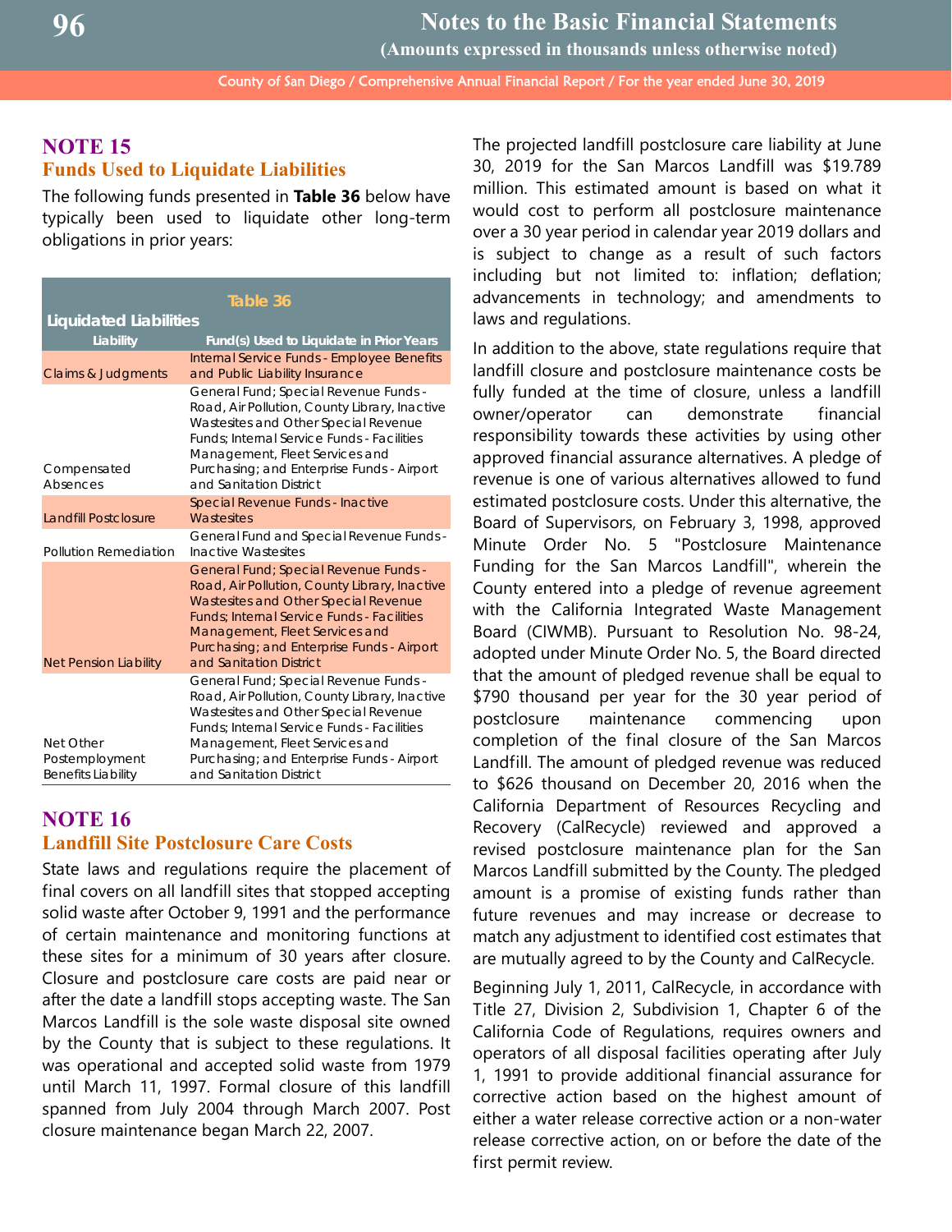## NOTE 15
### Funds Used to Liquidate Liabilities

The following funds presented in **Table 36** below have typically been used to liquidate other long-term obligations in prior years:

**Table 36**

**Liquidated Liabilities**

| Liability | Fund(s) Used to Liquidate in Prior Years |
|---|---|
| Claims & Judgments | Internal Service Funds - Employee Benefits and Public Liability Insurance |
| Compensated Absences | General Fund; Special Revenue Funds - Road, Air Pollution, County Library, Inactive Wastesites and Other Special Revenue Funds; Internal Service Funds - Facilities Management, Fleet Services and Purchasing; and Enterprise Funds - Airport and Sanitation District |
| Landfill Postclosure | Special Revenue Funds - Inactive Wastesites |
| Pollution Remediation | General Fund and Special Revenue Funds - Inactive Wastesites |
| Net Pension Liability | General Fund; Special Revenue Funds - Road, Air Pollution, County Library, Inactive Wastesites and Other Special Revenue Funds; Internal Service Funds - Facilities Management, Fleet Services and Purchasing; and Enterprise Funds - Airport and Sanitation District |
| Net Other Postemployment Benefits Liability | General Fund; Special Revenue Funds - Road, Air Pollution, County Library, Inactive Wastesites and Other Special Revenue Funds; Internal Service Funds - Facilities Management, Fleet Services and Purchasing; and Enterprise Funds - Airport and Sanitation District |

## NOTE 16
### Landfill Site Postclosure Care Costs

State laws and regulations require the placement of final covers on all landfill sites that stopped accepting solid waste after October 9, 1991 and the performance of certain maintenance and monitoring functions at these sites for a minimum of 30 years after closure. Closure and postclosure care costs are paid near or after the date a landfill stops accepting waste. The San Marcos Landfill is the sole waste disposal site owned by the County that is subject to these regulations. It was operational and accepted solid waste from 1979 until March 11, 1997. Formal closure of this landfill spanned from July 2004 through March 2007. Post closure maintenance began March 22, 2007.

The projected landfill postclosure care liability at June 30, 2019 for the San Marcos Landfill was $19.789 million. This estimated amount is based on what it would cost to perform all postclosure maintenance over a 30 year period in calendar year 2019 dollars and is subject to change as a result of such factors including but not limited to: inflation; deflation; advancements in technology; and amendments to laws and regulations.

In addition to the above, state regulations require that landfill closure and postclosure maintenance costs be fully funded at the time of closure, unless a landfill owner/operator can demonstrate financial responsibility towards these activities by using other approved financial assurance alternatives. A pledge of revenue is one of various alternatives allowed to fund estimated postclosure costs. Under this alternative, the Board of Supervisors, on February 3, 1998, approved Minute Order No. 5 "Postclosure Maintenance Funding for the San Marcos Landfill", wherein the County entered into a pledge of revenue agreement with the California Integrated Waste Management Board (CIWMB). Pursuant to Resolution No. 98-24, adopted under Minute Order No. 5, the Board directed that the amount of pledged revenue shall be equal to $790 thousand per year for the 30 year period of postclosure maintenance commencing upon completion of the final closure of the San Marcos Landfill. The amount of pledged revenue was reduced to $626 thousand on December 20, 2016 when the California Department of Resources Recycling and Recovery (CalRecycle) reviewed and approved a revised postclosure maintenance plan for the San Marcos Landfill submitted by the County. The pledged amount is a promise of existing funds rather than future revenues and may increase or decrease to match any adjustment to identified cost estimates that are mutually agreed to by the County and CalRecycle.

Beginning July 1, 2011, CalRecycle, in accordance with Title 27, Division 2, Subdivision 1, Chapter 6 of the California Code of Regulations, requires owners and operators of all disposal facilities operating after July 1, 1991 to provide additional financial assurance for corrective action based on the highest amount of either a water release corrective action or a non-water release corrective action, on or before the date of the first permit review.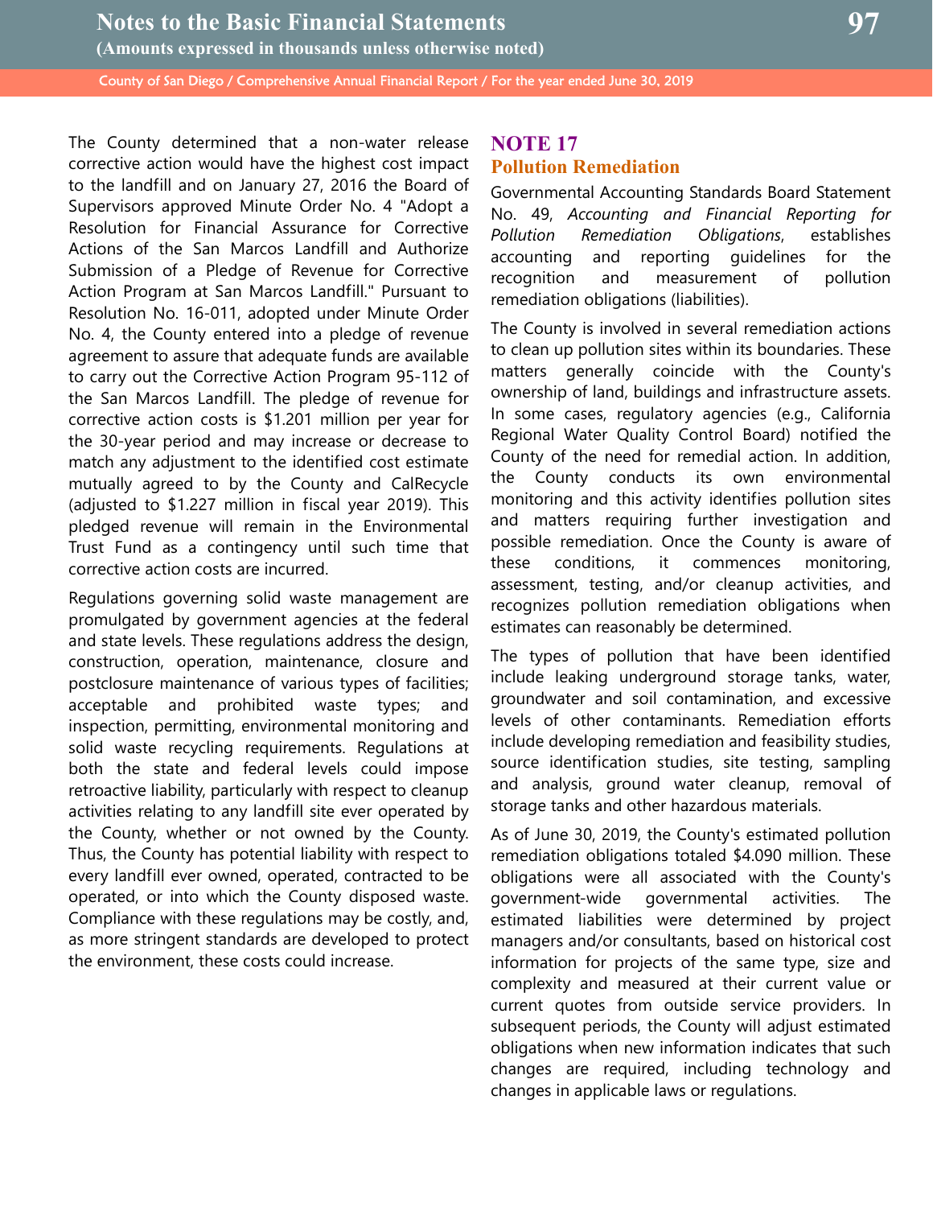The County determined that a non-water release corrective action would have the highest cost impact to the landfill and on January 27, 2016 the Board of Supervisors approved Minute Order No. 4 "Adopt a Resolution for Financial Assurance for Corrective Actions of the San Marcos Landfill and Authorize Submission of a Pledge of Revenue for Corrective Action Program at San Marcos Landfill." Pursuant to Resolution No. 16-011, adopted under Minute Order No. 4, the County entered into a pledge of revenue agreement to assure that adequate funds are available to carry out the Corrective Action Program 95-112 of the San Marcos Landfill. The pledge of revenue for corrective action costs is $1.201 million per year for the 30-year period and may increase or decrease to match any adjustment to the identified cost estimate mutually agreed to by the County and CalRecycle (adjusted to $1.227 million in fiscal year 2019). This pledged revenue will remain in the Environmental Trust Fund as a contingency until such time that corrective action costs are incurred.

Regulations governing solid waste management are promulgated by government agencies at the federal and state levels. These regulations address the design, construction, operation, maintenance, closure and postclosure maintenance of various types of facilities; acceptable and prohibited waste types; and inspection, permitting, environmental monitoring and solid waste recycling requirements. Regulations at both the state and federal levels could impose retroactive liability, particularly with respect to cleanup activities relating to any landfill site ever operated by the County, whether or not owned by the County. Thus, the County has potential liability with respect to every landfill ever owned, operated, contracted to be operated, or into which the County disposed waste. Compliance with these regulations may be costly, and, as more stringent standards are developed to protect the environment, these costs could increase.

## NOTE 17
### Pollution Remediation

Governmental Accounting Standards Board Statement No. 49, *Accounting and Financial Reporting for Pollution Remediation Obligations*, establishes accounting and reporting guidelines for the recognition and measurement of pollution remediation obligations (liabilities).

The County is involved in several remediation actions to clean up pollution sites within its boundaries. These matters generally coincide with the County's ownership of land, buildings and infrastructure assets. In some cases, regulatory agencies (e.g., California Regional Water Quality Control Board) notified the County of the need for remedial action. In addition, the County conducts its own environmental monitoring and this activity identifies pollution sites and matters requiring further investigation and possible remediation. Once the County is aware of these conditions, it commences monitoring, assessment, testing, and/or cleanup activities, and recognizes pollution remediation obligations when estimates can reasonably be determined.

The types of pollution that have been identified include leaking underground storage tanks, water, groundwater and soil contamination, and excessive levels of other contaminants. Remediation efforts include developing remediation and feasibility studies, source identification studies, site testing, sampling and analysis, ground water cleanup, removal of storage tanks and other hazardous materials.

As of June 30, 2019, the County's estimated pollution remediation obligations totaled $4.090 million. These obligations were all associated with the County's government-wide governmental activities. The estimated liabilities were determined by project managers and/or consultants, based on historical cost information for projects of the same type, size and complexity and measured at their current value or current quotes from outside service providers. In subsequent periods, the County will adjust estimated obligations when new information indicates that such changes are required, including technology and changes in applicable laws or regulations.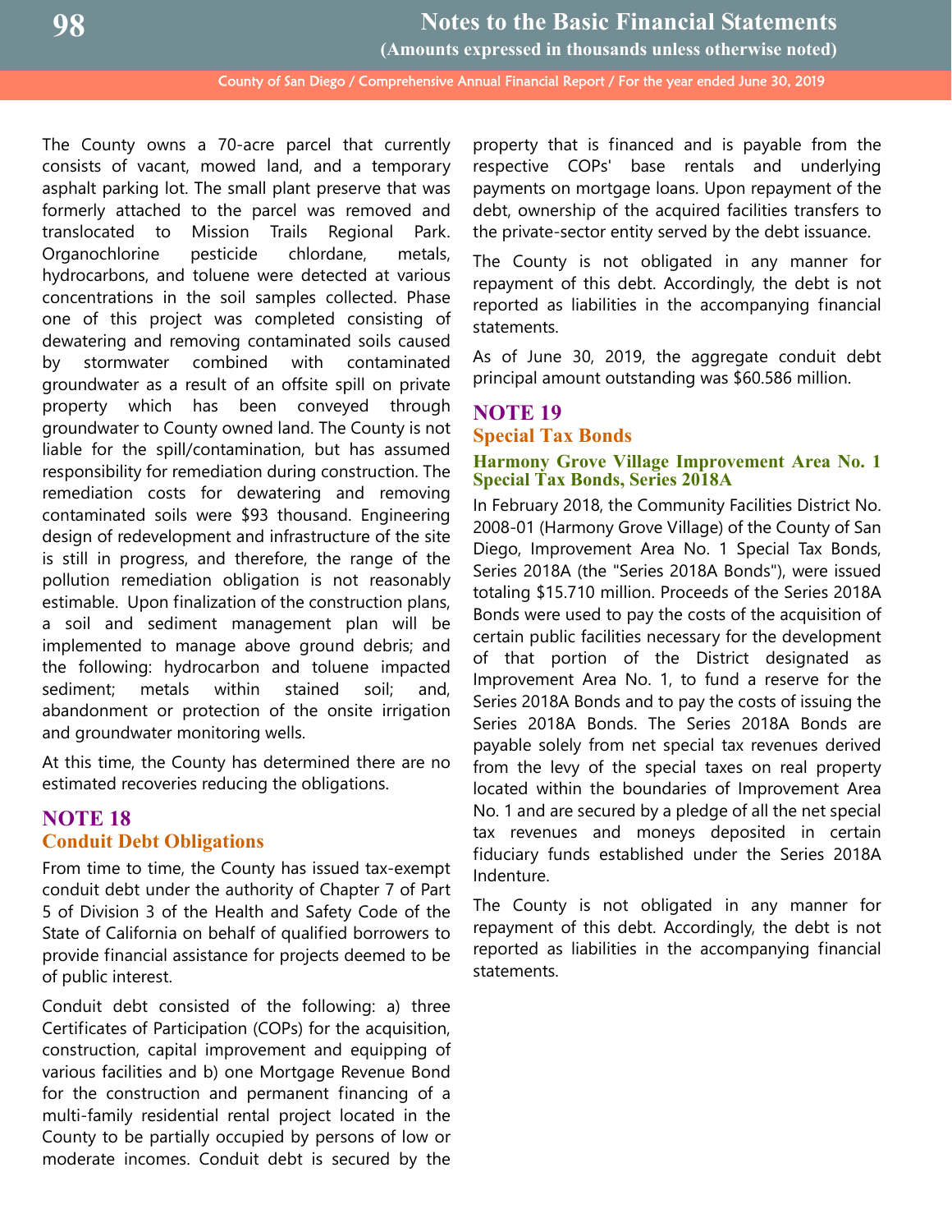The County owns a 70-acre parcel that currently consists of vacant, mowed land, and a temporary asphalt parking lot. The small plant preserve that was formerly attached to the parcel was removed and translocated to Mission Trails Regional Park. Organochlorine pesticide chlordane, metals, hydrocarbons, and toluene were detected at various concentrations in the soil samples collected. Phase one of this project was completed consisting of dewatering and removing contaminated soils caused by stormwater combined with contaminated groundwater as a result of an offsite spill on private property which has been conveyed through groundwater to County owned land. The County is not liable for the spill/contamination, but has assumed responsibility for remediation during construction. The remediation costs for dewatering and removing contaminated soils were $93 thousand. Engineering design of redevelopment and infrastructure of the site is still in progress, and therefore, the range of the pollution remediation obligation is not reasonably estimable. Upon finalization of the construction plans, a soil and sediment management plan will be implemented to manage above ground debris; and the following: hydrocarbon and toluene impacted sediment; metals within stained soil; and, abandonment or protection of the onsite irrigation and groundwater monitoring wells.

At this time, the County has determined there are no estimated recoveries reducing the obligations.

## NOTE 18
## Conduit Debt Obligations

From time to time, the County has issued tax-exempt conduit debt under the authority of Chapter 7 of Part 5 of Division 3 of the Health and Safety Code of the State of California on behalf of qualified borrowers to provide financial assistance for projects deemed to be of public interest.

Conduit debt consisted of the following: a) three Certificates of Participation (COPs) for the acquisition, construction, capital improvement and equipping of various facilities and b) one Mortgage Revenue Bond for the construction and permanent financing of a multi-family residential rental project located in the County to be partially occupied by persons of low or moderate incomes. Conduit debt is secured by the property that is financed and is payable from the respective COPs' base rentals and underlying payments on mortgage loans. Upon repayment of the debt, ownership of the acquired facilities transfers to the private-sector entity served by the debt issuance.

The County is not obligated in any manner for repayment of this debt. Accordingly, the debt is not reported as liabilities in the accompanying financial statements.

As of June 30, 2019, the aggregate conduit debt principal amount outstanding was $60.586 million.

## NOTE 19
## Special Tax Bonds

### Harmony Grove Village Improvement Area No. 1 Special Tax Bonds, Series 2018A

In February 2018, the Community Facilities District No. 2008-01 (Harmony Grove Village) of the County of San Diego, Improvement Area No. 1 Special Tax Bonds, Series 2018A (the "Series 2018A Bonds"), were issued totaling $15.710 million. Proceeds of the Series 2018A Bonds were used to pay the costs of the acquisition of certain public facilities necessary for the development of that portion of the District designated as Improvement Area No. 1, to fund a reserve for the Series 2018A Bonds and to pay the costs of issuing the Series 2018A Bonds. The Series 2018A Bonds are payable solely from net special tax revenues derived from the levy of the special taxes on real property located within the boundaries of Improvement Area No. 1 and are secured by a pledge of all the net special tax revenues and moneys deposited in certain fiduciary funds established under the Series 2018A Indenture.

The County is not obligated in any manner for repayment of this debt. Accordingly, the debt is not reported as liabilities in the accompanying financial statements.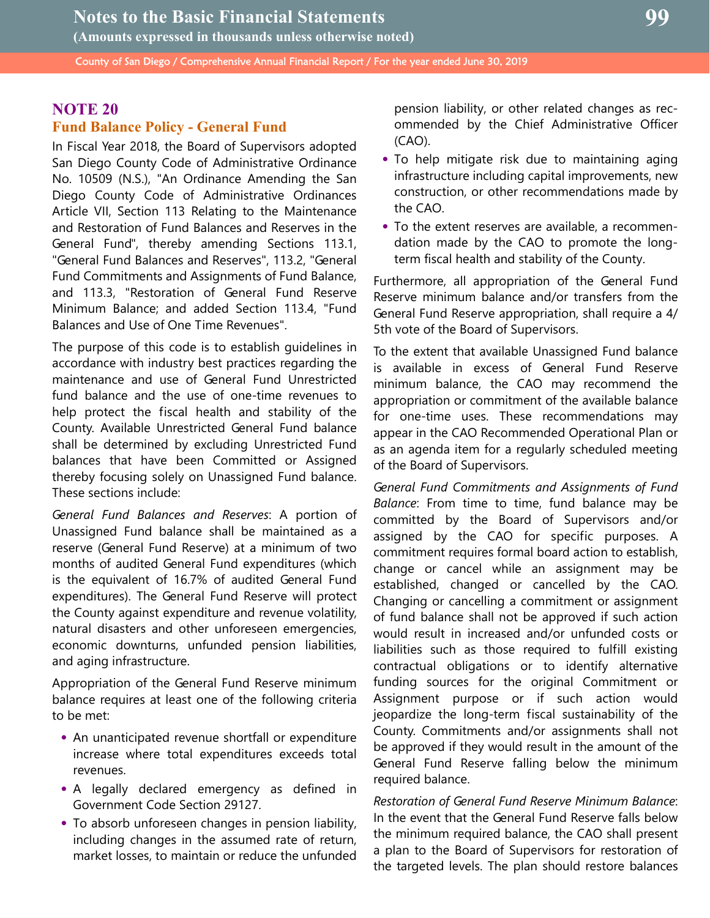## NOTE 20

### Fund Balance Policy - General Fund

In Fiscal Year 2018, the Board of Supervisors adopted San Diego County Code of Administrative Ordinance No. 10509 (N.S.), "An Ordinance Amending the San Diego County Code of Administrative Ordinances Article VII, Section 113 Relating to the Maintenance and Restoration of Fund Balances and Reserves in the General Fund", thereby amending Sections 113.1, "General Fund Balances and Reserves", 113.2, "General Fund Commitments and Assignments of Fund Balance, and 113.3, "Restoration of General Fund Reserve Minimum Balance; and added Section 113.4, "Fund Balances and Use of One Time Revenues".

The purpose of this code is to establish guidelines in accordance with industry best practices regarding the maintenance and use of General Fund Unrestricted fund balance and the use of one-time revenues to help protect the fiscal health and stability of the County. Available Unrestricted General Fund balance shall be determined by excluding Unrestricted Fund balances that have been Committed or Assigned thereby focusing solely on Unassigned Fund balance. These sections include:

*General Fund Balances and Reserves*: A portion of Unassigned Fund balance shall be maintained as a reserve (General Fund Reserve) at a minimum of two months of audited General Fund expenditures (which is the equivalent of 16.7% of audited General Fund expenditures). The General Fund Reserve will protect the County against expenditure and revenue volatility, natural disasters and other unforeseen emergencies, economic downturns, unfunded pension liabilities, and aging infrastructure.

Appropriation of the General Fund Reserve minimum balance requires at least one of the following criteria to be met:

- An unanticipated revenue shortfall or expenditure increase where total expenditures exceeds total revenues.
- A legally declared emergency as defined in Government Code Section 29127.
- To absorb unforeseen changes in pension liability, including changes in the assumed rate of return, market losses, to maintain or reduce the unfunded pension liability, or other related changes as recommended by the Chief Administrative Officer (CAO).
- To help mitigate risk due to maintaining aging infrastructure including capital improvements, new construction, or other recommendations made by the CAO.
- To the extent reserves are available, a recommendation made by the CAO to promote the long-term fiscal health and stability of the County.

Furthermore, all appropriation of the General Fund Reserve minimum balance and/or transfers from the General Fund Reserve appropriation, shall require a 4/5th vote of the Board of Supervisors.

To the extent that available Unassigned Fund balance is available in excess of General Fund Reserve minimum balance, the CAO may recommend the appropriation or commitment of the available balance for one-time uses. These recommendations may appear in the CAO Recommended Operational Plan or as an agenda item for a regularly scheduled meeting of the Board of Supervisors.

*General Fund Commitments and Assignments of Fund Balance*: From time to time, fund balance may be committed by the Board of Supervisors and/or assigned by the CAO for specific purposes. A commitment requires formal board action to establish, change or cancel while an assignment may be established, changed or cancelled by the CAO. Changing or cancelling a commitment or assignment of fund balance shall not be approved if such action would result in increased and/or unfunded costs or liabilities such as those required to fulfill existing contractual obligations or to identify alternative funding sources for the original Commitment or Assignment purpose or if such action would jeopardize the long-term fiscal sustainability of the County. Commitments and/or assignments shall not be approved if they would result in the amount of the General Fund Reserve falling below the minimum required balance.

*Restoration of General Fund Reserve Minimum Balance*: In the event that the General Fund Reserve falls below the minimum required balance, the CAO shall present a plan to the Board of Supervisors for restoration of the targeted levels. The plan should restore balances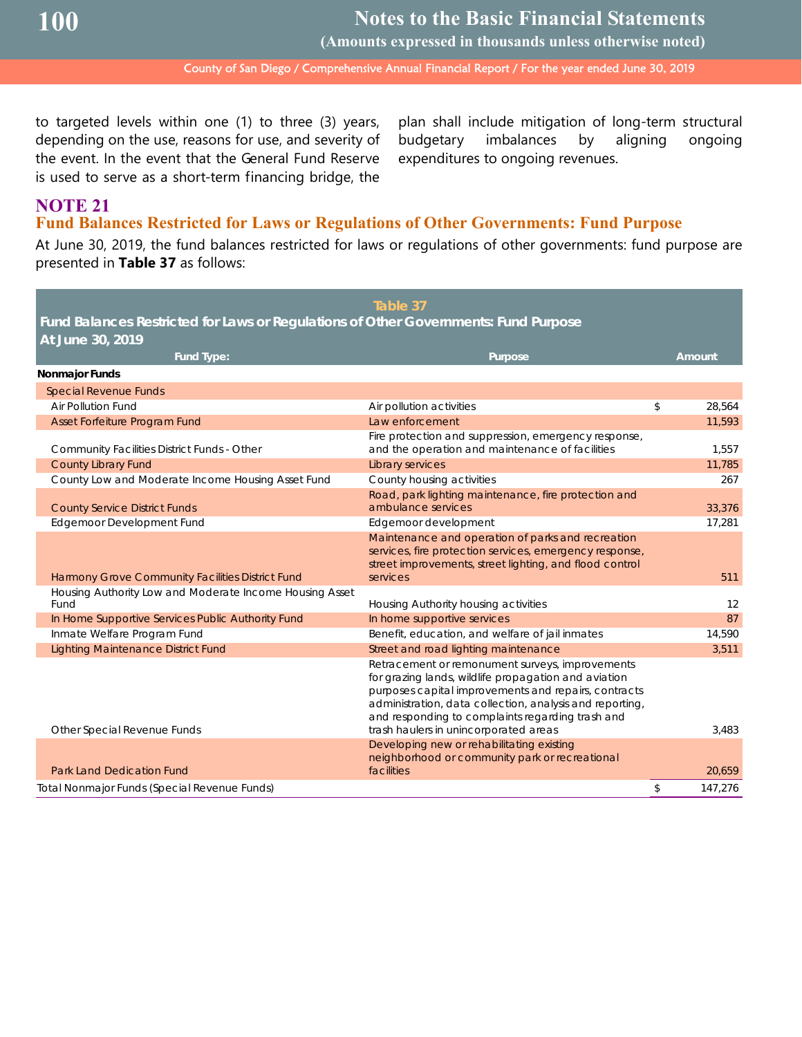to targeted levels within one (1) to three (3) years, depending on the use, reasons for use, and severity of the event. In the event that the General Fund Reserve is used to serve as a short-term financing bridge, the plan shall include mitigation of long-term structural budgetary imbalances by aligning ongoing expenditures to ongoing revenues.

## NOTE 21

## Fund Balances Restricted for Laws or Regulations of Other Governments: Fund Purpose

At June 30, 2019, the fund balances restricted for laws or regulations of other governments: fund purpose are presented in **Table 37** as follows:

**Table 37**
**Fund Balances Restricted for Laws or Regulations of Other Governments: Fund Purpose**
**At June 30, 2019**

| Fund Type: | Purpose | Amount |
|---|---|---|
| **Nonmajor Funds** | | |
| Special Revenue Funds | | |
| Air Pollution Fund | Air pollution activities | $ 28,564 |
| Asset Forfeiture Program Fund | Law enforcement | 11,593 |
| Community Facilities District Funds - Other | Fire protection and suppression, emergency response, and the operation and maintenance of facilities | 1,557 |
| County Library Fund | Library services | 11,785 |
| County Low and Moderate Income Housing Asset Fund | County housing activities | 267 |
| County Service District Funds | Road, park lighting maintenance, fire protection and ambulance services | 33,376 |
| Edgemoor Development Fund | Edgemoor development | 17,281 |
| Harmony Grove Community Facilities District Fund | Maintenance and operation of parks and recreation services, fire protection services, emergency response, street improvements, street lighting, and flood control services | 511 |
| Housing Authority Low and Moderate Income Housing Asset Fund | Housing Authority housing activities | 12 |
| In Home Supportive Services Public Authority Fund | In home supportive services | 87 |
| Inmate Welfare Program Fund | Benefit, education, and welfare of jail inmates | 14,590 |
| Lighting Maintenance District Fund | Street and road lighting maintenance | 3,511 |
| Other Special Revenue Funds | Retracement or remonument surveys, improvements for grazing lands, wildlife propagation and aviation purposes capital improvements and repairs, contracts administration, data collection, analysis and reporting, and responding to complaints regarding trash and trash haulers in unincorporated areas | 3,483 |
| Park Land Dedication Fund | Developing new or rehabilitating existing neighborhood or community park or recreational facilities | 20,659 |
| Total Nonmajor Funds (Special Revenue Funds) | | $ 147,276 |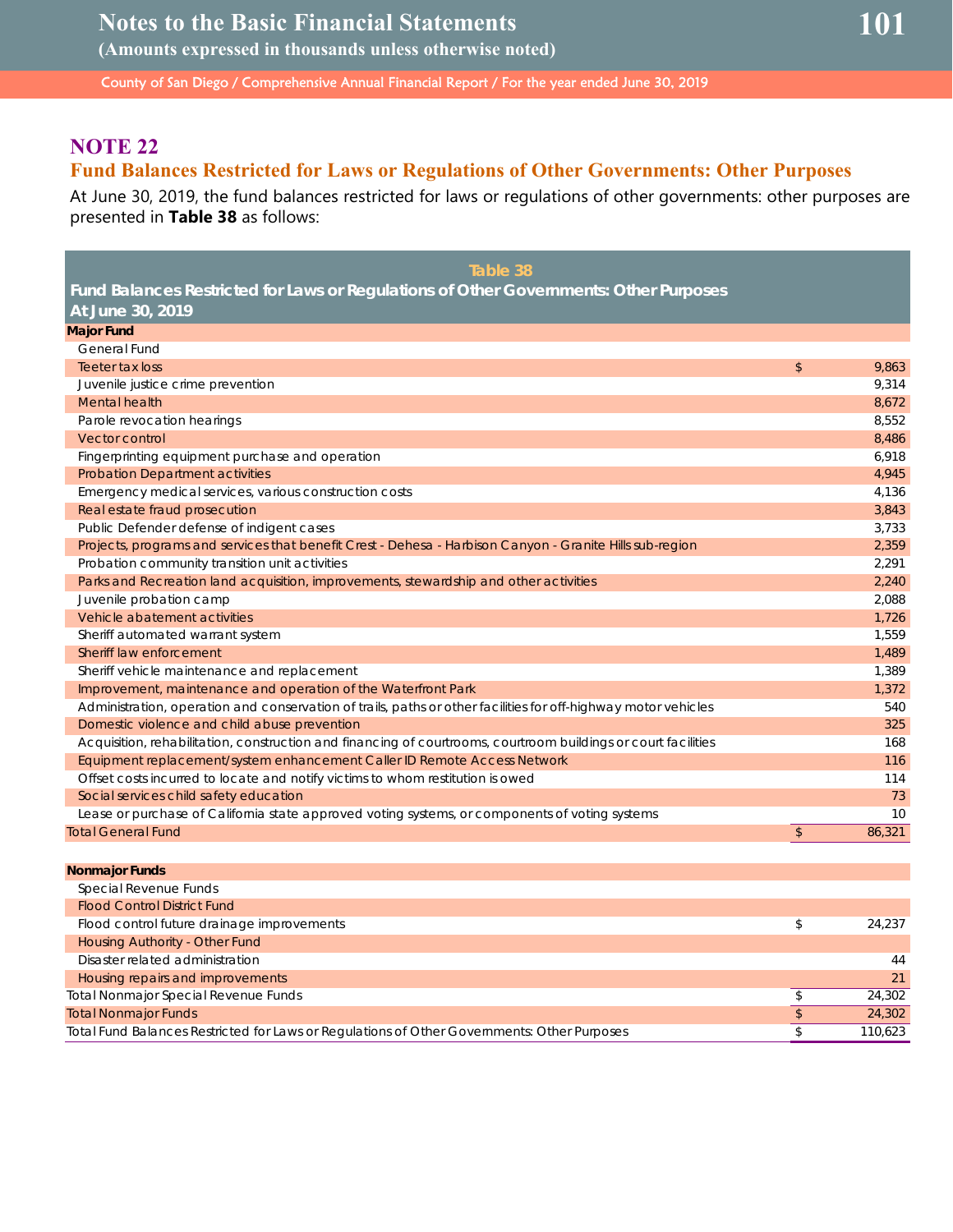## NOTE 22

### Fund Balances Restricted for Laws or Regulations of Other Governments: Other Purposes

At June 30, 2019, the fund balances restricted for laws or regulations of other governments: other purposes are presented in **Table 38** as follows:

**Table 38**
**Fund Balances Restricted for Laws or Regulations of Other Governments: Other Purposes**
**At June 30, 2019**

| | | |
|---|---|---|
| **Major Fund** | | |
| General Fund | | |
| Teeter tax loss | $ | 9,863 |
| Juvenile justice crime prevention | | 9,314 |
| Mental health | | 8,672 |
| Parole revocation hearings | | 8,552 |
| Vector control | | 8,486 |
| Fingerprinting equipment purchase and operation | | 6,918 |
| Probation Department activities | | 4,945 |
| Emergency medical services, various construction costs | | 4,136 |
| Real estate fraud prosecution | | 3,843 |
| Public Defender defense of indigent cases | | 3,733 |
| Projects, programs and services that benefit Crest - Dehesa - Harbison Canyon - Granite Hills sub-region | | 2,359 |
| Probation community transition unit activities | | 2,291 |
| Parks and Recreation land acquisition, improvements, stewardship and other activities | | 2,240 |
| Juvenile probation camp | | 2,088 |
| Vehicle abatement activities | | 1,726 |
| Sheriff automated warrant system | | 1,559 |
| Sheriff law enforcement | | 1,489 |
| Sheriff vehicle maintenance and replacement | | 1,389 |
| Improvement, maintenance and operation of the Waterfront Park | | 1,372 |
| Administration, operation and conservation of trails, paths or other facilities for off-highway motor vehicles | | 540 |
| Domestic violence and child abuse prevention | | 325 |
| Acquisition, rehabilitation, construction and financing of courtrooms, courtroom buildings or court facilities | | 168 |
| Equipment replacement/system enhancement Caller ID Remote Access Network | | 116 |
| Offset costs incurred to locate and notify victims to whom restitution is owed | | 114 |
| Social services child safety education | | 73 |
| Lease or purchase of California state approved voting systems, or components of voting systems | | 10 |
| Total General Fund | $ | 86,321 |
| | | |
| **Nonmajor Funds** | | |
| Special Revenue Funds | | |
| Flood Control District Fund | | |
| Flood control future drainage improvements | $ | 24,237 |
| Housing Authority - Other Fund | | |
| Disaster related administration | | 44 |
| Housing repairs and improvements | | 21 |
| Total Nonmajor Special Revenue Funds | $ | 24,302 |
| Total Nonmajor Funds | $ | 24,302 |
| Total Fund Balances Restricted for Laws or Regulations of Other Governments: Other Purposes | $ | 110,623 |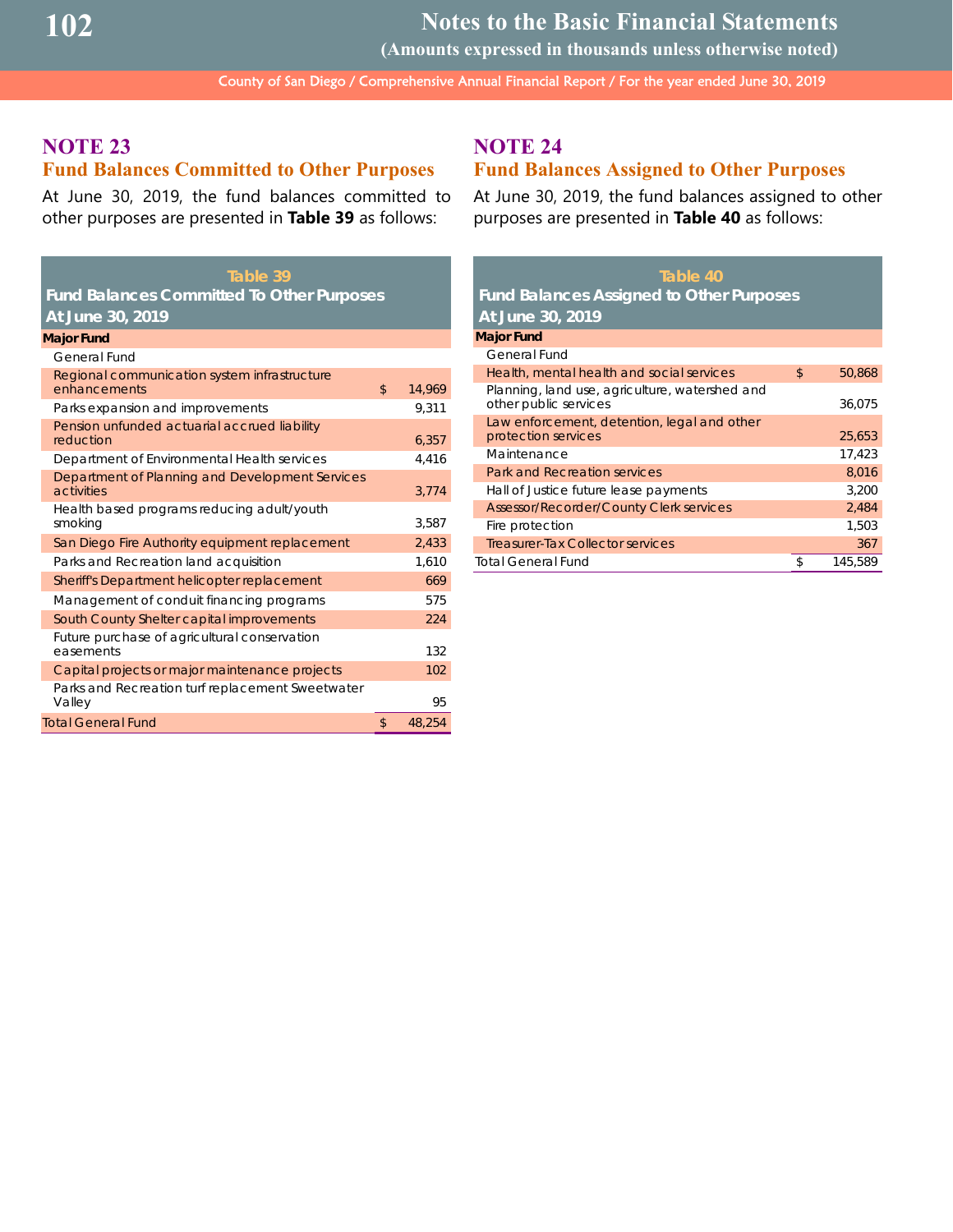## NOTE 23
### Fund Balances Committed to Other Purposes

At June 30, 2019, the fund balances committed to other purposes are presented in **Table 39** as follows:

**Table 39**
**Fund Balances Committed To Other Purposes**
**At June 30, 2019**

| Major Fund | | |
|---|---|---|
| General Fund | | |
| Regional communication system infrastructure enhancements | $ | 14,969 |
| Parks expansion and improvements | | 9,311 |
| Pension unfunded actuarial accrued liability reduction | | 6,357 |
| Department of Environmental Health services | | 4,416 |
| Department of Planning and Development Services activities | | 3,774 |
| Health based programs reducing adult/youth smoking | | 3,587 |
| San Diego Fire Authority equipment replacement | | 2,433 |
| Parks and Recreation land acquisition | | 1,610 |
| Sheriff's Department helicopter replacement | | 669 |
| Management of conduit financing programs | | 575 |
| South County Shelter capital improvements | | 224 |
| Future purchase of agricultural conservation easements | | 132 |
| Capital projects or major maintenance projects | | 102 |
| Parks and Recreation turf replacement Sweetwater Valley | | 95 |
| Total General Fund | $ | 48,254 |

## NOTE 24
### Fund Balances Assigned to Other Purposes

At June 30, 2019, the fund balances assigned to other purposes are presented in **Table 40** as follows:

**Table 40**
**Fund Balances Assigned to Other Purposes**
**At June 30, 2019**

| Major Fund | | |
|---|---|---|
| General Fund | | |
| Health, mental health and social services | $ | 50,868 |
| Planning, land use, agriculture, watershed and other public services | | 36,075 |
| Law enforcement, detention, legal and other protection services | | 25,653 |
| Maintenance | | 17,423 |
| Park and Recreation services | | 8,016 |
| Hall of Justice future lease payments | | 3,200 |
| Assessor/Recorder/County Clerk services | | 2,484 |
| Fire protection | | 1,503 |
| Treasurer-Tax Collector services | | 367 |
| Total General Fund | $ | 145,589 |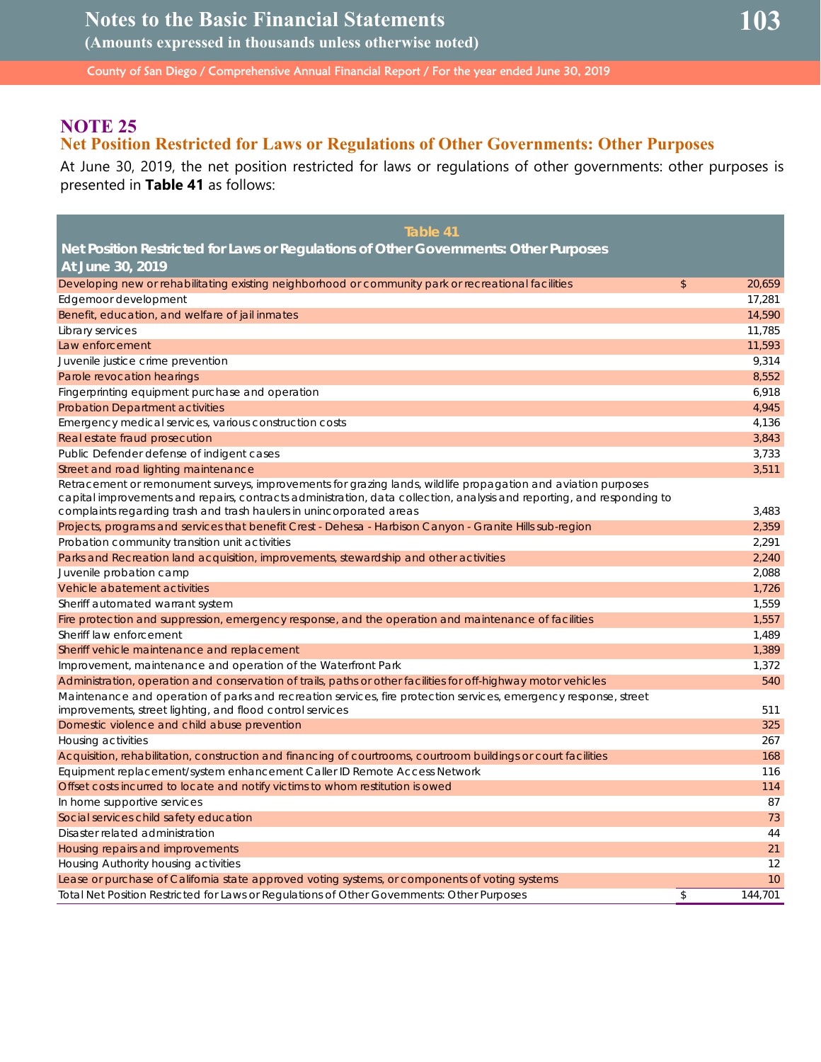## NOTE 25

## Net Position Restricted for Laws or Regulations of Other Governments: Other Purposes

At June 30, 2019, the net position restricted for laws or regulations of other governments: other purposes is presented in **Table 41** as follows:

**Table 41**

**Net Position Restricted for Laws or Regulations of Other Governments: Other Purposes**
**At June 30, 2019**

| Description | | Amount |
|---|---|---|
| Developing new or rehabilitating existing neighborhood or community park or recreational facilities | $ | 20,659 |
| Edgemoor development | | 17,281 |
| Benefit, education, and welfare of jail inmates | | 14,590 |
| Library services | | 11,785 |
| Law enforcement | | 11,593 |
| Juvenile justice crime prevention | | 9,314 |
| Parole revocation hearings | | 8,552 |
| Fingerprinting equipment purchase and operation | | 6,918 |
| Probation Department activities | | 4,945 |
| Emergency medical services, various construction costs | | 4,136 |
| Real estate fraud prosecution | | 3,843 |
| Public Defender defense of indigent cases | | 3,733 |
| Street and road lighting maintenance | | 3,511 |
| Retracement or remonument surveys, improvements for grazing lands, wildlife propagation and aviation purposes capital improvements and repairs, contracts administration, data collection, analysis and reporting, and responding to complaints regarding trash and trash haulers in unincorporated areas | | 3,483 |
| Projects, programs and services that benefit Crest - Dehesa - Harbison Canyon - Granite Hills sub-region | | 2,359 |
| Probation community transition unit activities | | 2,291 |
| Parks and Recreation land acquisition, improvements, stewardship and other activities | | 2,240 |
| Juvenile probation camp | | 2,088 |
| Vehicle abatement activities | | 1,726 |
| Sheriff automated warrant system | | 1,559 |
| Fire protection and suppression, emergency response, and the operation and maintenance of facilities | | 1,557 |
| Sheriff law enforcement | | 1,489 |
| Sheriff vehicle maintenance and replacement | | 1,389 |
| Improvement, maintenance and operation of the Waterfront Park | | 1,372 |
| Administration, operation and conservation of trails, paths or other facilities for off-highway motor vehicles | | 540 |
| Maintenance and operation of parks and recreation services, fire protection services, emergency response, street improvements, street lighting, and flood control services | | 511 |
| Domestic violence and child abuse prevention | | 325 |
| Housing activities | | 267 |
| Acquisition, rehabilitation, construction and financing of courtrooms, courtroom buildings or court facilities | | 168 |
| Equipment replacement/system enhancement Caller ID Remote Access Network | | 116 |
| Offset costs incurred to locate and notify victims to whom restitution is owed | | 114 |
| In home supportive services | | 87 |
| Social services child safety education | | 73 |
| Disaster related administration | | 44 |
| Housing repairs and improvements | | 21 |
| Housing Authority housing activities | | 12 |
| Lease or purchase of California state approved voting systems, or components of voting systems | | 10 |
| Total Net Position Restricted for Laws or Regulations of Other Governments: Other Purposes | $ | 144,701 |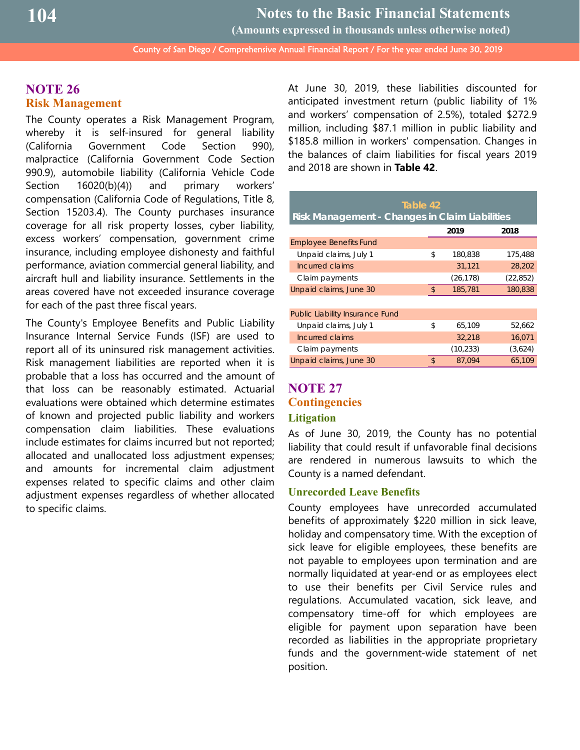## NOTE 26
### Risk Management

The County operates a Risk Management Program, whereby it is self-insured for general liability (California Government Code Section 990), malpractice (California Government Code Section 990.9), automobile liability (California Vehicle Code Section 16020(b)(4)) and primary workers' compensation (California Code of Regulations, Title 8, Section 15203.4). The County purchases insurance coverage for all risk property losses, cyber liability, excess workers' compensation, government crime insurance, including employee dishonesty and faithful performance, aviation commercial general liability, and aircraft hull and liability insurance. Settlements in the areas covered have not exceeded insurance coverage for each of the past three fiscal years.

The County's Employee Benefits and Public Liability Insurance Internal Service Funds (ISF) are used to report all of its uninsured risk management activities. Risk management liabilities are reported when it is probable that a loss has occurred and the amount of that loss can be reasonably estimated. Actuarial evaluations were obtained which determine estimates of known and projected public liability and workers compensation claim liabilities. These evaluations include estimates for claims incurred but not reported; allocated and unallocated loss adjustment expenses; and amounts for incremental claim adjustment expenses related to specific claims and other claim adjustment expenses regardless of whether allocated to specific claims.

At June 30, 2019, these liabilities discounted for anticipated investment return (public liability of 1% and workers' compensation of 2.5%), totaled $272.9 million, including $87.1 million in public liability and $185.8 million in workers' compensation. Changes in the balances of claim liabilities for fiscal years 2019 and 2018 are shown in **Table 42**.

**Table 42**
**Risk Management - Changes in Claim Liabilities**

| | 2019 | 2018 |
|---|---|---|
| **Employee Benefits Fund** | | |
| Unpaid claims, July 1 | $ 180,838 | 175,488 |
| Incurred claims | 31,121 | 28,202 |
| Claim payments | (26,178) | (22,852) |
| Unpaid claims, June 30 | $ 185,781 | 180,838 |
| | | |
| **Public Liability Insurance Fund** | | |
| Unpaid claims, July 1 | $ 65,109 | 52,662 |
| Incurred claims | 32,218 | 16,071 |
| Claim payments | (10,233) | (3,624) |
| Unpaid claims, June 30 | $ 87,094 | 65,109 |

## NOTE 27
### Contingencies

#### Litigation

As of June 30, 2019, the County has no potential liability that could result if unfavorable final decisions are rendered in numerous lawsuits to which the County is a named defendant.

#### Unrecorded Leave Benefits

County employees have unrecorded accumulated benefits of approximately $220 million in sick leave, holiday and compensatory time. With the exception of sick leave for eligible employees, these benefits are not payable to employees upon termination and are normally liquidated at year-end or as employees elect to use their benefits per Civil Service rules and regulations. Accumulated vacation, sick leave, and compensatory time-off for which employees are eligible for payment upon separation have been recorded as liabilities in the appropriate proprietary funds and the government-wide statement of net position.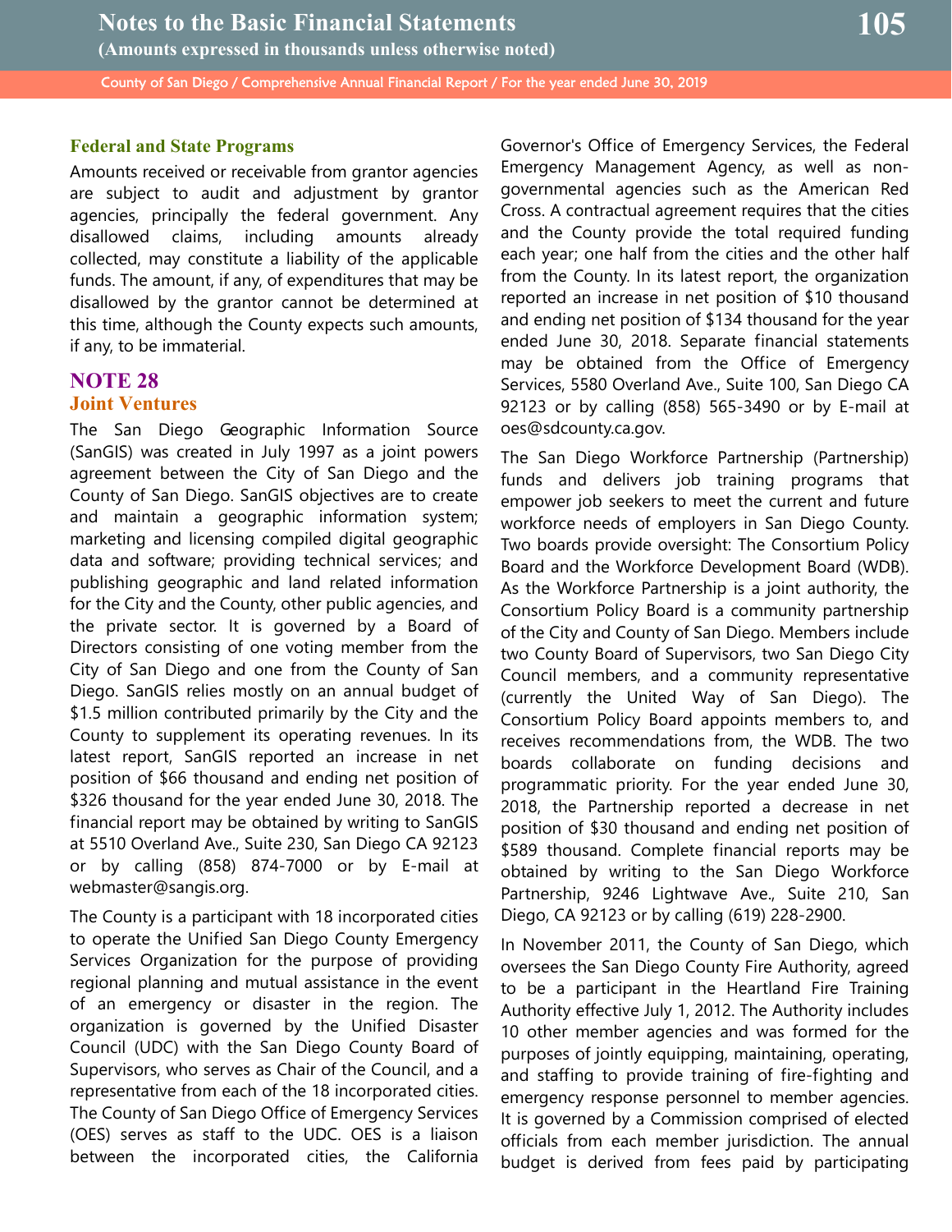### Federal and State Programs

Amounts received or receivable from grantor agencies are subject to audit and adjustment by grantor agencies, principally the federal government. Any disallowed claims, including amounts already collected, may constitute a liability of the applicable funds. The amount, if any, of expenditures that may be disallowed by the grantor cannot be determined at this time, although the County expects such amounts, if any, to be immaterial.

## NOTE 28

### Joint Ventures

The San Diego Geographic Information Source (SanGIS) was created in July 1997 as a joint powers agreement between the City of San Diego and the County of San Diego. SanGIS objectives are to create and maintain a geographic information system; marketing and licensing compiled digital geographic data and software; providing technical services; and publishing geographic and land related information for the City and the County, other public agencies, and the private sector. It is governed by a Board of Directors consisting of one voting member from the City of San Diego and one from the County of San Diego. SanGIS relies mostly on an annual budget of $1.5 million contributed primarily by the City and the County to supplement its operating revenues. In its latest report, SanGIS reported an increase in net position of $66 thousand and ending net position of $326 thousand for the year ended June 30, 2018. The financial report may be obtained by writing to SanGIS at 5510 Overland Ave., Suite 230, San Diego CA 92123 or by calling (858) 874-7000 or by E-mail at webmaster@sangis.org.

The County is a participant with 18 incorporated cities to operate the Unified San Diego County Emergency Services Organization for the purpose of providing regional planning and mutual assistance in the event of an emergency or disaster in the region. The organization is governed by the Unified Disaster Council (UDC) with the San Diego County Board of Supervisors, who serves as Chair of the Council, and a representative from each of the 18 incorporated cities. The County of San Diego Office of Emergency Services (OES) serves as staff to the UDC. OES is a liaison between the incorporated cities, the California Governor's Office of Emergency Services, the Federal Emergency Management Agency, as well as non-governmental agencies such as the American Red Cross. A contractual agreement requires that the cities and the County provide the total required funding each year; one half from the cities and the other half from the County. In its latest report, the organization reported an increase in net position of $10 thousand and ending net position of $134 thousand for the year ended June 30, 2018. Separate financial statements may be obtained from the Office of Emergency Services, 5580 Overland Ave., Suite 100, San Diego CA 92123 or by calling (858) 565-3490 or by E-mail at oes@sdcounty.ca.gov.

The San Diego Workforce Partnership (Partnership) funds and delivers job training programs that empower job seekers to meet the current and future workforce needs of employers in San Diego County. Two boards provide oversight: The Consortium Policy Board and the Workforce Development Board (WDB). As the Workforce Partnership is a joint authority, the Consortium Policy Board is a community partnership of the City and County of San Diego. Members include two County Board of Supervisors, two San Diego City Council members, and a community representative (currently the United Way of San Diego). The Consortium Policy Board appoints members to, and receives recommendations from, the WDB. The two boards collaborate on funding decisions and programmatic priority. For the year ended June 30, 2018, the Partnership reported a decrease in net position of $30 thousand and ending net position of $589 thousand. Complete financial reports may be obtained by writing to the San Diego Workforce Partnership, 9246 Lightwave Ave., Suite 210, San Diego, CA 92123 or by calling (619) 228-2900.

In November 2011, the County of San Diego, which oversees the San Diego County Fire Authority, agreed to be a participant in the Heartland Fire Training Authority effective July 1, 2012. The Authority includes 10 other member agencies and was formed for the purposes of jointly equipping, maintaining, operating, and staffing to provide training of fire-fighting and emergency response personnel to member agencies. It is governed by a Commission comprised of elected officials from each member jurisdiction. The annual budget is derived from fees paid by participating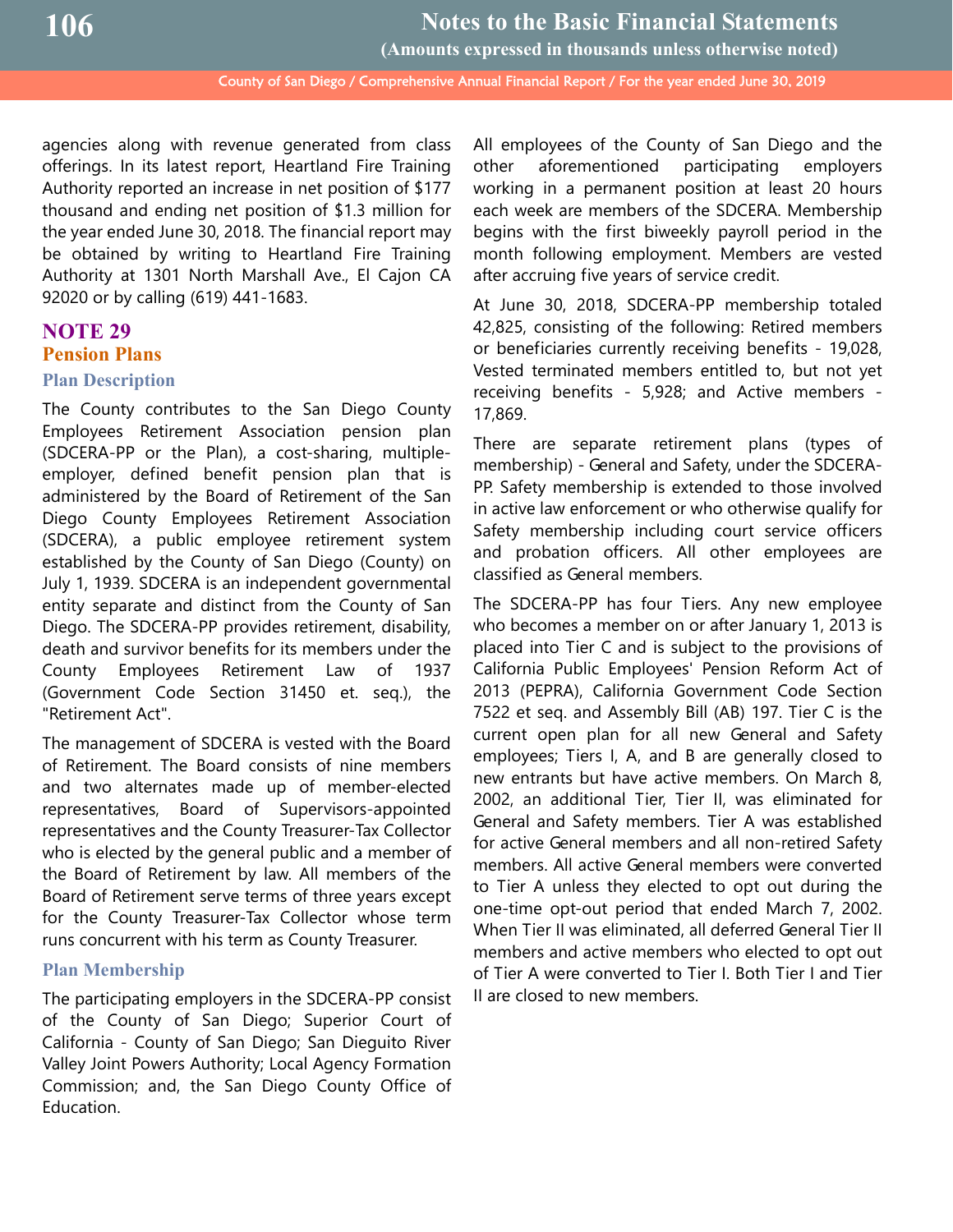agencies along with revenue generated from class offerings. In its latest report, Heartland Fire Training Authority reported an increase in net position of $177 thousand and ending net position of $1.3 million for the year ended June 30, 2018. The financial report may be obtained by writing to Heartland Fire Training Authority at 1301 North Marshall Ave., El Cajon CA 92020 or by calling (619) 441-1683.

## NOTE 29

### Pension Plans

#### Plan Description

The County contributes to the San Diego County Employees Retirement Association pension plan (SDCERA-PP or the Plan), a cost-sharing, multiple-employer, defined benefit pension plan that is administered by the Board of Retirement of the San Diego County Employees Retirement Association (SDCERA), a public employee retirement system established by the County of San Diego (County) on July 1, 1939. SDCERA is an independent governmental entity separate and distinct from the County of San Diego. The SDCERA-PP provides retirement, disability, death and survivor benefits for its members under the County Employees Retirement Law of 1937 (Government Code Section 31450 et. seq.), the "Retirement Act".

The management of SDCERA is vested with the Board of Retirement. The Board consists of nine members and two alternates made up of member-elected representatives, Board of Supervisors-appointed representatives and the County Treasurer-Tax Collector who is elected by the general public and a member of the Board of Retirement by law. All members of the Board of Retirement serve terms of three years except for the County Treasurer-Tax Collector whose term runs concurrent with his term as County Treasurer.

#### Plan Membership

The participating employers in the SDCERA-PP consist of the County of San Diego; Superior Court of California - County of San Diego; San Dieguito River Valley Joint Powers Authority; Local Agency Formation Commission; and, the San Diego County Office of Education.

All employees of the County of San Diego and the other aforementioned participating employers working in a permanent position at least 20 hours each week are members of the SDCERA. Membership begins with the first biweekly payroll period in the month following employment. Members are vested after accruing five years of service credit.

At June 30, 2018, SDCERA-PP membership totaled 42,825, consisting of the following: Retired members or beneficiaries currently receiving benefits - 19,028, Vested terminated members entitled to, but not yet receiving benefits - 5,928; and Active members - 17,869.

There are separate retirement plans (types of membership) - General and Safety, under the SDCERA-PP. Safety membership is extended to those involved in active law enforcement or who otherwise qualify for Safety membership including court service officers and probation officers. All other employees are classified as General members.

The SDCERA-PP has four Tiers. Any new employee who becomes a member on or after January 1, 2013 is placed into Tier C and is subject to the provisions of California Public Employees' Pension Reform Act of 2013 (PEPRA), California Government Code Section 7522 et seq. and Assembly Bill (AB) 197. Tier C is the current open plan for all new General and Safety employees; Tiers I, A, and B are generally closed to new entrants but have active members. On March 8, 2002, an additional Tier, Tier II, was eliminated for General and Safety members. Tier A was established for active General members and all non-retired Safety members. All active General members were converted to Tier A unless they elected to opt out during the one-time opt-out period that ended March 7, 2002. When Tier II was eliminated, all deferred General Tier II members and active members who elected to opt out of Tier A were converted to Tier I. Both Tier I and Tier II are closed to new members.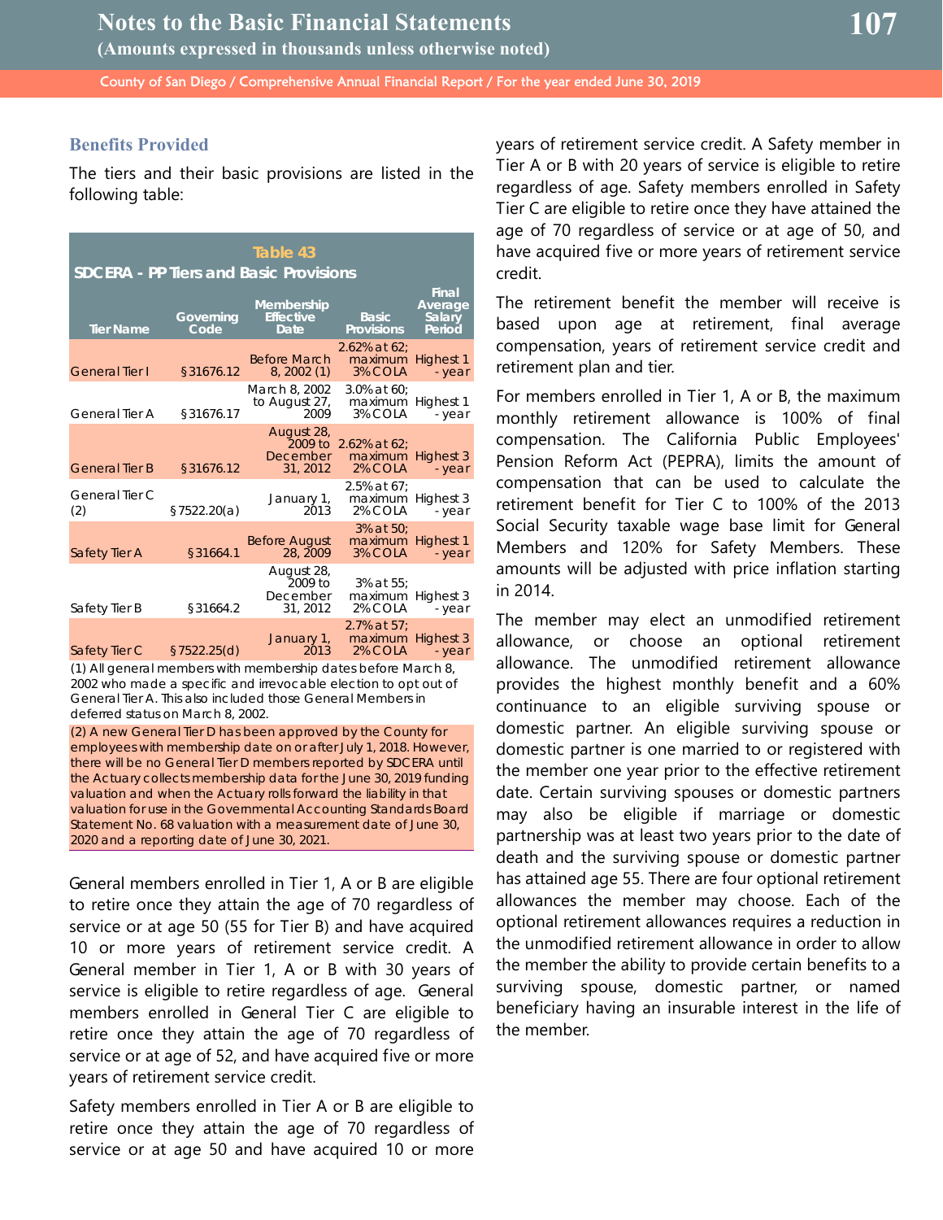### Benefits Provided

The tiers and their basic provisions are listed in the following table:

**Table 43**
**SDCERA - PP Tiers and Basic Provisions**

| Tier Name | Governing Code | Membership Effective Date | Basic Provisions | Final Average Salary Period |
|---|---|---|---|---|
| General Tier I | §31676.12 | Before March 8, 2002 (1) | 2.62% at 62; maximum 3% COLA | Highest 1 - year |
| General Tier A | §31676.17 | March 8, 2002 to August 27, 2009 | 3.0% at 60; maximum 3% COLA | Highest 1 - year |
| General Tier B | §31676.12 | August 28, 2009 to December 31, 2012 | 2.62% at 62; maximum 2% COLA | Highest 3 - year |
| General Tier C (2) | §7522.20(a) | January 1, 2013 | 2.5% at 67; maximum 2% COLA | Highest 3 - year |
| Safety Tier A | §31664.1 | Before August 28, 2009 | 3% at 50; maximum 3% COLA | Highest 1 - year |
| Safety Tier B | §31664.2 | August 28, 2009 to December 31, 2012 | 3% at 55; maximum 2% COLA | Highest 3 - year |
| Safety Tier C | §7522.25(d) | January 1, 2013 | 2.7% at 57; maximum 2% COLA | Highest 3 - year |

(1) All general members with membership dates before March 8, 2002 who made a specific and irrevocable election to opt out of General Tier A. This also included those General Members in deferred status on March 8, 2002.

(2) A new General Tier D has been approved by the County for employees with membership date on or after July 1, 2018. However, there will be no General Tier D members reported by SDCERA until the Actuary collects membership data for the June 30, 2019 funding valuation and when the Actuary rolls forward the liability in that valuation for use in the Governmental Accounting Standards Board Statement No. 68 valuation with a measurement date of June 30, 2020 and a reporting date of June 30, 2021.

General members enrolled in Tier 1, A or B are eligible to retire once they attain the age of 70 regardless of service or at age 50 (55 for Tier B) and have acquired 10 or more years of retirement service credit. A General member in Tier 1, A or B with 30 years of service is eligible to retire regardless of age. General members enrolled in General Tier C are eligible to retire once they attain the age of 70 regardless of service or at age of 52, and have acquired five or more years of retirement service credit.

Safety members enrolled in Tier A or B are eligible to retire once they attain the age of 70 regardless of service or at age 50 and have acquired 10 or more years of retirement service credit. A Safety member in Tier A or B with 20 years of service is eligible to retire regardless of age. Safety members enrolled in Safety Tier C are eligible to retire once they have attained the age of 70 regardless of service or at age of 50, and have acquired five or more years of retirement service credit.

The retirement benefit the member will receive is based upon age at retirement, final average compensation, years of retirement service credit and retirement plan and tier.

For members enrolled in Tier 1, A or B, the maximum monthly retirement allowance is 100% of final compensation. The California Public Employees' Pension Reform Act (PEPRA), limits the amount of compensation that can be used to calculate the retirement benefit for Tier C to 100% of the 2013 Social Security taxable wage base limit for General Members and 120% for Safety Members. These amounts will be adjusted with price inflation starting in 2014.

The member may elect an unmodified retirement allowance, or choose an optional retirement allowance. The unmodified retirement allowance provides the highest monthly benefit and a 60% continuance to an eligible surviving spouse or domestic partner. An eligible surviving spouse or domestic partner is one married to or registered with the member one year prior to the effective retirement date. Certain surviving spouses or domestic partners may also be eligible if marriage or domestic partnership was at least two years prior to the date of death and the surviving spouse or domestic partner has attained age 55. There are four optional retirement allowances the member may choose. Each of the optional retirement allowances requires a reduction in the unmodified retirement allowance in order to allow the member the ability to provide certain benefits to a surviving spouse, domestic partner, or named beneficiary having an insurable interest in the life of the member.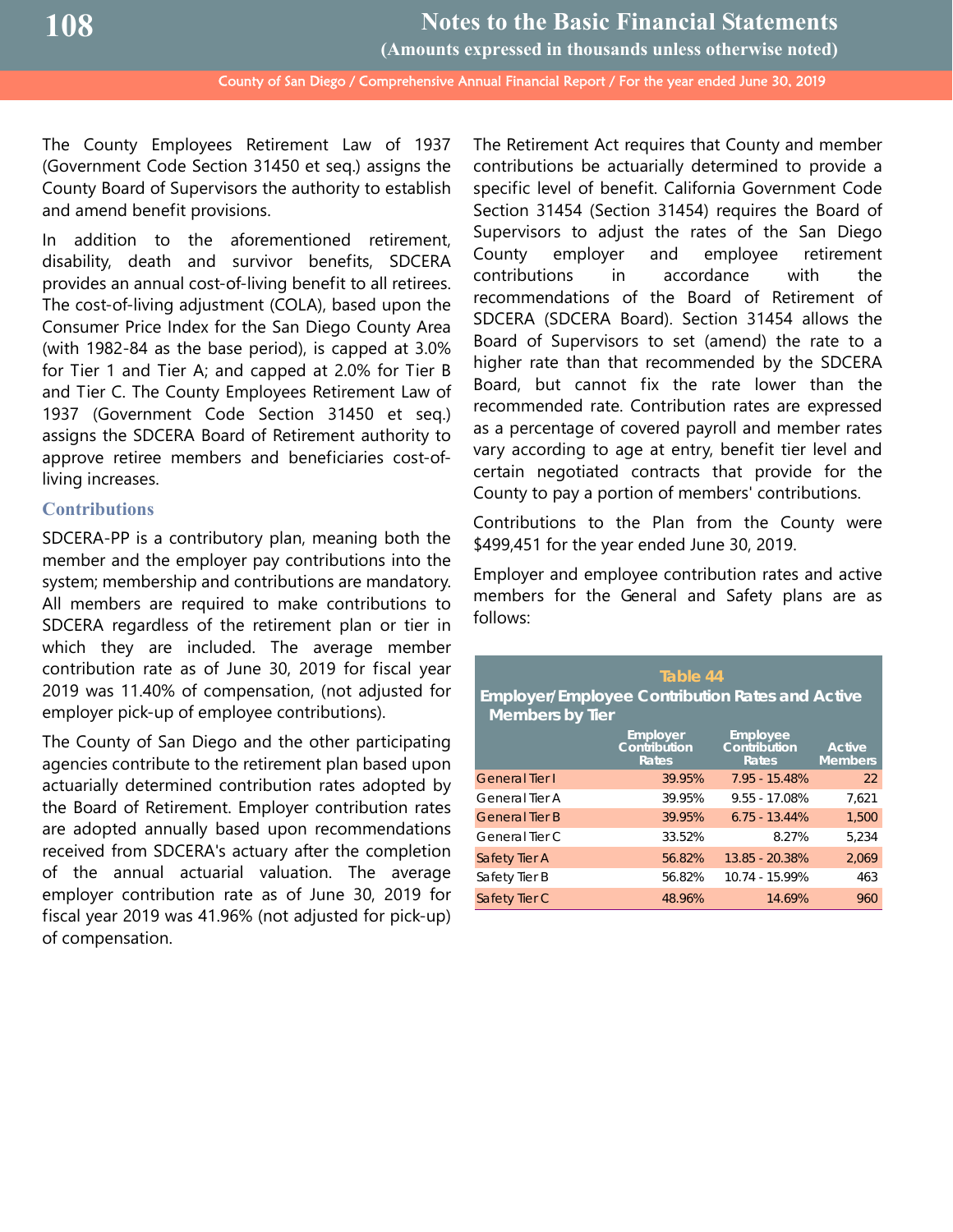The County Employees Retirement Law of 1937 (Government Code Section 31450 et seq.) assigns the County Board of Supervisors the authority to establish and amend benefit provisions.

In addition to the aforementioned retirement, disability, death and survivor benefits, SDCERA provides an annual cost-of-living benefit to all retirees. The cost-of-living adjustment (COLA), based upon the Consumer Price Index for the San Diego County Area (with 1982-84 as the base period), is capped at 3.0% for Tier 1 and Tier A; and capped at 2.0% for Tier B and Tier C. The County Employees Retirement Law of 1937 (Government Code Section 31450 et seq.) assigns the SDCERA Board of Retirement authority to approve retiree members and beneficiaries cost-of-living increases.

### Contributions

SDCERA-PP is a contributory plan, meaning both the member and the employer pay contributions into the system; membership and contributions are mandatory. All members are required to make contributions to SDCERA regardless of the retirement plan or tier in which they are included. The average member contribution rate as of June 30, 2019 for fiscal year 2019 was 11.40% of compensation, (not adjusted for employer pick-up of employee contributions).

The County of San Diego and the other participating agencies contribute to the retirement plan based upon actuarially determined contribution rates adopted by the Board of Retirement. Employer contribution rates are adopted annually based upon recommendations received from SDCERA's actuary after the completion of the annual actuarial valuation. The average employer contribution rate as of June 30, 2019 for fiscal year 2019 was 41.96% (not adjusted for pick-up) of compensation.

The Retirement Act requires that County and member contributions be actuarially determined to provide a specific level of benefit. California Government Code Section 31454 (Section 31454) requires the Board of Supervisors to adjust the rates of the San Diego County employer and employee retirement contributions in accordance with the recommendations of the Board of Retirement of SDCERA (SDCERA Board). Section 31454 allows the Board of Supervisors to set (amend) the rate to a higher rate than that recommended by the SDCERA Board, but cannot fix the rate lower than the recommended rate. Contribution rates are expressed as a percentage of covered payroll and member rates vary according to age at entry, benefit tier level and certain negotiated contracts that provide for the County to pay a portion of members' contributions.

Contributions to the Plan from the County were $499,451 for the year ended June 30, 2019.

Employer and employee contribution rates and active members for the General and Safety plans are as follows:

**Table 44**
**Employer/Employee Contribution Rates and Active Members by Tier**

| | Employer Contribution Rates | Employee Contribution Rates | Active Members |
|---|---|---|---|
| General Tier I | 39.95% | 7.95 - 15.48% | 22 |
| General Tier A | 39.95% | 9.55 - 17.08% | 7,621 |
| General Tier B | 39.95% | 6.75 - 13.44% | 1,500 |
| General Tier C | 33.52% | 8.27% | 5,234 |
| Safety Tier A | 56.82% | 13.85 - 20.38% | 2,069 |
| Safety Tier B | 56.82% | 10.74 - 15.99% | 463 |
| Safety Tier C | 48.96% | 14.69% | 960 |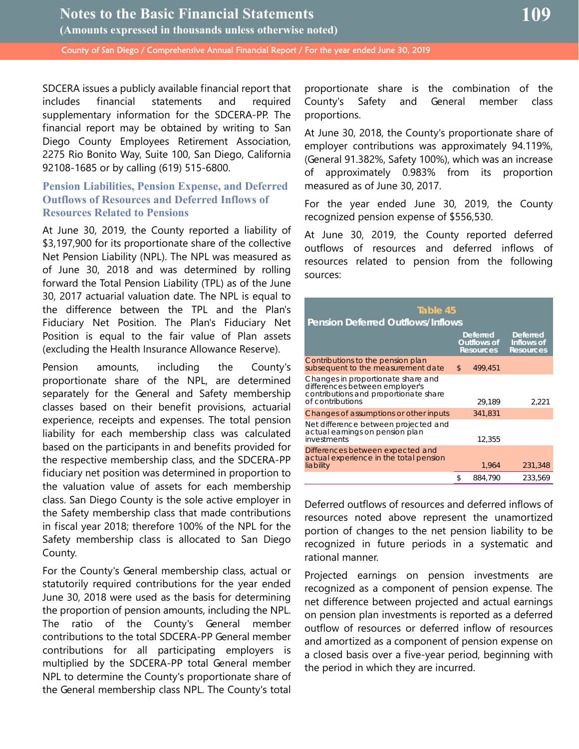SDCERA issues a publicly available financial report that includes financial statements and required supplementary information for the SDCERA-PP. The financial report may be obtained by writing to San Diego County Employees Retirement Association, 2275 Rio Bonito Way, Suite 100, San Diego, California 92108-1685 or by calling (619) 515-6800.

### Pension Liabilities, Pension Expense, and Deferred Outflows of Resources and Deferred Inflows of Resources Related to Pensions

At June 30, 2019, the County reported a liability of $3,197,900 for its proportionate share of the collective Net Pension Liability (NPL). The NPL was measured as of June 30, 2018 and was determined by rolling forward the Total Pension Liability (TPL) as of the June 30, 2017 actuarial valuation date. The NPL is equal to the difference between the TPL and the Plan's Fiduciary Net Position. The Plan's Fiduciary Net Position is equal to the fair value of Plan assets (excluding the Health Insurance Allowance Reserve).

Pension amounts, including the County's proportionate share of the NPL, are determined separately for the General and Safety membership classes based on their benefit provisions, actuarial experience, receipts and expenses. The total pension liability for each membership class was calculated based on the participants in and benefits provided for the respective membership class, and the SDCERA-PP fiduciary net position was determined in proportion to the valuation value of assets for each membership class. San Diego County is the sole active employer in the Safety membership class that made contributions in fiscal year 2018; therefore 100% of the NPL for the Safety membership class is allocated to San Diego County.

For the County's General membership class, actual or statutorily required contributions for the year ended June 30, 2018 were used as the basis for determining the proportion of pension amounts, including the NPL. The ratio of the County's General member contributions to the total SDCERA-PP General member contributions for all participating employers is multiplied by the SDCERA-PP total General member NPL to determine the County's proportionate share of the General membership class NPL. The County's total proportionate share is the combination of the County's Safety and General member class proportions.

At June 30, 2018, the County's proportionate share of employer contributions was approximately 94.119%, (General 91.382%, Safety 100%), which was an increase of approximately 0.983% from its proportion measured as of June 30, 2017.

For the year ended June 30, 2019, the County recognized pension expense of $556,530.

At June 30, 2019, the County reported deferred outflows of resources and deferred inflows of resources related to pension from the following sources:

**Table 45**
**Pension Deferred Outflows/Inflows**

| | Deferred Outflows of Resources | Deferred Inflows of Resources |
|---|---|---|
| Contributions to the pension plan subsequent to the measurement date | $ 499,451 | |
| Changes in proportionate share and differences between employer's contributions and proportionate share of contributions | 29,189 | 2,221 |
| Changes of assumptions or other inputs | 341,831 | |
| Net difference between projected and actual earnings on pension plan investments | 12,355 | |
| Differences between expected and actual experience in the total pension liability | 1,964 | 231,348 |
| | $ 884,790 | 233,569 |

Deferred outflows of resources and deferred inflows of resources noted above represent the unamortized portion of changes to the net pension liability to be recognized in future periods in a systematic and rational manner.

Projected earnings on pension investments are recognized as a component of pension expense. The net difference between projected and actual earnings on pension plan investments is reported as a deferred outflow of resources or deferred inflow of resources and amortized as a component of pension expense on a closed basis over a five-year period, beginning with the period in which they are incurred.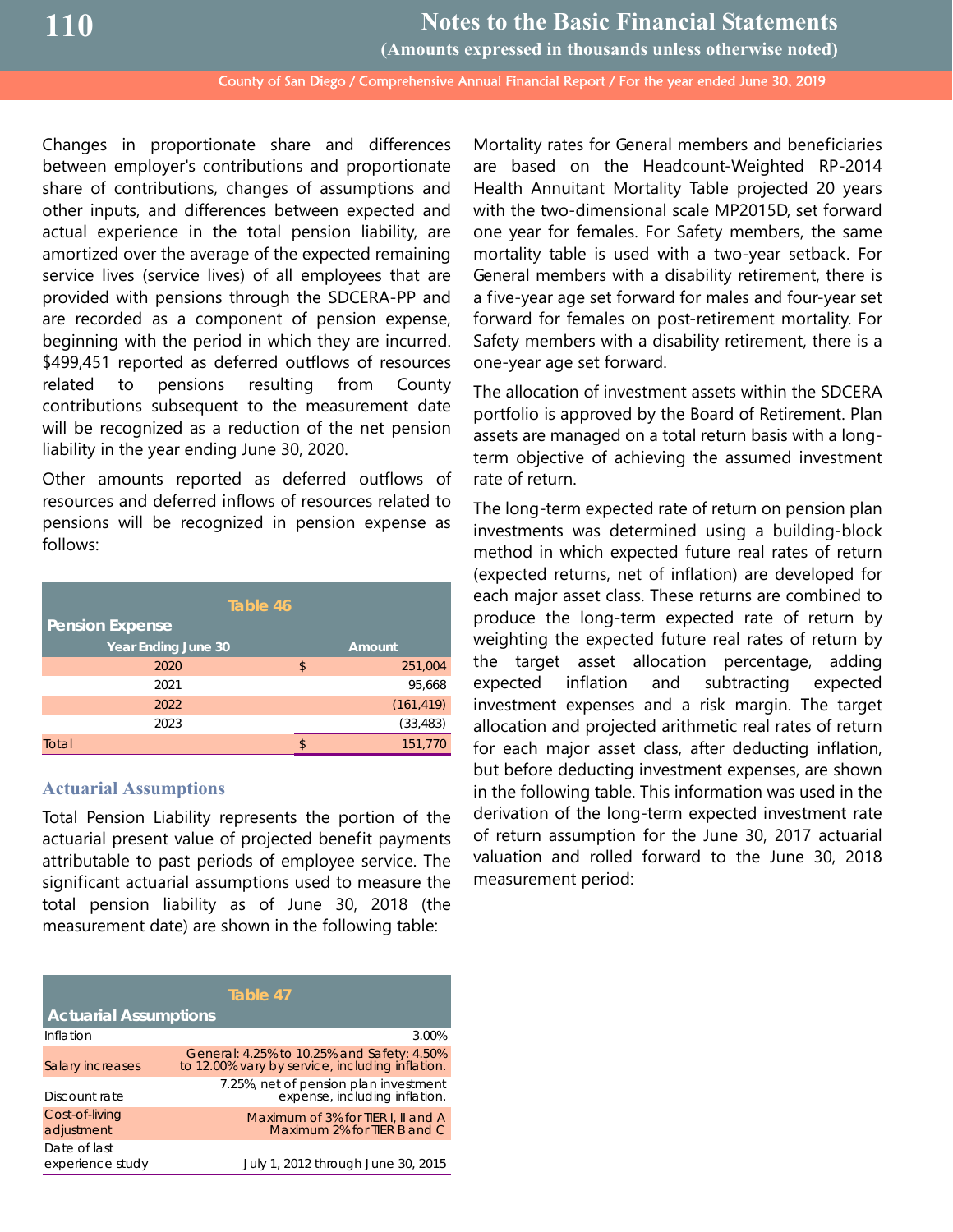Changes in proportionate share and differences between employer's contributions and proportionate share of contributions, changes of assumptions and other inputs, and differences between expected and actual experience in the total pension liability, are amortized over the average of the expected remaining service lives (service lives) of all employees that are provided with pensions through the SDCERA-PP and are recorded as a component of pension expense, beginning with the period in which they are incurred. $499,451 reported as deferred outflows of resources related to pensions resulting from County contributions subsequent to the measurement date will be recognized as a reduction of the net pension liability in the year ending June 30, 2020.

Other amounts reported as deferred outflows of resources and deferred inflows of resources related to pensions will be recognized in pension expense as follows:

**Table 46**

**Pension Expense**

| Year Ending June 30 | | Amount |
|---|---|---|
| 2020 | $ | 251,004 |
| 2021 | | 95,668 |
| 2022 | | (161,419) |
| 2023 | | (33,483) |
| Total | $ | 151,770 |

### Actuarial Assumptions

Total Pension Liability represents the portion of the actuarial present value of projected benefit payments attributable to past periods of employee service. The significant actuarial assumptions used to measure the total pension liability as of June 30, 2018 (the measurement date) are shown in the following table:

**Table 47**

**Actuarial Assumptions**

| | |
|---|---|
| Inflation | 3.00% |
| Salary increases | General: 4.25% to 10.25% and Safety: 4.50% to 12.00% vary by service, including inflation. |
| Discount rate | 7.25%, net of pension plan investment expense, including inflation. |
| Cost-of-living adjustment | Maximum of 3% for TIER I, II and A Maximum 2% for TIER B and C |
| Date of last experience study | July 1, 2012 through June 30, 2015 |

Mortality rates for General members and beneficiaries are based on the Headcount-Weighted RP-2014 Health Annuitant Mortality Table projected 20 years with the two-dimensional scale MP2015D, set forward one year for females. For Safety members, the same mortality table is used with a two-year setback. For General members with a disability retirement, there is a five-year age set forward for males and four-year set forward for females on post-retirement mortality. For Safety members with a disability retirement, there is a one-year age set forward.

The allocation of investment assets within the SDCERA portfolio is approved by the Board of Retirement. Plan assets are managed on a total return basis with a long-term objective of achieving the assumed investment rate of return.

The long-term expected rate of return on pension plan investments was determined using a building-block method in which expected future real rates of return (expected returns, net of inflation) are developed for each major asset class. These returns are combined to produce the long-term expected rate of return by weighting the expected future real rates of return by the target asset allocation percentage, adding expected inflation and subtracting expected investment expenses and a risk margin. The target allocation and projected arithmetic real rates of return for each major asset class, after deducting inflation, but before deducting investment expenses, are shown in the following table. This information was used in the derivation of the long-term expected investment rate of return assumption for the June 30, 2017 actuarial valuation and rolled forward to the June 30, 2018 measurement period: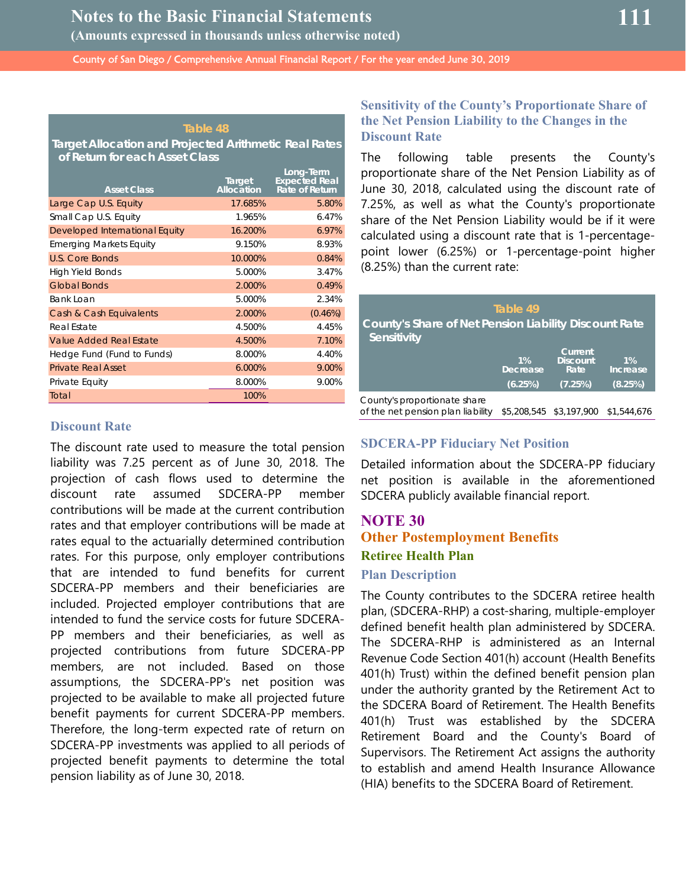**Table 48**

**Target Allocation and Projected Arithmetic Real Rates of Return for each Asset Class**

| Asset Class | Target Allocation | Long-Term Expected Real Rate of Return |
|---|---|---|
| Large Cap U.S. Equity | 17.685% | 5.80% |
| Small Cap U.S. Equity | 1.965% | 6.47% |
| Developed International Equity | 16.200% | 6.97% |
| Emerging Markets Equity | 9.150% | 8.93% |
| U.S. Core Bonds | 10.000% | 0.84% |
| High Yield Bonds | 5.000% | 3.47% |
| Global Bonds | 2.000% | 0.49% |
| Bank Loan | 5.000% | 2.34% |
| Cash & Cash Equivalents | 2.000% | (0.46%) |
| Real Estate | 4.500% | 4.45% |
| Value Added Real Estate | 4.500% | 7.10% |
| Hedge Fund (Fund to Funds) | 8.000% | 4.40% |
| Private Real Asset | 6.000% | 9.00% |
| Private Equity | 8.000% | 9.00% |
| Total | 100% | |

### Discount Rate

The discount rate used to measure the total pension liability was 7.25 percent as of June 30, 2018. The projection of cash flows used to determine the discount rate assumed SDCERA-PP member contributions will be made at the current contribution rates and that employer contributions will be made at rates equal to the actuarially determined contribution rates. For this purpose, only employer contributions that are intended to fund benefits for current SDCERA-PP members and their beneficiaries are included. Projected employer contributions that are intended to fund the service costs for future SDCERA-PP members and their beneficiaries, as well as projected contributions from future SDCERA-PP members, are not included. Based on those assumptions, the SDCERA-PP's net position was projected to be available to make all projected future benefit payments for current SDCERA-PP members. Therefore, the long-term expected rate of return on SDCERA-PP investments was applied to all periods of projected benefit payments to determine the total pension liability as of June 30, 2018.

### Sensitivity of the County's Proportionate Share of the Net Pension Liability to the Changes in the Discount Rate

The following table presents the County's proportionate share of the Net Pension Liability as of June 30, 2018, calculated using the discount rate of 7.25%, as well as what the County's proportionate share of the Net Pension Liability would be if it were calculated using a discount rate that is 1-percentage-point lower (6.25%) or 1-percentage-point higher (8.25%) than the current rate:

**Table 49**

**County's Share of Net Pension Liability Discount Rate Sensitivity**

| | 1% Decrease (6.25%) | Current Discount Rate (7.25%) | 1% Increase (8.25%) |
|---|---|---|---|
| County's proportionate share of the net pension plan liability | $5,208,545 | $3,197,900 | $1,544,676 |

### SDCERA-PP Fiduciary Net Position

Detailed information about the SDCERA-PP fiduciary net position is available in the aforementioned SDCERA publicly available financial report.

## NOTE 30

## Other Postemployment Benefits

### Retiree Health Plan

### Plan Description

The County contributes to the SDCERA retiree health plan, (SDCERA-RHP) a cost-sharing, multiple-employer defined benefit health plan administered by SDCERA. The SDCERA-RHP is administered as an Internal Revenue Code Section 401(h) account (Health Benefits 401(h) Trust) within the defined benefit pension plan under the authority granted by the Retirement Act to the SDCERA Board of Retirement. The Health Benefits 401(h) Trust was established by the SDCERA Retirement Board and the County's Board of Supervisors. The Retirement Act assigns the authority to establish and amend Health Insurance Allowance (HIA) benefits to the SDCERA Board of Retirement.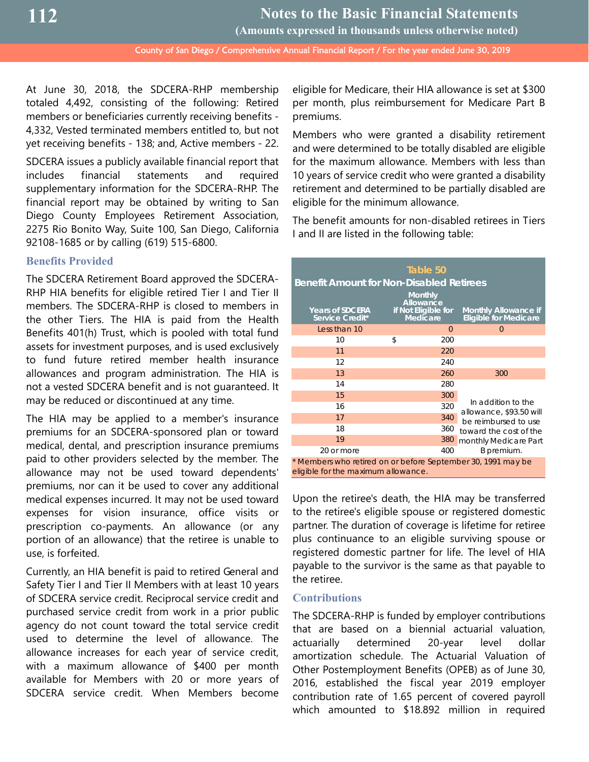At June 30, 2018, the SDCERA-RHP membership totaled 4,492, consisting of the following: Retired members or beneficiaries currently receiving benefits - 4,332, Vested terminated members entitled to, but not yet receiving benefits - 138; and, Active members - 22.

SDCERA issues a publicly available financial report that includes financial statements and required supplementary information for the SDCERA-RHP. The financial report may be obtained by writing to San Diego County Employees Retirement Association, 2275 Rio Bonito Way, Suite 100, San Diego, California 92108-1685 or by calling (619) 515-6800.

### Benefits Provided

The SDCERA Retirement Board approved the SDCERA-RHP HIA benefits for eligible retired Tier I and Tier II members. The SDCERA-RHP is closed to members in the other Tiers. The HIA is paid from the Health Benefits 401(h) Trust, which is pooled with total fund assets for investment purposes, and is used exclusively to fund future retired member health insurance allowances and program administration. The HIA is not a vested SDCERA benefit and is not guaranteed. It may be reduced or discontinued at any time.

The HIA may be applied to a member's insurance premiums for an SDCERA-sponsored plan or toward medical, dental, and prescription insurance premiums paid to other providers selected by the member. The allowance may not be used toward dependents' premiums, nor can it be used to cover any additional medical expenses incurred. It may not be used toward expenses for vision insurance, office visits or prescription co-payments. An allowance (or any portion of an allowance) that the retiree is unable to use, is forfeited.

Currently, an HIA benefit is paid to retired General and Safety Tier I and Tier II Members with at least 10 years of SDCERA service credit. Reciprocal service credit and purchased service credit from work in a prior public agency do not count toward the total service credit used to determine the level of allowance. The allowance increases for each year of service credit, with a maximum allowance of $400 per month available for Members with 20 or more years of SDCERA service credit. When Members become eligible for Medicare, their HIA allowance is set at $300 per month, plus reimbursement for Medicare Part B premiums.

Members who were granted a disability retirement and were determined to be totally disabled are eligible for the maximum allowance. Members with less than 10 years of service credit who were granted a disability retirement and determined to be partially disabled are eligible for the minimum allowance.

The benefit amounts for non-disabled retirees in Tiers I and II are listed in the following table:

**Table 50**
**Benefit Amount for Non-Disabled Retirees**

| Years of SDCERA Service Credit* | Monthly Allowance if Not Eligible for Medicare | Monthly Allowance if Eligible for Medicare |
|---|---|---|
| Less than 10 | 0 | 0 |
| 10 | $ 200 | |
| 11 | 220 | |
| 12 | 240 | |
| 13 | 260 | 300 |
| 14 | 280 | |
| 15 | 300 | In addition to the allowance, $93.50 will be reimbursed to use toward the cost of the monthly Medicare Part B premium. |
| 16 | 320 | |
| 17 | 340 | |
| 18 | 360 | |
| 19 | 380 | |
| 20 or more | 400 | |

\* Members who retired on or before September 30, 1991 may be eligible for the maximum allowance.

Upon the retiree's death, the HIA may be transferred to the retiree's eligible spouse or registered domestic partner. The duration of coverage is lifetime for retiree plus continuance to an eligible surviving spouse or registered domestic partner for life. The level of HIA payable to the survivor is the same as that payable to the retiree.

### Contributions

The SDCERA-RHP is funded by employer contributions that are based on a biennial actuarial valuation, actuarially determined 20-year level dollar amortization schedule. The Actuarial Valuation of Other Postemployment Benefits (OPEB) as of June 30, 2016, established the fiscal year 2019 employer contribution rate of 1.65 percent of covered payroll which amounted to $18.892 million in required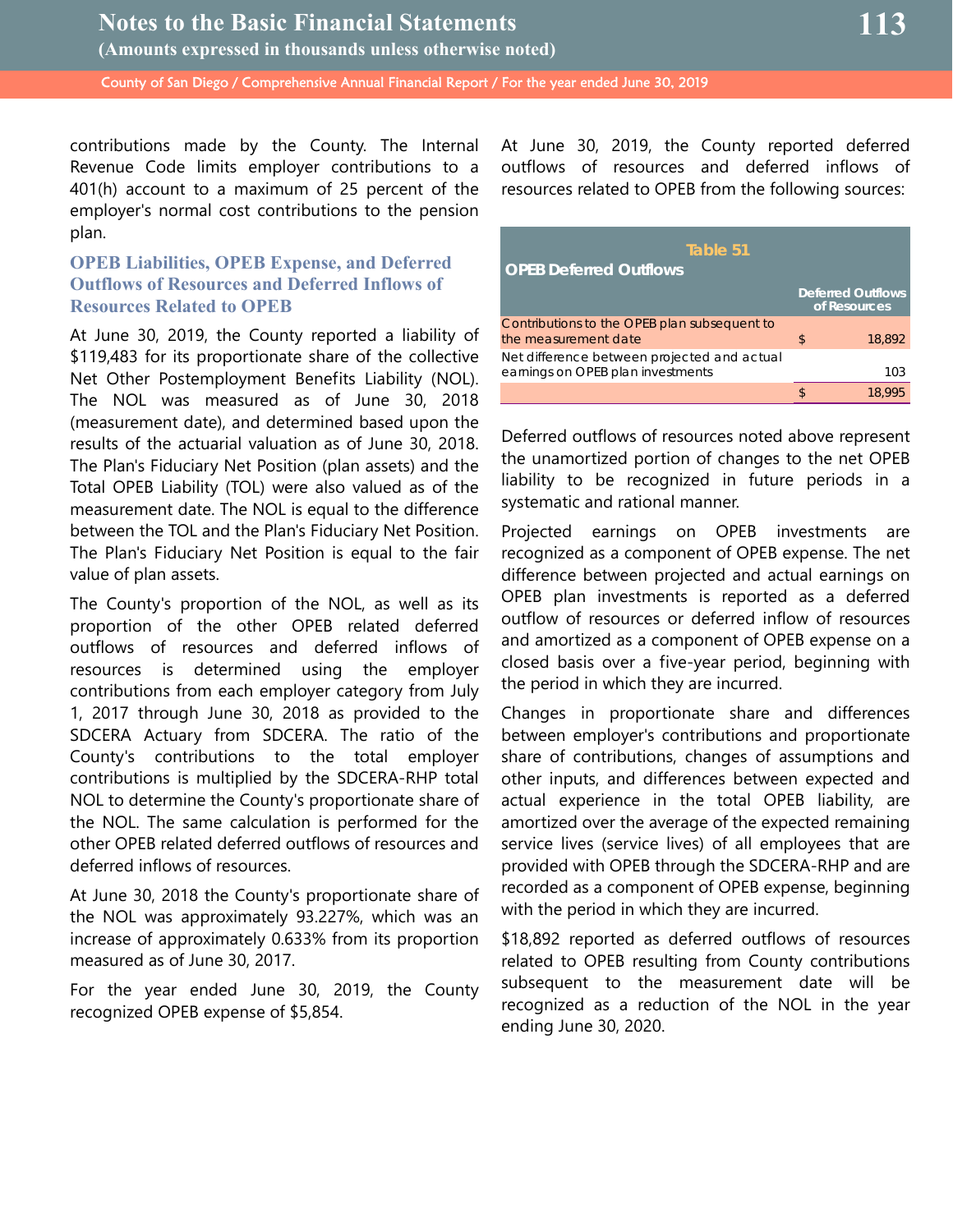contributions made by the County. The Internal Revenue Code limits employer contributions to a 401(h) account to a maximum of 25 percent of the employer's normal cost contributions to the pension plan.

### OPEB Liabilities, OPEB Expense, and Deferred Outflows of Resources and Deferred Inflows of Resources Related to OPEB

At June 30, 2019, the County reported a liability of $119,483 for its proportionate share of the collective Net Other Postemployment Benefits Liability (NOL). The NOL was measured as of June 30, 2018 (measurement date), and determined based upon the results of the actuarial valuation as of June 30, 2018. The Plan's Fiduciary Net Position (plan assets) and the Total OPEB Liability (TOL) were also valued as of the measurement date. The NOL is equal to the difference between the TOL and the Plan's Fiduciary Net Position. The Plan's Fiduciary Net Position is equal to the fair value of plan assets.

The County's proportion of the NOL, as well as its proportion of the other OPEB related deferred outflows of resources and deferred inflows of resources is determined using the employer contributions from each employer category from July 1, 2017 through June 30, 2018 as provided to the SDCERA Actuary from SDCERA. The ratio of the County's contributions to the total employer contributions is multiplied by the SDCERA-RHP total NOL to determine the County's proportionate share of the NOL. The same calculation is performed for the other OPEB related deferred outflows of resources and deferred inflows of resources.

At June 30, 2018 the County's proportionate share of the NOL was approximately 93.227%, which was an increase of approximately 0.633% from its proportion measured as of June 30, 2017.

For the year ended June 30, 2019, the County recognized OPEB expense of $5,854.

At June 30, 2019, the County reported deferred outflows of resources and deferred inflows of resources related to OPEB from the following sources:

**Table 51**

**OPEB Deferred Outflows**

| | Deferred Outflows of Resources |
|---|---|
| Contributions to the OPEB plan subsequent to the measurement date | $ 18,892 |
| Net difference between projected and actual earnings on OPEB plan investments | 103 |
| | $ 18,995 |

Deferred outflows of resources noted above represent the unamortized portion of changes to the net OPEB liability to be recognized in future periods in a systematic and rational manner.

Projected earnings on OPEB investments are recognized as a component of OPEB expense. The net difference between projected and actual earnings on OPEB plan investments is reported as a deferred outflow of resources or deferred inflow of resources and amortized as a component of OPEB expense on a closed basis over a five-year period, beginning with the period in which they are incurred.

Changes in proportionate share and differences between employer's contributions and proportionate share of contributions, changes of assumptions and other inputs, and differences between expected and actual experience in the total OPEB liability, are amortized over the average of the expected remaining service lives (service lives) of all employees that are provided with OPEB through the SDCERA-RHP and are recorded as a component of OPEB expense, beginning with the period in which they are incurred.

$18,892 reported as deferred outflows of resources related to OPEB resulting from County contributions subsequent to the measurement date will be recognized as a reduction of the NOL in the year ending June 30, 2020.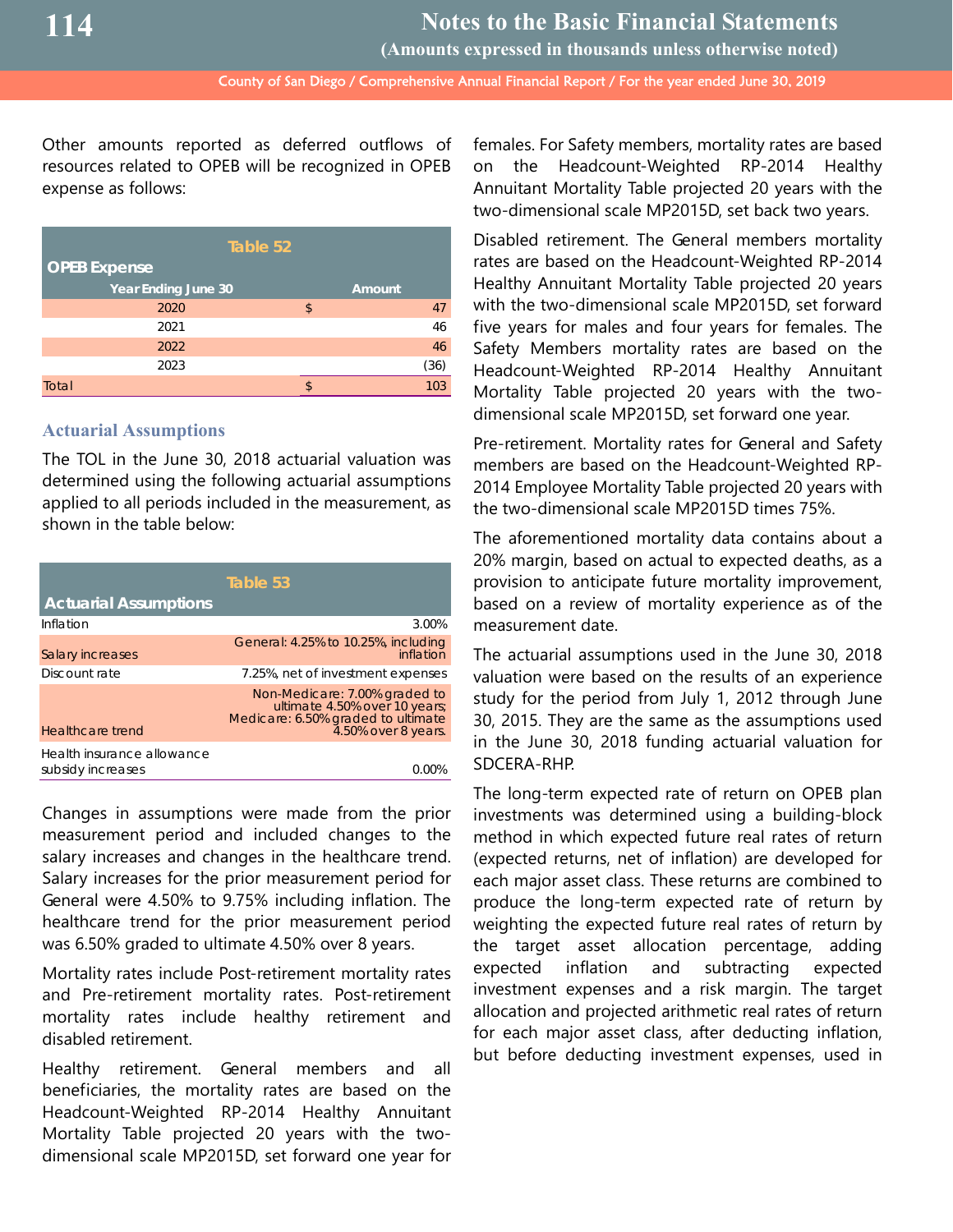Other amounts reported as deferred outflows of resources related to OPEB will be recognized in OPEB expense as follows:

**Table 52**

**OPEB Expense**

| Year Ending June 30 | | Amount |
|---|---|---|
| 2020 | $ | 47 |
| 2021 | | 46 |
| 2022 | | 46 |
| 2023 | | (36) |
| Total | $ | 103 |

### Actuarial Assumptions

The TOL in the June 30, 2018 actuarial valuation was determined using the following actuarial assumptions applied to all periods included in the measurement, as shown in the table below:

**Table 53**

**Actuarial Assumptions**

| | |
|---|---|
| Inflation | 3.00% |
| Salary increases | General: 4.25% to 10.25%, including inflation |
| Discount rate | 7.25%, net of investment expenses |
| Healthcare trend | Non-Medicare: 7.00% graded to ultimate 4.50% over 10 years; Medicare: 6.50% graded to ultimate 4.50% over 8 years. |
| Health insurance allowance subsidy increases | 0.00% |

Changes in assumptions were made from the prior measurement period and included changes to the salary increases and changes in the healthcare trend. Salary increases for the prior measurement period for General were 4.50% to 9.75% including inflation. The healthcare trend for the prior measurement period was 6.50% graded to ultimate 4.50% over 8 years.

Mortality rates include Post-retirement mortality rates and Pre-retirement mortality rates. Post-retirement mortality rates include healthy retirement and disabled retirement.

Healthy retirement. General members and all beneficiaries, the mortality rates are based on the Headcount-Weighted RP-2014 Healthy Annuitant Mortality Table projected 20 years with the two-dimensional scale MP2015D, set forward one year for females. For Safety members, mortality rates are based on the Headcount-Weighted RP-2014 Healthy Annuitant Mortality Table projected 20 years with the two-dimensional scale MP2015D, set back two years.

Disabled retirement. The General members mortality rates are based on the Headcount-Weighted RP-2014 Healthy Annuitant Mortality Table projected 20 years with the two-dimensional scale MP2015D, set forward five years for males and four years for females. The Safety Members mortality rates are based on the Headcount-Weighted RP-2014 Healthy Annuitant Mortality Table projected 20 years with the two-dimensional scale MP2015D, set forward one year.

Pre-retirement. Mortality rates for General and Safety members are based on the Headcount-Weighted RP-2014 Employee Mortality Table projected 20 years with the two-dimensional scale MP2015D times 75%.

The aforementioned mortality data contains about a 20% margin, based on actual to expected deaths, as a provision to anticipate future mortality improvement, based on a review of mortality experience as of the measurement date.

The actuarial assumptions used in the June 30, 2018 valuation were based on the results of an experience study for the period from July 1, 2012 through June 30, 2015. They are the same as the assumptions used in the June 30, 2018 funding actuarial valuation for SDCERA-RHP.

The long-term expected rate of return on OPEB plan investments was determined using a building-block method in which expected future real rates of return (expected returns, net of inflation) are developed for each major asset class. These returns are combined to produce the long-term expected rate of return by weighting the expected future real rates of return by the target asset allocation percentage, adding expected inflation and subtracting expected investment expenses and a risk margin. The target allocation and projected arithmetic real rates of return for each major asset class, after deducting inflation, but before deducting investment expenses, used in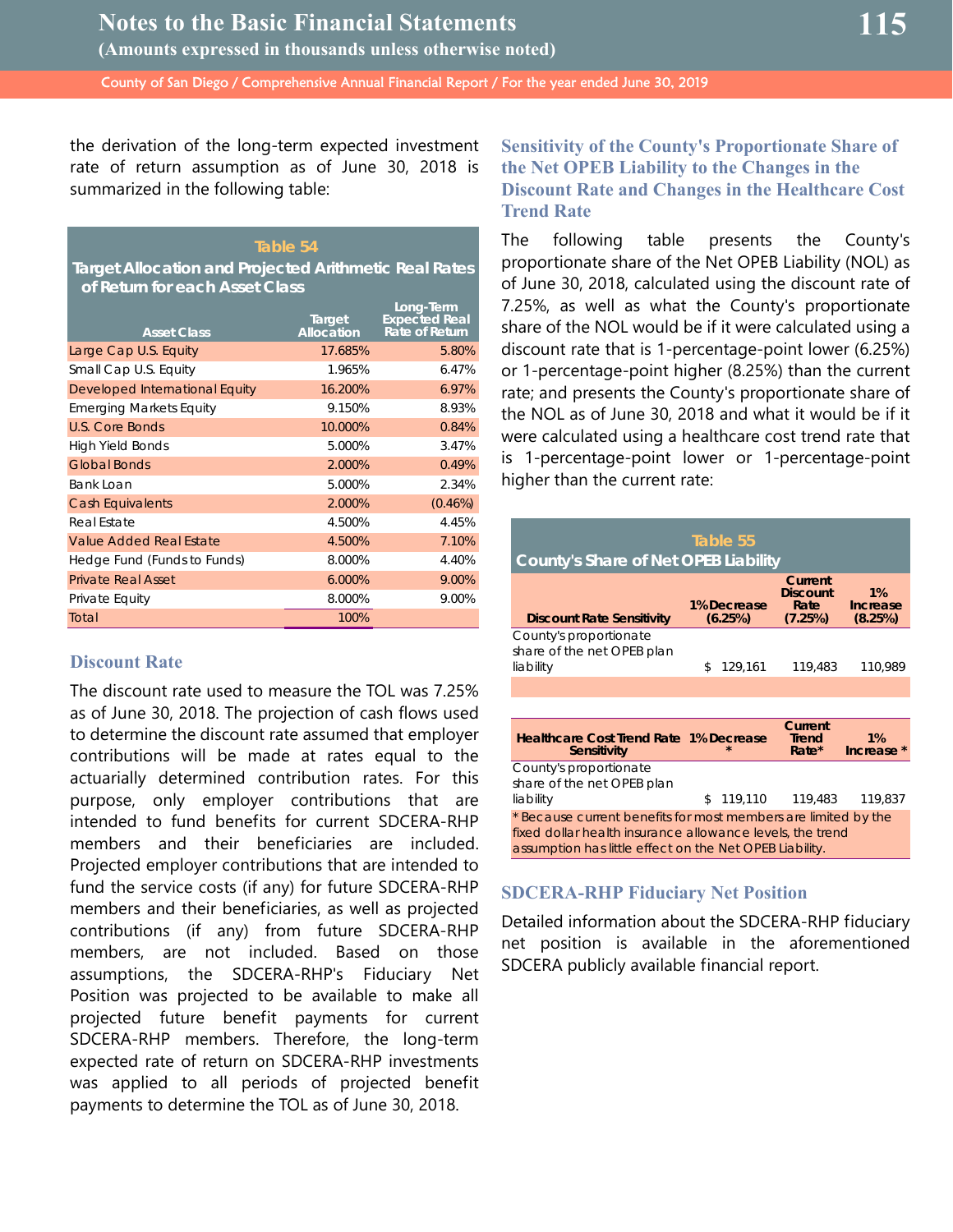the derivation of the long-term expected investment rate of return assumption as of June 30, 2018 is summarized in the following table:

**Table 54**

**Target Allocation and Projected Arithmetic Real Rates of Return for each Asset Class**

| Asset Class | Target Allocation | Long-Term Expected Real Rate of Return |
|---|---|---|
| Large Cap U.S. Equity | 17.685% | 5.80% |
| Small Cap U.S. Equity | 1.965% | 6.47% |
| Developed International Equity | 16.200% | 6.97% |
| Emerging Markets Equity | 9.150% | 8.93% |
| U.S. Core Bonds | 10.000% | 0.84% |
| High Yield Bonds | 5.000% | 3.47% |
| Global Bonds | 2.000% | 0.49% |
| Bank Loan | 5.000% | 2.34% |
| Cash Equivalents | 2.000% | (0.46%) |
| Real Estate | 4.500% | 4.45% |
| Value Added Real Estate | 4.500% | 7.10% |
| Hedge Fund (Funds to Funds) | 8.000% | 4.40% |
| Private Real Asset | 6.000% | 9.00% |
| Private Equity | 8.000% | 9.00% |
| Total | 100% | |

### Discount Rate

The discount rate used to measure the TOL was 7.25% as of June 30, 2018. The projection of cash flows used to determine the discount rate assumed that employer contributions will be made at rates equal to the actuarially determined contribution rates. For this purpose, only employer contributions that are intended to fund benefits for current SDCERA-RHP members and their beneficiaries are included. Projected employer contributions that are intended to fund the service costs (if any) for future SDCERA-RHP members and their beneficiaries, as well as projected contributions (if any) from future SDCERA-RHP members, are not included. Based on those assumptions, the SDCERA-RHP's Fiduciary Net Position was projected to be available to make all projected future benefit payments for current SDCERA-RHP members. Therefore, the long-term expected rate of return on SDCERA-RHP investments was applied to all periods of projected benefit payments to determine the TOL as of June 30, 2018.

### Sensitivity of the County's Proportionate Share of the Net OPEB Liability to the Changes in the Discount Rate and Changes in the Healthcare Cost Trend Rate

The following table presents the County's proportionate share of the Net OPEB Liability (NOL) as of June 30, 2018, calculated using the discount rate of 7.25%, as well as what the County's proportionate share of the NOL would be if it were calculated using a discount rate that is 1-percentage-point lower (6.25%) or 1-percentage-point higher (8.25%) than the current rate; and presents the County's proportionate share of the NOL as of June 30, 2018 and what it would be if it were calculated using a healthcare cost trend rate that is 1-percentage-point lower or 1-percentage-point higher than the current rate:

**Table 55**

**County's Share of Net OPEB Liability**

| Discount Rate Sensitivity | 1% Decrease (6.25%) | Current Discount Rate (7.25%) | 1% Increase (8.25%) |
|---|---|---|---|
| County's proportionate share of the net OPEB plan liability | $ 129,161 | 119,483 | 110,989 |

| Healthcare Cost Trend Rate Sensitivity | 1% Decrease * | Current Trend Rate* | 1% Increase * |
|---|---|---|---|
| County's proportionate share of the net OPEB plan liability | $ 119,110 | 119,483 | 119,837 |

* Because current benefits for most members are limited by the fixed dollar health insurance allowance levels, the trend assumption has little effect on the Net OPEB Liability.

### SDCERA-RHP Fiduciary Net Position

Detailed information about the SDCERA-RHP fiduciary net position is available in the aforementioned SDCERA publicly available financial report.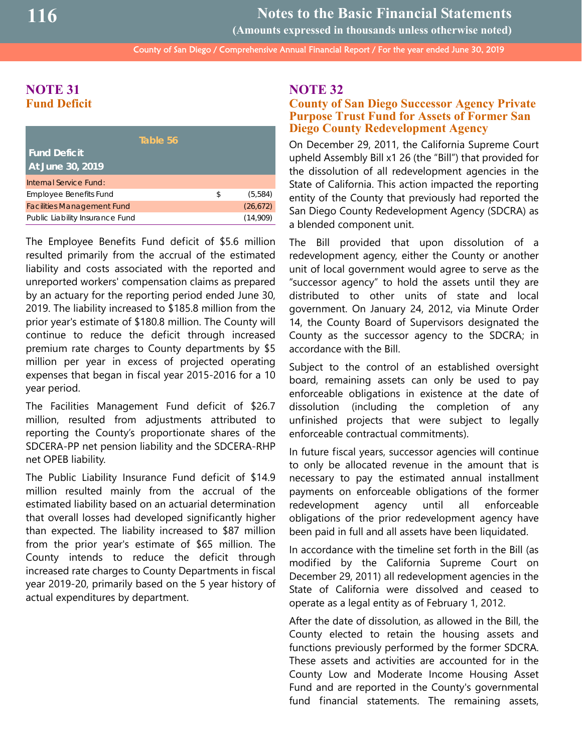## NOTE 31

### Fund Deficit

| Table 56<br>Fund Deficit<br>At June 30, 2019 | | |
|---|---|---|
| Internal Service Fund: | | |
| Employee Benefits Fund | $ | (5,584) |
| Facilities Management Fund | | (26,672) |
| Public Liability Insurance Fund | | (14,909) |

The Employee Benefits Fund deficit of $5.6 million resulted primarily from the accrual of the estimated liability and costs associated with the reported and unreported workers' compensation claims as prepared by an actuary for the reporting period ended June 30, 2019. The liability increased to $185.8 million from the prior year's estimate of $180.8 million. The County will continue to reduce the deficit through increased premium rate charges to County departments by $5 million per year in excess of projected operating expenses that began in fiscal year 2015-2016 for a 10 year period.

The Facilities Management Fund deficit of $26.7 million, resulted from adjustments attributed to reporting the County's proportionate shares of the SDCERA-PP net pension liability and the SDCERA-RHP net OPEB liability.

The Public Liability Insurance Fund deficit of $14.9 million resulted mainly from the accrual of the estimated liability based on an actuarial determination that overall losses had developed significantly higher than expected. The liability increased to $87 million from the prior year's estimate of $65 million. The County intends to reduce the deficit through increased rate charges to County Departments in fiscal year 2019-20, primarily based on the 5 year history of actual expenditures by department.

## NOTE 32

### County of San Diego Successor Agency Private Purpose Trust Fund for Assets of Former San Diego County Redevelopment Agency

On December 29, 2011, the California Supreme Court upheld Assembly Bill x1 26 (the "Bill") that provided for the dissolution of all redevelopment agencies in the State of California. This action impacted the reporting entity of the County that previously had reported the San Diego County Redevelopment Agency (SDCRA) as a blended component unit.

The Bill provided that upon dissolution of a redevelopment agency, either the County or another unit of local government would agree to serve as the "successor agency" to hold the assets until they are distributed to other units of state and local government. On January 24, 2012, via Minute Order 14, the County Board of Supervisors designated the County as the successor agency to the SDCRA; in accordance with the Bill.

Subject to the control of an established oversight board, remaining assets can only be used to pay enforceable obligations in existence at the date of dissolution (including the completion of any unfinished projects that were subject to legally enforceable contractual commitments).

In future fiscal years, successor agencies will continue to only be allocated revenue in the amount that is necessary to pay the estimated annual installment payments on enforceable obligations of the former redevelopment agency until all enforceable obligations of the prior redevelopment agency have been paid in full and all assets have been liquidated.

In accordance with the timeline set forth in the Bill (as modified by the California Supreme Court on December 29, 2011) all redevelopment agencies in the State of California were dissolved and ceased to operate as a legal entity as of February 1, 2012.

After the date of dissolution, as allowed in the Bill, the County elected to retain the housing assets and functions previously performed by the former SDCRA. These assets and activities are accounted for in the County Low and Moderate Income Housing Asset Fund and are reported in the County's governmental fund financial statements. The remaining assets,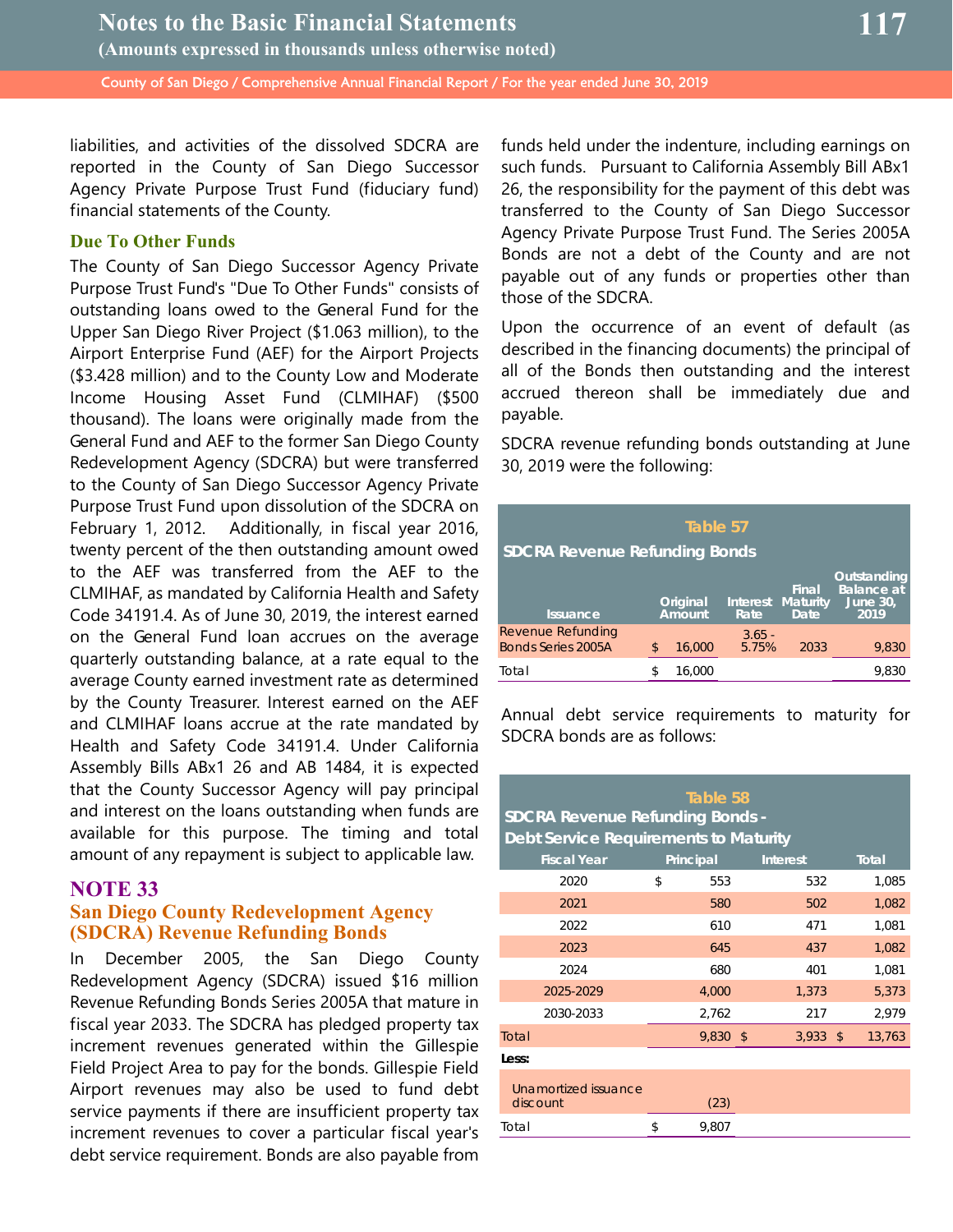liabilities, and activities of the dissolved SDCRA are reported in the County of San Diego Successor Agency Private Purpose Trust Fund (fiduciary fund) financial statements of the County.

### Due To Other Funds

The County of San Diego Successor Agency Private Purpose Trust Fund's "Due To Other Funds" consists of outstanding loans owed to the General Fund for the Upper San Diego River Project ($1.063 million), to the Airport Enterprise Fund (AEF) for the Airport Projects ($3.428 million) and to the County Low and Moderate Income Housing Asset Fund (CLMIHAF) ($500 thousand). The loans were originally made from the General Fund and AEF to the former San Diego County Redevelopment Agency (SDCRA) but were transferred to the County of San Diego Successor Agency Private Purpose Trust Fund upon dissolution of the SDCRA on February 1, 2012. Additionally, in fiscal year 2016, twenty percent of the then outstanding amount owed to the AEF was transferred from the AEF to the CLMIHAF, as mandated by California Health and Safety Code 34191.4. As of June 30, 2019, the interest earned on the General Fund loan accrues on the average quarterly outstanding balance, at a rate equal to the average County earned investment rate as determined by the County Treasurer. Interest earned on the AEF and CLMIHAF loans accrue at the rate mandated by Health and Safety Code 34191.4. Under California Assembly Bills ABx1 26 and AB 1484, it is expected that the County Successor Agency will pay principal and interest on the loans outstanding when funds are available for this purpose. The timing and total amount of any repayment is subject to applicable law.

## NOTE 33
## San Diego County Redevelopment Agency (SDCRA) Revenue Refunding Bonds

In December 2005, the San Diego County Redevelopment Agency (SDCRA) issued $16 million Revenue Refunding Bonds Series 2005A that mature in fiscal year 2033. The SDCRA has pledged property tax increment revenues generated within the Gillespie Field Project Area to pay for the bonds. Gillespie Field Airport revenues may also be used to fund debt service payments if there are insufficient property tax increment revenues to cover a particular fiscal year's debt service requirement. Bonds are also payable from funds held under the indenture, including earnings on such funds. Pursuant to California Assembly Bill ABx1 26, the responsibility for the payment of this debt was transferred to the County of San Diego Successor Agency Private Purpose Trust Fund. The Series 2005A Bonds are not a debt of the County and are not payable out of any funds or properties other than those of the SDCRA.

Upon the occurrence of an event of default (as described in the financing documents) the principal of all of the Bonds then outstanding and the interest accrued thereon shall be immediately due and payable.

SDCRA revenue refunding bonds outstanding at June 30, 2019 were the following:

**Table 57**
**SDCRA Revenue Refunding Bonds**

| Issuance | Original Amount | Interest Rate | Final Maturity Date | Outstanding Balance at June 30, 2019 |
|---|---|---|---|---|
| Revenue Refunding Bonds Series 2005A | $ 16,000 | 3.65 - 5.75% | 2033 | 9,830 |
| Total | $ 16,000 | | | 9,830 |

Annual debt service requirements to maturity for SDCRA bonds are as follows:

**Table 58**
**SDCRA Revenue Refunding Bonds - Debt Service Requirements to Maturity**

| Fiscal Year | Principal | Interest | Total |
|---|---|---|---|
| 2020 | $ 553 | 532 | 1,085 |
| 2021 | 580 | 502 | 1,082 |
| 2022 | 610 | 471 | 1,081 |
| 2023 | 645 | 437 | 1,082 |
| 2024 | 680 | 401 | 1,081 |
| 2025-2029 | 4,000 | 1,373 | 5,373 |
| 2030-2033 | 2,762 | 217 | 2,979 |
| Total | 9,830 | $ 3,933 | $ 13,763 |
| **Less:** | | | |
| Unamortized issuance discount | (23) | | |
| Total | $ 9,807 | | |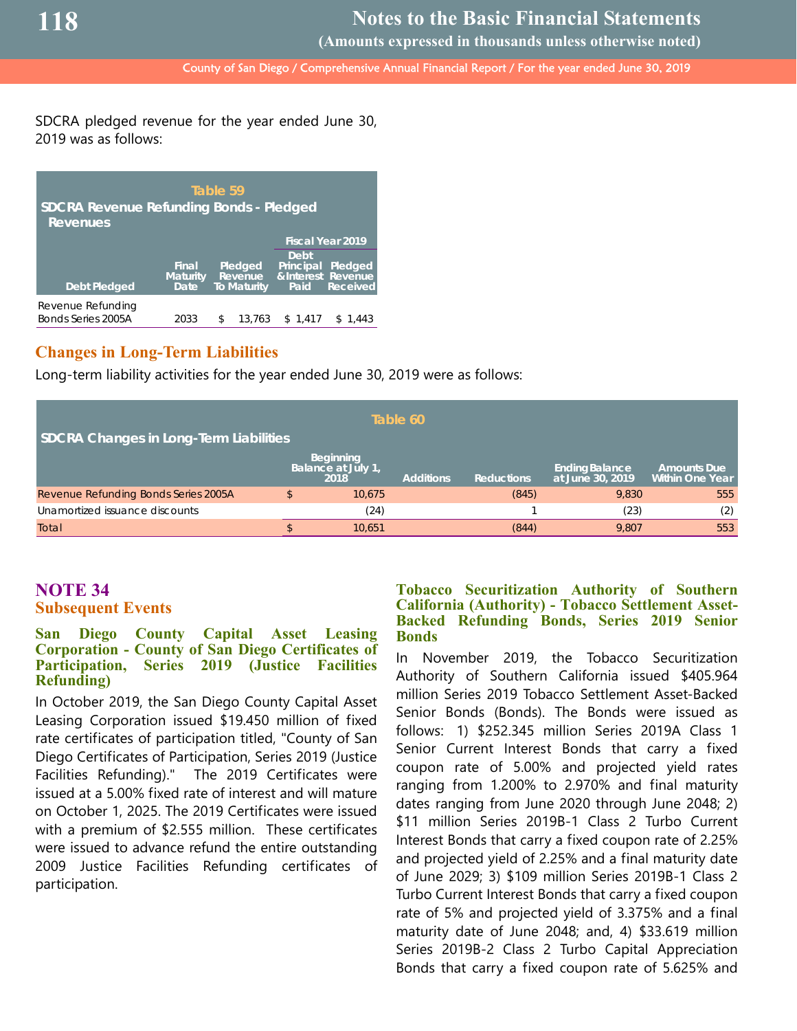SDCRA pledged revenue for the year ended June 30, 2019 was as follows:

**Table 59**
**SDCRA Revenue Refunding Bonds - Pledged Revenues**

| Debt Pledged | Final Maturity Date | Pledged Revenue To Maturity | Fiscal Year 2019 Debt Principal & Interest Paid | Fiscal Year 2019 Pledged Revenue Received |
|---|---|---|---|---|
| Revenue Refunding Bonds Series 2005A | 2033 | $ 13,763 | $ 1,417 | $ 1,443 |

## Changes in Long-Term Liabilities

Long-term liability activities for the year ended June 30, 2019 were as follows:

**Table 60**
**SDCRA Changes in Long-Term Liabilities**

| | Beginning Balance at July 1, 2018 | Additions | Reductions | Ending Balance at June 30, 2019 | Amounts Due Within One Year |
|---|---|---|---|---|---|
| Revenue Refunding Bonds Series 2005A | $ 10,675 | | (845) | 9,830 | 555 |
| Unamortized issuance discounts | (24) | | 1 | (23) | (2) |
| Total | $ 10,651 | | (844) | 9,807 | 553 |

# NOTE 34
## Subsequent Events

### San Diego County Capital Asset Leasing Corporation - County of San Diego Certificates of Participation, Series 2019 (Justice Facilities Refunding)

In October 2019, the San Diego County Capital Asset Leasing Corporation issued $19.450 million of fixed rate certificates of participation titled, "County of San Diego Certificates of Participation, Series 2019 (Justice Facilities Refunding)." The 2019 Certificates were issued at a 5.00% fixed rate of interest and will mature on October 1, 2025. The 2019 Certificates were issued with a premium of $2.555 million. These certificates were issued to advance refund the entire outstanding 2009 Justice Facilities Refunding certificates of participation.

### Tobacco Securitization Authority of Southern California (Authority) - Tobacco Settlement Asset-Backed Refunding Bonds, Series 2019 Senior Bonds

In November 2019, the Tobacco Securitization Authority of Southern California issued $405.964 million Series 2019 Tobacco Settlement Asset-Backed Senior Bonds (Bonds). The Bonds were issued as follows: 1) $252.345 million Series 2019A Class 1 Senior Current Interest Bonds that carry a fixed coupon rate of 5.00% and projected yield rates ranging from 1.200% to 2.970% and final maturity dates ranging from June 2020 through June 2048; 2) $11 million Series 2019B-1 Class 2 Turbo Current Interest Bonds that carry a fixed coupon rate of 2.25% and projected yield of 2.25% and a final maturity date of June 2029; 3) $109 million Series 2019B-1 Class 2 Turbo Current Interest Bonds that carry a fixed coupon rate of 5% and projected yield of 3.375% and a final maturity date of June 2048; and, 4) $33.619 million Series 2019B-2 Class 2 Turbo Capital Appreciation Bonds that carry a fixed coupon rate of 5.625% and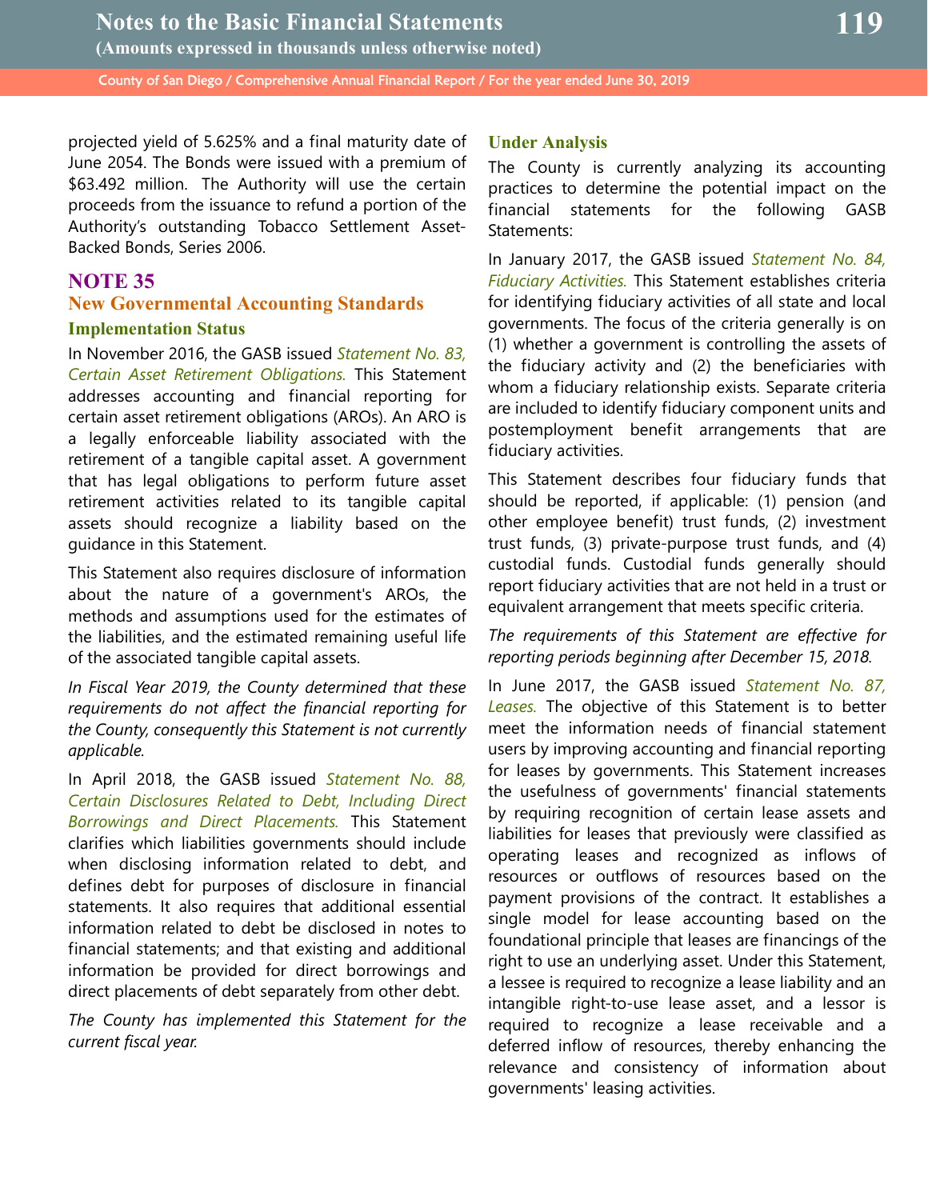projected yield of 5.625% and a final maturity date of June 2054. The Bonds were issued with a premium of $63.492 million. The Authority will use the certain proceeds from the issuance to refund a portion of the Authority's outstanding Tobacco Settlement Asset-Backed Bonds, Series 2006.

# NOTE 35

## New Governmental Accounting Standards

### Implementation Status

In November 2016, the GASB issued *Statement No. 83, Certain Asset Retirement Obligations.* This Statement addresses accounting and financial reporting for certain asset retirement obligations (AROs). An ARO is a legally enforceable liability associated with the retirement of a tangible capital asset. A government that has legal obligations to perform future asset retirement activities related to its tangible capital assets should recognize a liability based on the guidance in this Statement.

This Statement also requires disclosure of information about the nature of a government's AROs, the methods and assumptions used for the estimates of the liabilities, and the estimated remaining useful life of the associated tangible capital assets.

*In Fiscal Year 2019, the County determined that these requirements do not affect the financial reporting for the County, consequently this Statement is not currently applicable.*

In April 2018, the GASB issued *Statement No. 88, Certain Disclosures Related to Debt, Including Direct Borrowings and Direct Placements.* This Statement clarifies which liabilities governments should include when disclosing information related to debt, and defines debt for purposes of disclosure in financial statements. It also requires that additional essential information related to debt be disclosed in notes to financial statements; and that existing and additional information be provided for direct borrowings and direct placements of debt separately from other debt.

*The County has implemented this Statement for the current fiscal year.*

### Under Analysis

The County is currently analyzing its accounting practices to determine the potential impact on the financial statements for the following GASB Statements:

In January 2017, the GASB issued *Statement No. 84, Fiduciary Activities.* This Statement establishes criteria for identifying fiduciary activities of all state and local governments. The focus of the criteria generally is on (1) whether a government is controlling the assets of the fiduciary activity and (2) the beneficiaries with whom a fiduciary relationship exists. Separate criteria are included to identify fiduciary component units and postemployment benefit arrangements that are fiduciary activities.

This Statement describes four fiduciary funds that should be reported, if applicable: (1) pension (and other employee benefit) trust funds, (2) investment trust funds, (3) private-purpose trust funds, and (4) custodial funds. Custodial funds generally should report fiduciary activities that are not held in a trust or equivalent arrangement that meets specific criteria.

*The requirements of this Statement are effective for reporting periods beginning after December 15, 2018.*

In June 2017, the GASB issued *Statement No. 87, Leases.* The objective of this Statement is to better meet the information needs of financial statement users by improving accounting and financial reporting for leases by governments. This Statement increases the usefulness of governments' financial statements by requiring recognition of certain lease assets and liabilities for leases that previously were classified as operating leases and recognized as inflows of resources or outflows of resources based on the payment provisions of the contract. It establishes a single model for lease accounting based on the foundational principle that leases are financings of the right to use an underlying asset. Under this Statement, a lessee is required to recognize a lease liability and an intangible right-to-use lease asset, and a lessor is required to recognize a lease receivable and a deferred inflow of resources, thereby enhancing the relevance and consistency of information about governments' leasing activities.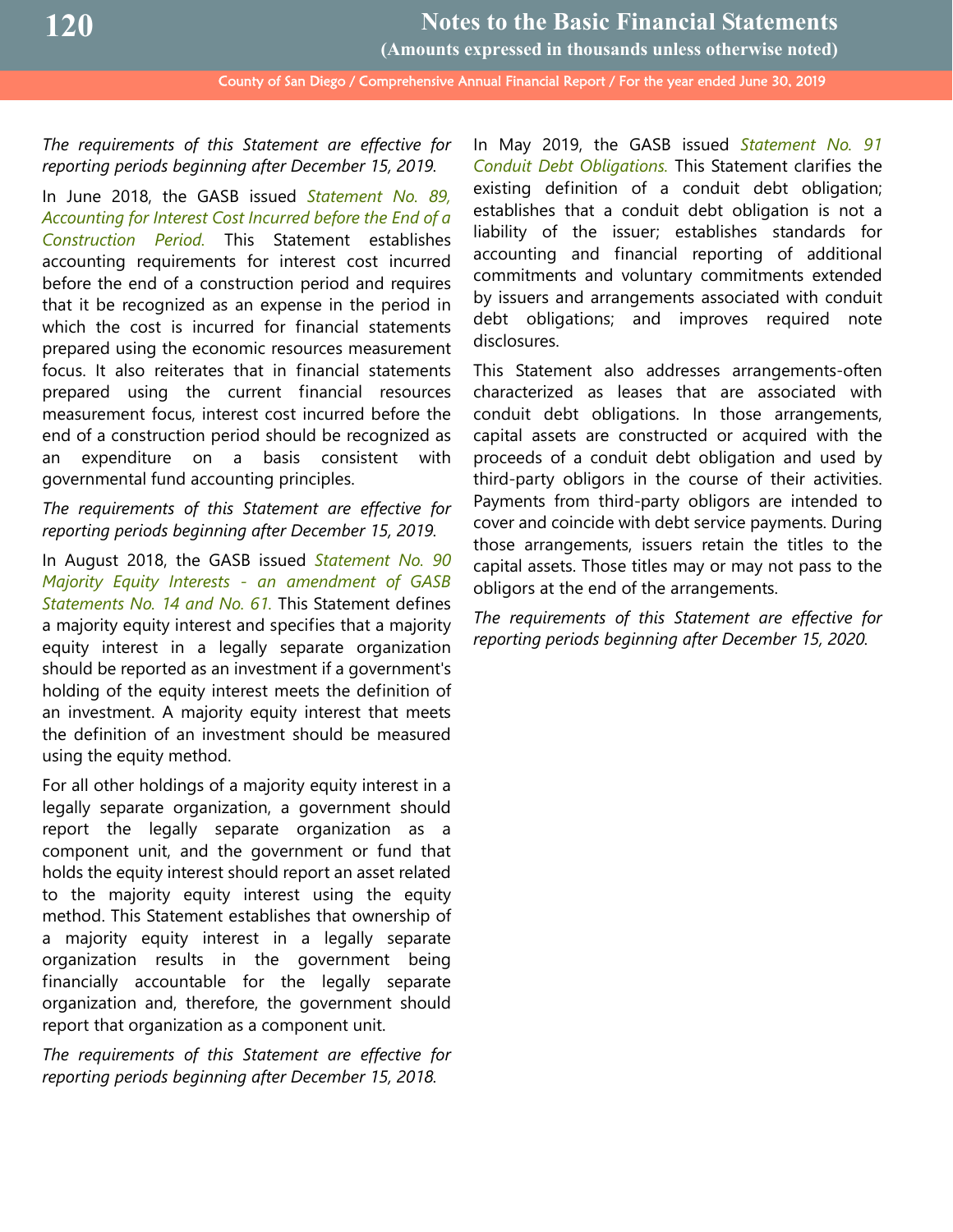*The requirements of this Statement are effective for reporting periods beginning after December 15, 2019.*

In June 2018, the GASB issued *Statement No. 89, Accounting for Interest Cost Incurred before the End of a Construction Period.* This Statement establishes accounting requirements for interest cost incurred before the end of a construction period and requires that it be recognized as an expense in the period in which the cost is incurred for financial statements prepared using the economic resources measurement focus. It also reiterates that in financial statements prepared using the current financial resources measurement focus, interest cost incurred before the end of a construction period should be recognized as an expenditure on a basis consistent with governmental fund accounting principles.

*The requirements of this Statement are effective for reporting periods beginning after December 15, 2019.*

In August 2018, the GASB issued *Statement No. 90 Majority Equity Interests - an amendment of GASB Statements No. 14 and No. 61.* This Statement defines a majority equity interest and specifies that a majority equity interest in a legally separate organization should be reported as an investment if a government's holding of the equity interest meets the definition of an investment. A majority equity interest that meets the definition of an investment should be measured using the equity method.

For all other holdings of a majority equity interest in a legally separate organization, a government should report the legally separate organization as a component unit, and the government or fund that holds the equity interest should report an asset related to the majority equity interest using the equity method. This Statement establishes that ownership of a majority equity interest in a legally separate organization results in the government being financially accountable for the legally separate organization and, therefore, the government should report that organization as a component unit.

*The requirements of this Statement are effective for reporting periods beginning after December 15, 2018.*

In May 2019, the GASB issued *Statement No. 91 Conduit Debt Obligations.* This Statement clarifies the existing definition of a conduit debt obligation; establishes that a conduit debt obligation is not a liability of the issuer; establishes standards for accounting and financial reporting of additional commitments and voluntary commitments extended by issuers and arrangements associated with conduit debt obligations; and improves required note disclosures.

This Statement also addresses arrangements-often characterized as leases that are associated with conduit debt obligations. In those arrangements, capital assets are constructed or acquired with the proceeds of a conduit debt obligation and used by third-party obligors in the course of their activities. Payments from third-party obligors are intended to cover and coincide with debt service payments. During those arrangements, issuers retain the titles to the capital assets. Those titles may or may not pass to the obligors at the end of the arrangements.

*The requirements of this Statement are effective for reporting periods beginning after December 15, 2020.*